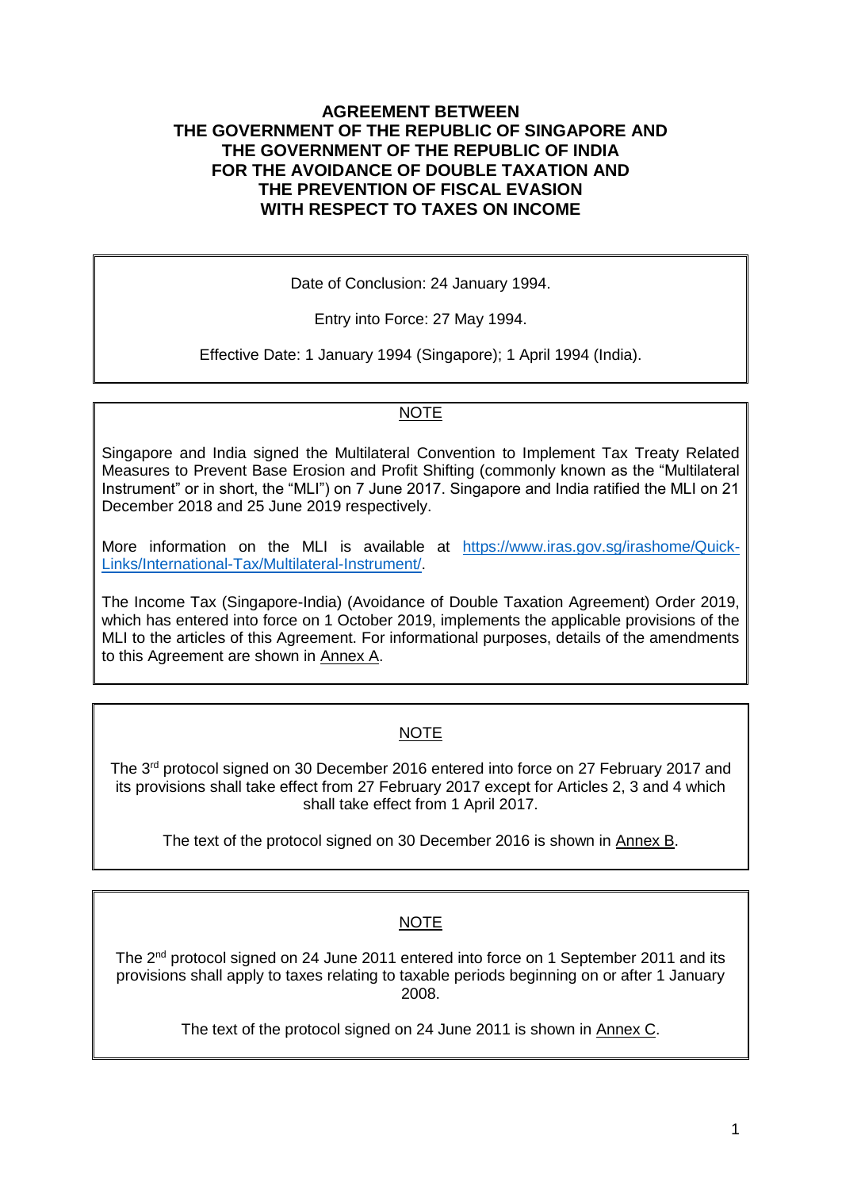# AGREEMENT BETWEEN THE GOVERNMENT OF THE REPUBLIC OF SINGAPORE AND THE GOVERNMENT OF THE REPUBLIC OF INDIA FOR THE AVOIDANCE OF DOUBLE TAXATION AND THE PREVENTION OF FISCAL EVASION WITH RESPECT TO TAXES ON INCOME

Date of Conclusion: 24 January 1994.

Entry into Force: 27 May 1994.

Effective Date: 1 January 1994 (Singapore); 1 April 1994 (India).

---

NOTE

Singapore and India signed the Multilateral Convention to Implement Tax Treaty Related Measures to Prevent Base Erosion and Profit Shifting (commonly known as the "Multilateral Instrument" or in short, the "MLI") on 7 June 2017. Singapore and India ratified the MLI on 21 December 2018 and 25 June 2019 respectively.

More information on the MLI is available at [https://www.iras.gov.sg/irashome/Quick-Links/International-Tax/Multilateral-Instrument/](https://www.iras.gov.sg/irashome/Quick-Links/International-Tax/Multilateral-Instrument/).

The Income Tax (Singapore-India) (Avoidance of Double Taxation Agreement) Order 2019, which has entered into force on 1 October 2019, implements the applicable provisions of the MLI to the articles of this Agreement. For informational purposes, details of the amendments to this Agreement are shown in Annex A.

---

NOTE

The 3rd protocol signed on 30 December 2016 entered into force on 27 February 2017 and its provisions shall take effect from 27 February 2017 except for Articles 2, 3 and 4 which shall take effect from 1 April 2017.

The text of the protocol signed on 30 December 2016 is shown in Annex B.

---

NOTE

The 2nd protocol signed on 24 June 2011 entered into force on 1 September 2011 and its provisions shall apply to taxes relating to taxable periods beginning on or after 1 January 2008.

The text of the protocol signed on 24 June 2011 is shown in Annex C.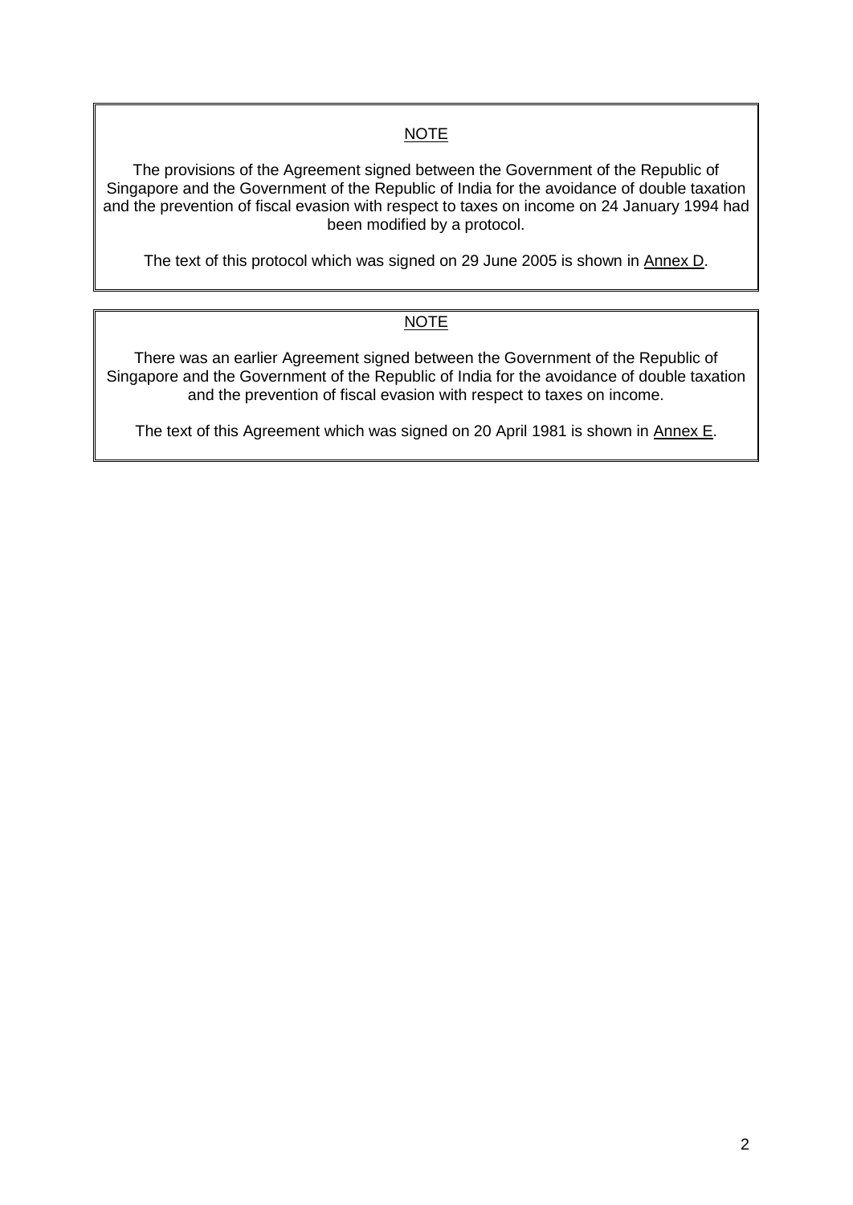## NOTE

The provisions of the Agreement signed between the Government of the Republic of Singapore and the Government of the Republic of India for the avoidance of double taxation and the prevention of fiscal evasion with respect to taxes on income on 24 January 1994 had been modified by a protocol.

The text of this protocol which was signed on 29 June 2005 is shown in Annex D.

## NOTE

There was an earlier Agreement signed between the Government of the Republic of Singapore and the Government of the Republic of India for the avoidance of double taxation and the prevention of fiscal evasion with respect to taxes on income.

The text of this Agreement which was signed on 20 April 1981 is shown in Annex E.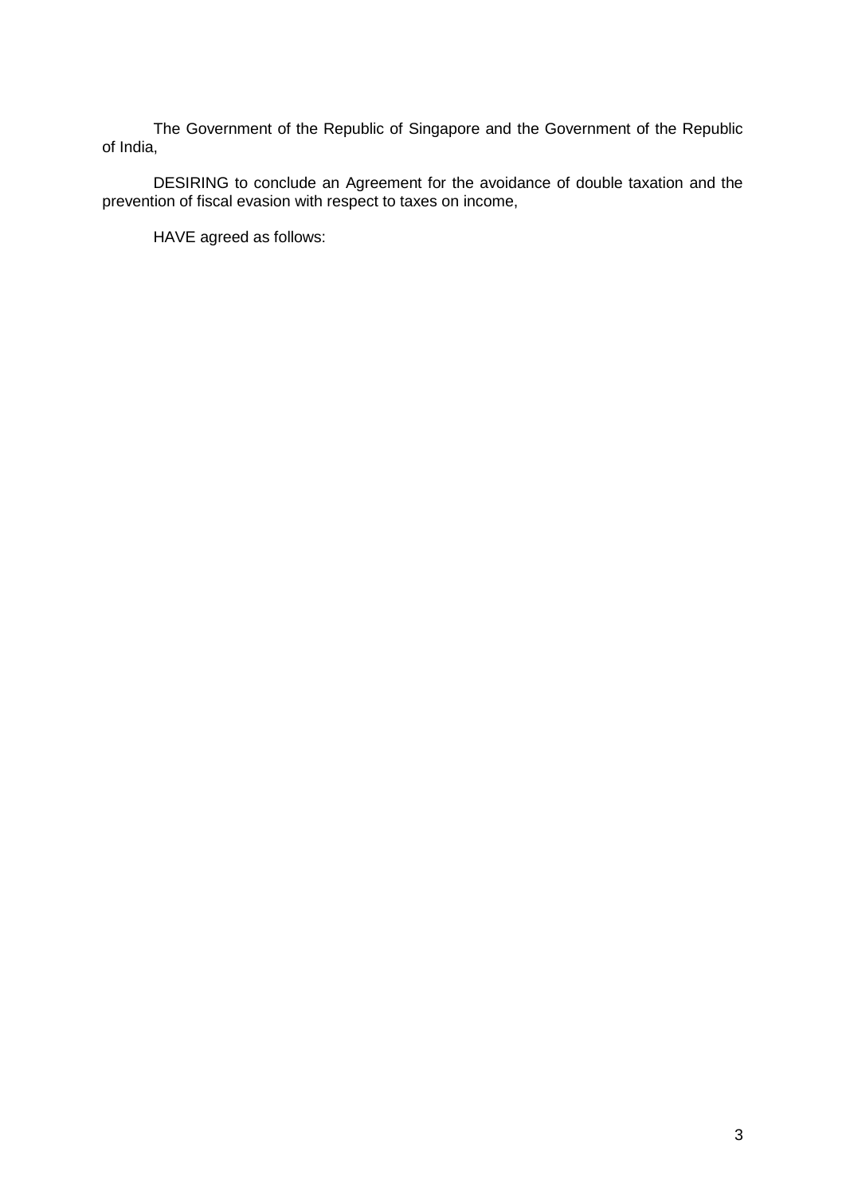The Government of the Republic of Singapore and the Government of the Republic of India,

DESIRING to conclude an Agreement for the avoidance of double taxation and the prevention of fiscal evasion with respect to taxes on income,

HAVE agreed as follows: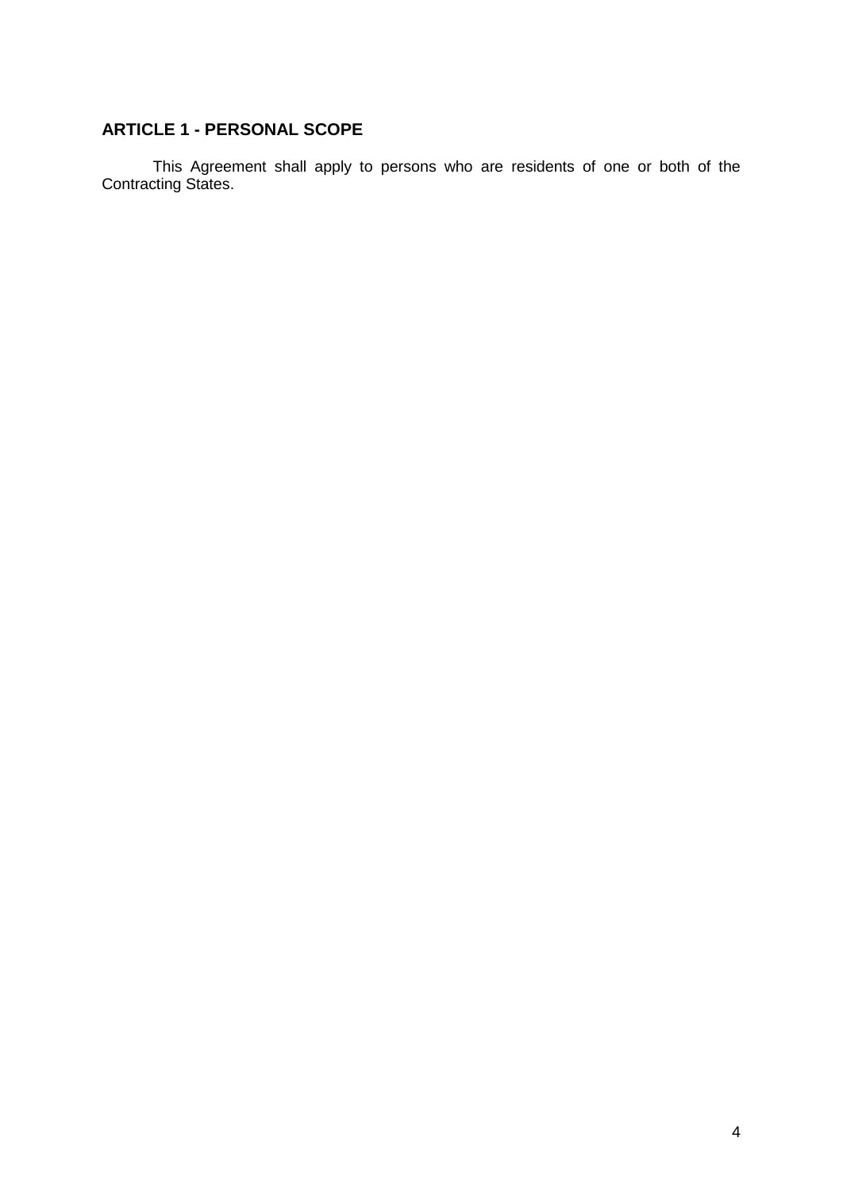## ARTICLE 1 - PERSONAL SCOPE

This Agreement shall apply to persons who are residents of one or both of the Contracting States.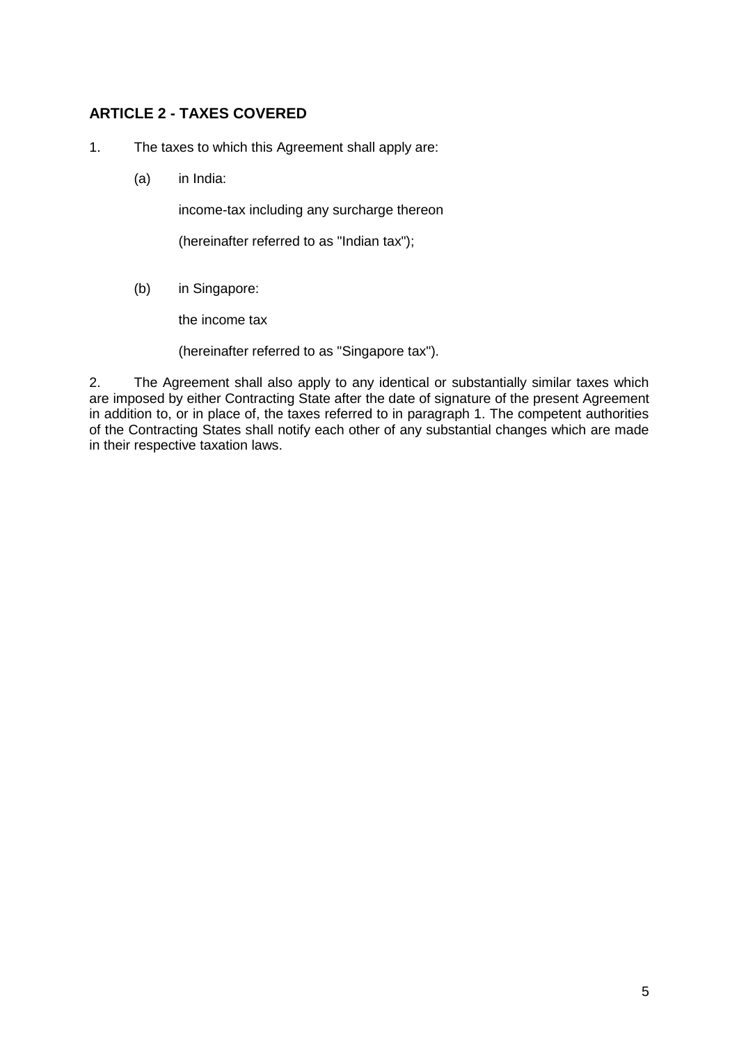## ARTICLE 2 - TAXES COVERED

1. The taxes to which this Agreement shall apply are:

   (a) in India:

   income-tax including any surcharge thereon

   (hereinafter referred to as "Indian tax");

   (b) in Singapore:

   the income tax

   (hereinafter referred to as "Singapore tax").

2. The Agreement shall also apply to any identical or substantially similar taxes which are imposed by either Contracting State after the date of signature of the present Agreement in addition to, or in place of, the taxes referred to in paragraph 1. The competent authorities of the Contracting States shall notify each other of any substantial changes which are made in their respective taxation laws.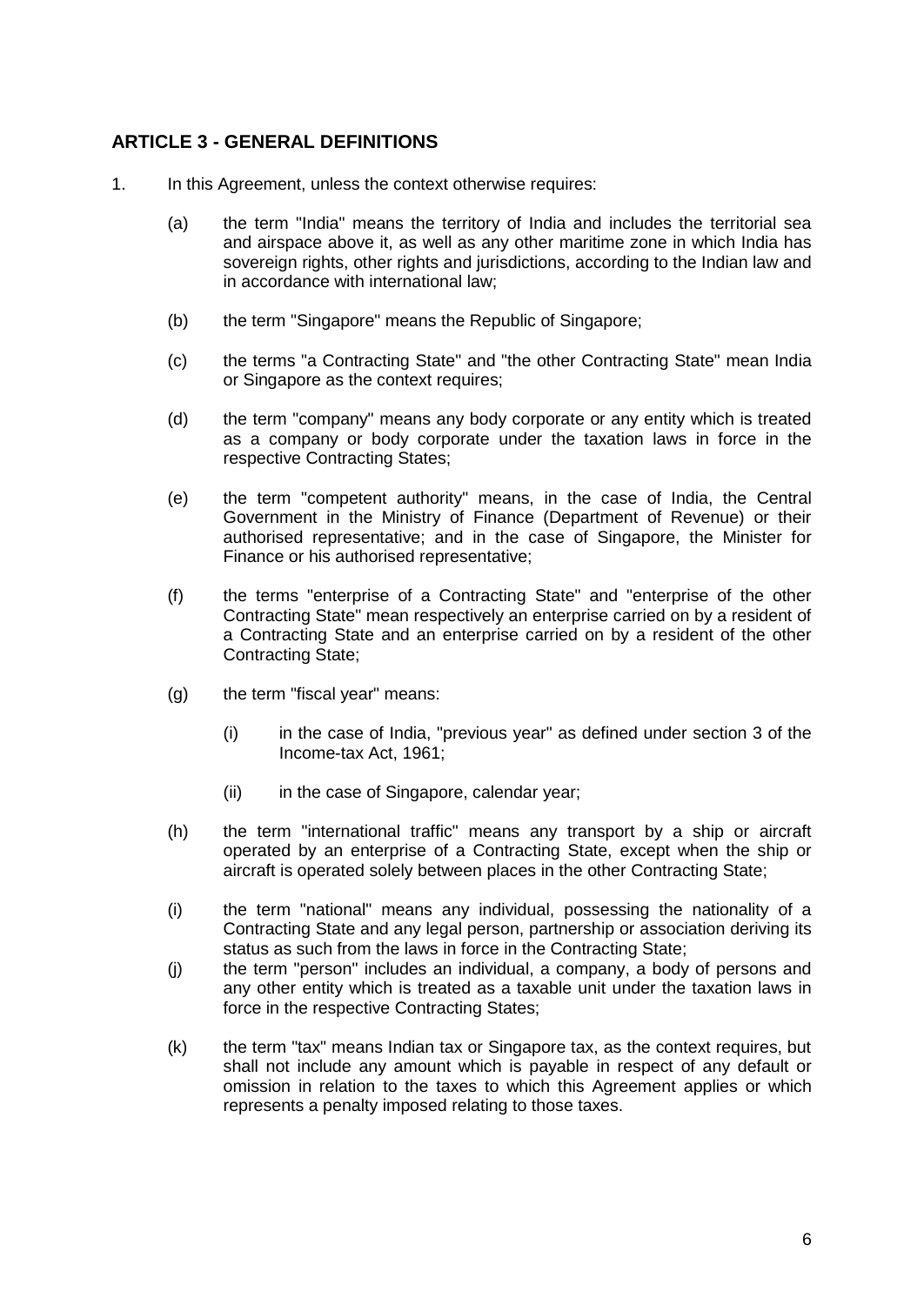## ARTICLE 3 - GENERAL DEFINITIONS

1. In this Agreement, unless the context otherwise requires:

   (a) the term "India" means the territory of India and includes the territorial sea and airspace above it, as well as any other maritime zone in which India has sovereign rights, other rights and jurisdictions, according to the Indian law and in accordance with international law;

   (b) the term "Singapore" means the Republic of Singapore;

   (c) the terms "a Contracting State" and "the other Contracting State" mean India or Singapore as the context requires;

   (d) the term "company" means any body corporate or any entity which is treated as a company or body corporate under the taxation laws in force in the respective Contracting States;

   (e) the term "competent authority" means, in the case of India, the Central Government in the Ministry of Finance (Department of Revenue) or their authorised representative; and in the case of Singapore, the Minister for Finance or his authorised representative;

   (f) the terms "enterprise of a Contracting State" and "enterprise of the other Contracting State" mean respectively an enterprise carried on by a resident of a Contracting State and an enterprise carried on by a resident of the other Contracting State;

   (g) the term "fiscal year" means:

      (i) in the case of India, "previous year" as defined under section 3 of the Income-tax Act, 1961;

      (ii) in the case of Singapore, calendar year;

   (h) the term "international traffic" means any transport by a ship or aircraft operated by an enterprise of a Contracting State, except when the ship or aircraft is operated solely between places in the other Contracting State;

   (i) the term "national" means any individual, possessing the nationality of a Contracting State and any legal person, partnership or association deriving its status as such from the laws in force in the Contracting State;

   (j) the term "person" includes an individual, a company, a body of persons and any other entity which is treated as a taxable unit under the taxation laws in force in the respective Contracting States;

   (k) the term "tax" means Indian tax or Singapore tax, as the context requires, but shall not include any amount which is payable in respect of any default or omission in relation to the taxes to which this Agreement applies or which represents a penalty imposed relating to those taxes.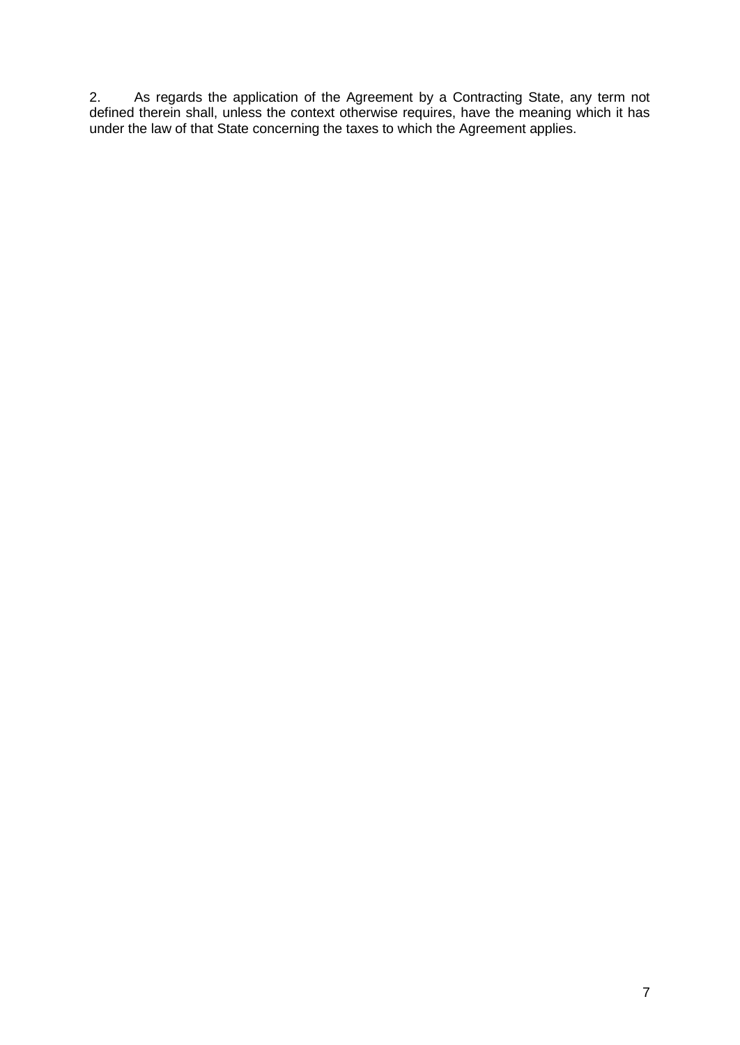2. As regards the application of the Agreement by a Contracting State, any term not defined therein shall, unless the context otherwise requires, have the meaning which it has under the law of that State concerning the taxes to which the Agreement applies.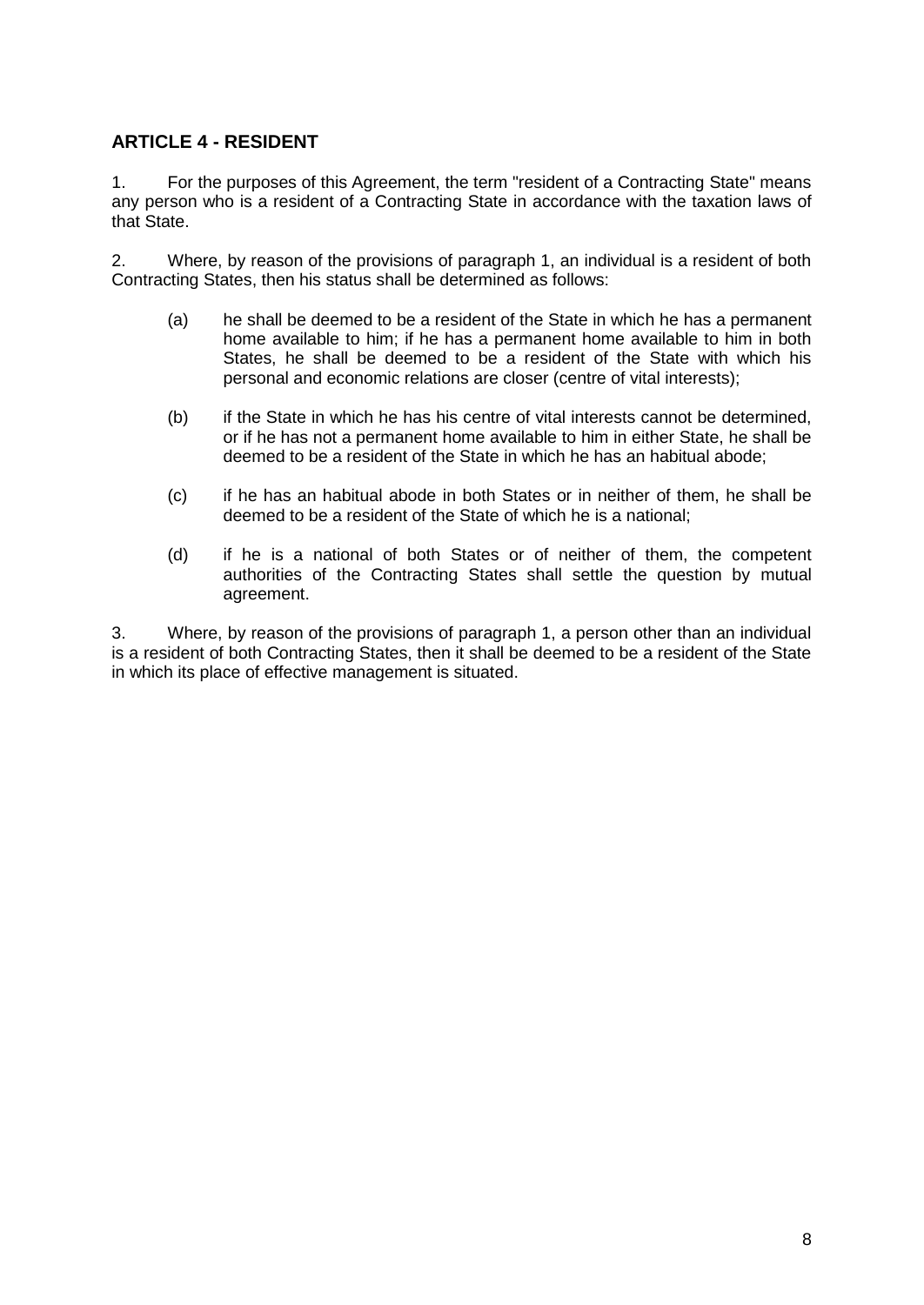## ARTICLE 4 - RESIDENT

1. For the purposes of this Agreement, the term "resident of a Contracting State" means any person who is a resident of a Contracting State in accordance with the taxation laws of that State.

2. Where, by reason of the provisions of paragraph 1, an individual is a resident of both Contracting States, then his status shall be determined as follows:

   (a) he shall be deemed to be a resident of the State in which he has a permanent home available to him; if he has a permanent home available to him in both States, he shall be deemed to be a resident of the State with which his personal and economic relations are closer (centre of vital interests);

   (b) if the State in which he has his centre of vital interests cannot be determined, or if he has not a permanent home available to him in either State, he shall be deemed to be a resident of the State in which he has an habitual abode;

   (c) if he has an habitual abode in both States or in neither of them, he shall be deemed to be a resident of the State of which he is a national;

   (d) if he is a national of both States or of neither of them, the competent authorities of the Contracting States shall settle the question by mutual agreement.

3. Where, by reason of the provisions of paragraph 1, a person other than an individual is a resident of both Contracting States, then it shall be deemed to be a resident of the State in which its place of effective management is situated.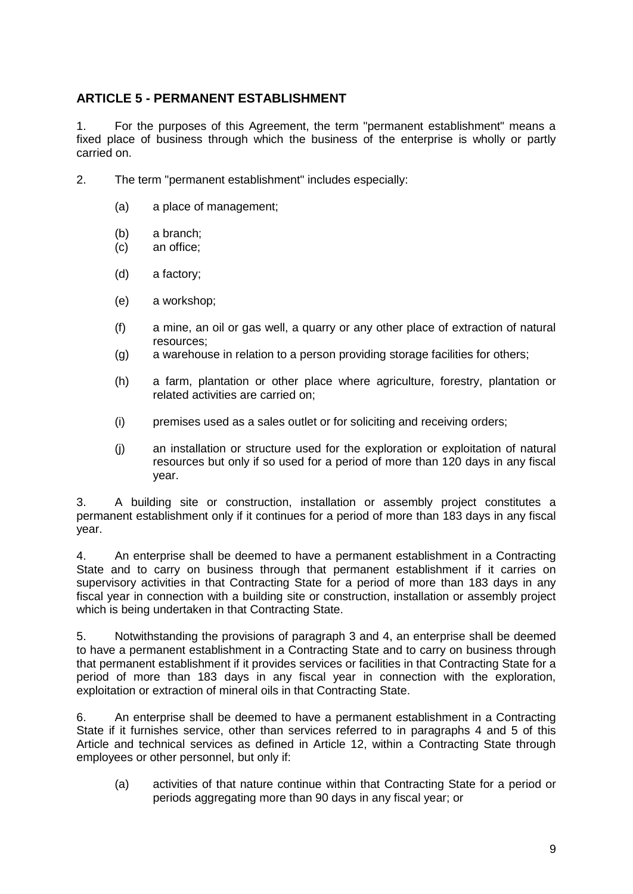## ARTICLE 5 - PERMANENT ESTABLISHMENT

1. For the purposes of this Agreement, the term "permanent establishment" means a fixed place of business through which the business of the enterprise is wholly or partly carried on.

2. The term "permanent establishment" includes especially:

   (a) a place of management;

   (b) a branch;

   (c) an office;

   (d) a factory;

   (e) a workshop;

   (f) a mine, an oil or gas well, a quarry or any other place of extraction of natural resources;

   (g) a warehouse in relation to a person providing storage facilities for others;

   (h) a farm, plantation or other place where agriculture, forestry, plantation or related activities are carried on;

   (i) premises used as a sales outlet or for soliciting and receiving orders;

   (j) an installation or structure used for the exploration or exploitation of natural resources but only if so used for a period of more than 120 days in any fiscal year.

3. A building site or construction, installation or assembly project constitutes a permanent establishment only if it continues for a period of more than 183 days in any fiscal year.

4. An enterprise shall be deemed to have a permanent establishment in a Contracting State and to carry on business through that permanent establishment if it carries on supervisory activities in that Contracting State for a period of more than 183 days in any fiscal year in connection with a building site or construction, installation or assembly project which is being undertaken in that Contracting State.

5. Notwithstanding the provisions of paragraph 3 and 4, an enterprise shall be deemed to have a permanent establishment in a Contracting State and to carry on business through that permanent establishment if it provides services or facilities in that Contracting State for a period of more than 183 days in any fiscal year in connection with the exploration, exploitation or extraction of mineral oils in that Contracting State.

6. An enterprise shall be deemed to have a permanent establishment in a Contracting State if it furnishes service, other than services referred to in paragraphs 4 and 5 of this Article and technical services as defined in Article 12, within a Contracting State through employees or other personnel, but only if:

   (a) activities of that nature continue within that Contracting State for a period or periods aggregating more than 90 days in any fiscal year; or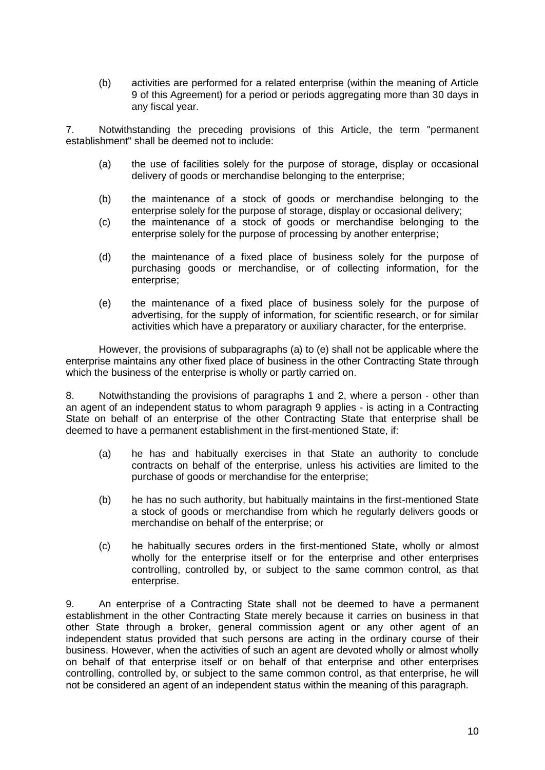(b) activities are performed for a related enterprise (within the meaning of Article 9 of this Agreement) for a period or periods aggregating more than 30 days in any fiscal year.

7. Notwithstanding the preceding provisions of this Article, the term "permanent establishment" shall be deemed not to include:

(a) the use of facilities solely for the purpose of storage, display or occasional delivery of goods or merchandise belonging to the enterprise;

(b) the maintenance of a stock of goods or merchandise belonging to the enterprise solely for the purpose of storage, display or occasional delivery;

(c) the maintenance of a stock of goods or merchandise belonging to the enterprise solely for the purpose of processing by another enterprise;

(d) the maintenance of a fixed place of business solely for the purpose of purchasing goods or merchandise, or of collecting information, for the enterprise;

(e) the maintenance of a fixed place of business solely for the purpose of advertising, for the supply of information, for scientific research, or for similar activities which have a preparatory or auxiliary character, for the enterprise.

However, the provisions of subparagraphs (a) to (e) shall not be applicable where the enterprise maintains any other fixed place of business in the other Contracting State through which the business of the enterprise is wholly or partly carried on.

8. Notwithstanding the provisions of paragraphs 1 and 2, where a person - other than an agent of an independent status to whom paragraph 9 applies - is acting in a Contracting State on behalf of an enterprise of the other Contracting State that enterprise shall be deemed to have a permanent establishment in the first-mentioned State, if:

(a) he has and habitually exercises in that State an authority to conclude contracts on behalf of the enterprise, unless his activities are limited to the purchase of goods or merchandise for the enterprise;

(b) he has no such authority, but habitually maintains in the first-mentioned State a stock of goods or merchandise from which he regularly delivers goods or merchandise on behalf of the enterprise; or

(c) he habitually secures orders in the first-mentioned State, wholly or almost wholly for the enterprise itself or for the enterprise and other enterprises controlling, controlled by, or subject to the same common control, as that enterprise.

9. An enterprise of a Contracting State shall not be deemed to have a permanent establishment in the other Contracting State merely because it carries on business in that other State through a broker, general commission agent or any other agent of an independent status provided that such persons are acting in the ordinary course of their business. However, when the activities of such an agent are devoted wholly or almost wholly on behalf of that enterprise itself or on behalf of that enterprise and other enterprises controlling, controlled by, or subject to the same common control, as that enterprise, he will not be considered an agent of an independent status within the meaning of this paragraph.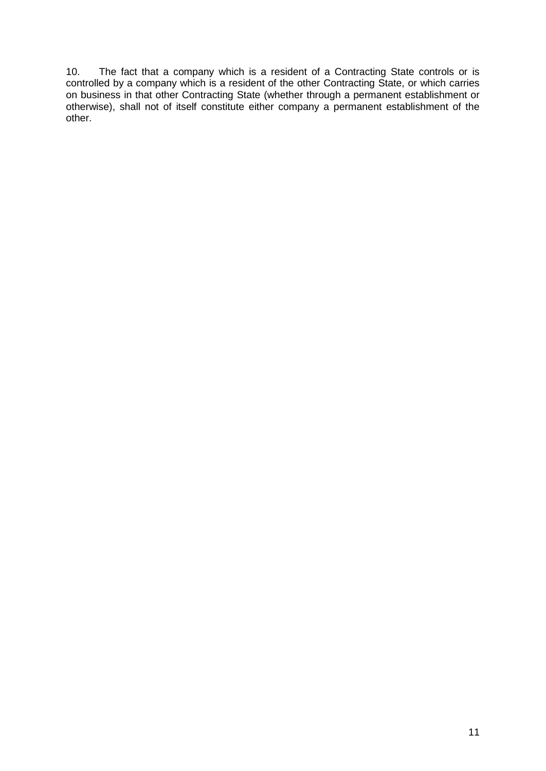10. The fact that a company which is a resident of a Contracting State controls or is controlled by a company which is a resident of the other Contracting State, or which carries on business in that other Contracting State (whether through a permanent establishment or otherwise), shall not of itself constitute either company a permanent establishment of the other.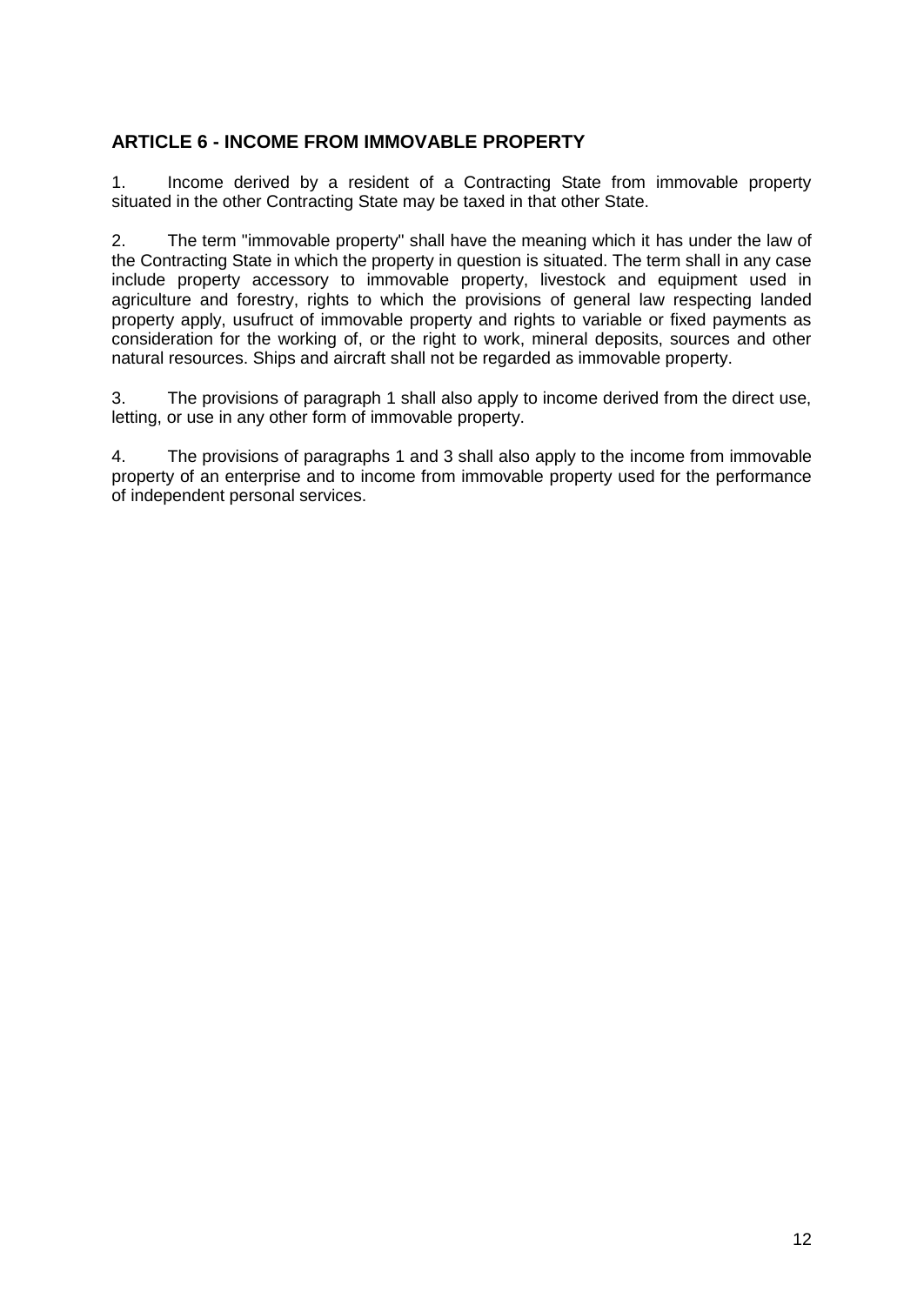## ARTICLE 6 - INCOME FROM IMMOVABLE PROPERTY

1. Income derived by a resident of a Contracting State from immovable property situated in the other Contracting State may be taxed in that other State.

2. The term "immovable property" shall have the meaning which it has under the law of the Contracting State in which the property in question is situated. The term shall in any case include property accessory to immovable property, livestock and equipment used in agriculture and forestry, rights to which the provisions of general law respecting landed property apply, usufruct of immovable property and rights to variable or fixed payments as consideration for the working of, or the right to work, mineral deposits, sources and other natural resources. Ships and aircraft shall not be regarded as immovable property.

3. The provisions of paragraph 1 shall also apply to income derived from the direct use, letting, or use in any other form of immovable property.

4. The provisions of paragraphs 1 and 3 shall also apply to the income from immovable property of an enterprise and to income from immovable property used for the performance of independent personal services.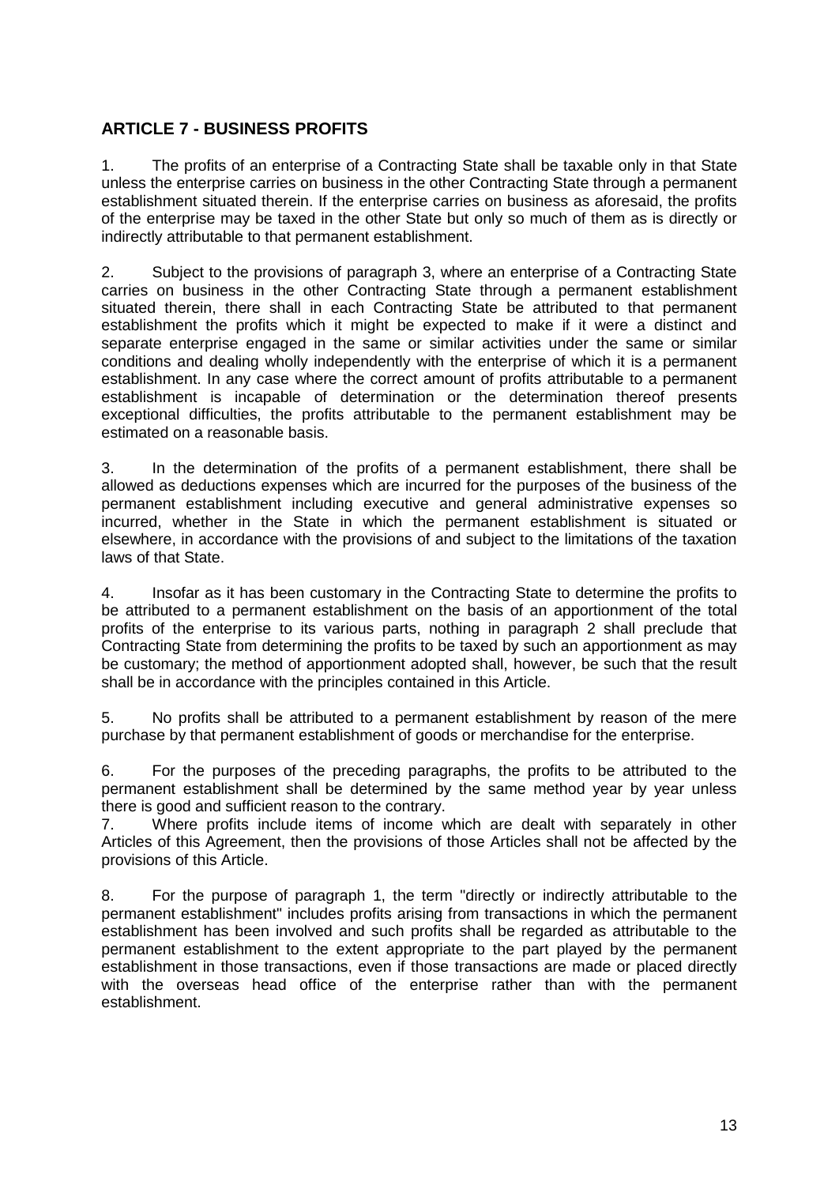## ARTICLE 7 - BUSINESS PROFITS

1. The profits of an enterprise of a Contracting State shall be taxable only in that State unless the enterprise carries on business in the other Contracting State through a permanent establishment situated therein. If the enterprise carries on business as aforesaid, the profits of the enterprise may be taxed in the other State but only so much of them as is directly or indirectly attributable to that permanent establishment.

2. Subject to the provisions of paragraph 3, where an enterprise of a Contracting State carries on business in the other Contracting State through a permanent establishment situated therein, there shall in each Contracting State be attributed to that permanent establishment the profits which it might be expected to make if it were a distinct and separate enterprise engaged in the same or similar activities under the same or similar conditions and dealing wholly independently with the enterprise of which it is a permanent establishment. In any case where the correct amount of profits attributable to a permanent establishment is incapable of determination or the determination thereof presents exceptional difficulties, the profits attributable to the permanent establishment may be estimated on a reasonable basis.

3. In the determination of the profits of a permanent establishment, there shall be allowed as deductions expenses which are incurred for the purposes of the business of the permanent establishment including executive and general administrative expenses so incurred, whether in the State in which the permanent establishment is situated or elsewhere, in accordance with the provisions of and subject to the limitations of the taxation laws of that State.

4. Insofar as it has been customary in the Contracting State to determine the profits to be attributed to a permanent establishment on the basis of an apportionment of the total profits of the enterprise to its various parts, nothing in paragraph 2 shall preclude that Contracting State from determining the profits to be taxed by such an apportionment as may be customary; the method of apportionment adopted shall, however, be such that the result shall be in accordance with the principles contained in this Article.

5. No profits shall be attributed to a permanent establishment by reason of the mere purchase by that permanent establishment of goods or merchandise for the enterprise.

6. For the purposes of the preceding paragraphs, the profits to be attributed to the permanent establishment shall be determined by the same method year by year unless there is good and sufficient reason to the contrary.

7. Where profits include items of income which are dealt with separately in other Articles of this Agreement, then the provisions of those Articles shall not be affected by the provisions of this Article.

8. For the purpose of paragraph 1, the term "directly or indirectly attributable to the permanent establishment" includes profits arising from transactions in which the permanent establishment has been involved and such profits shall be regarded as attributable to the permanent establishment to the extent appropriate to the part played by the permanent establishment in those transactions, even if those transactions are made or placed directly with the overseas head office of the enterprise rather than with the permanent establishment.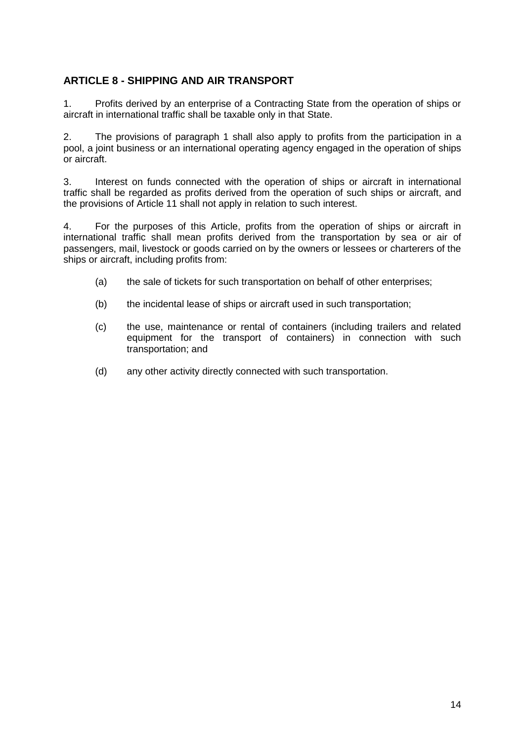## ARTICLE 8 - SHIPPING AND AIR TRANSPORT

1. Profits derived by an enterprise of a Contracting State from the operation of ships or aircraft in international traffic shall be taxable only in that State.

2. The provisions of paragraph 1 shall also apply to profits from the participation in a pool, a joint business or an international operating agency engaged in the operation of ships or aircraft.

3. Interest on funds connected with the operation of ships or aircraft in international traffic shall be regarded as profits derived from the operation of such ships or aircraft, and the provisions of Article 11 shall not apply in relation to such interest.

4. For the purposes of this Article, profits from the operation of ships or aircraft in international traffic shall mean profits derived from the transportation by sea or air of passengers, mail, livestock or goods carried on by the owners or lessees or charterers of the ships or aircraft, including profits from:

   (a) the sale of tickets for such transportation on behalf of other enterprises;

   (b) the incidental lease of ships or aircraft used in such transportation;

   (c) the use, maintenance or rental of containers (including trailers and related equipment for the transport of containers) in connection with such transportation; and

   (d) any other activity directly connected with such transportation.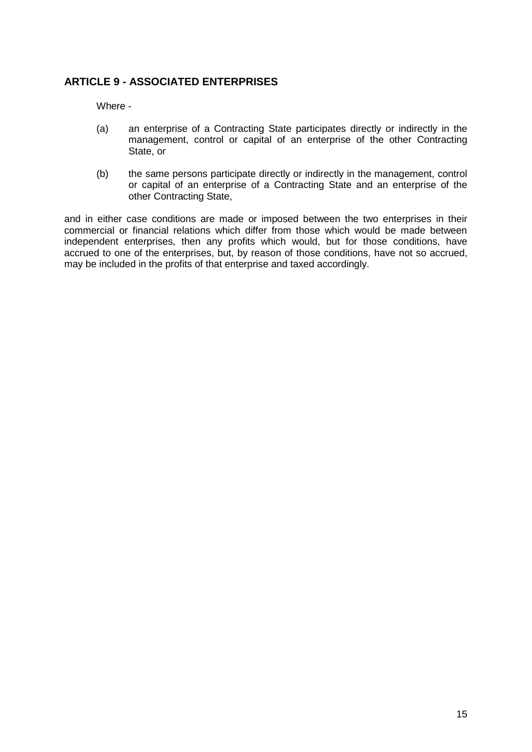## ARTICLE 9 - ASSOCIATED ENTERPRISES

Where -

(a) an enterprise of a Contracting State participates directly or indirectly in the management, control or capital of an enterprise of the other Contracting State, or

(b) the same persons participate directly or indirectly in the management, control or capital of an enterprise of a Contracting State and an enterprise of the other Contracting State,

and in either case conditions are made or imposed between the two enterprises in their commercial or financial relations which differ from those which would be made between independent enterprises, then any profits which would, but for those conditions, have accrued to one of the enterprises, but, by reason of those conditions, have not so accrued, may be included in the profits of that enterprise and taxed accordingly.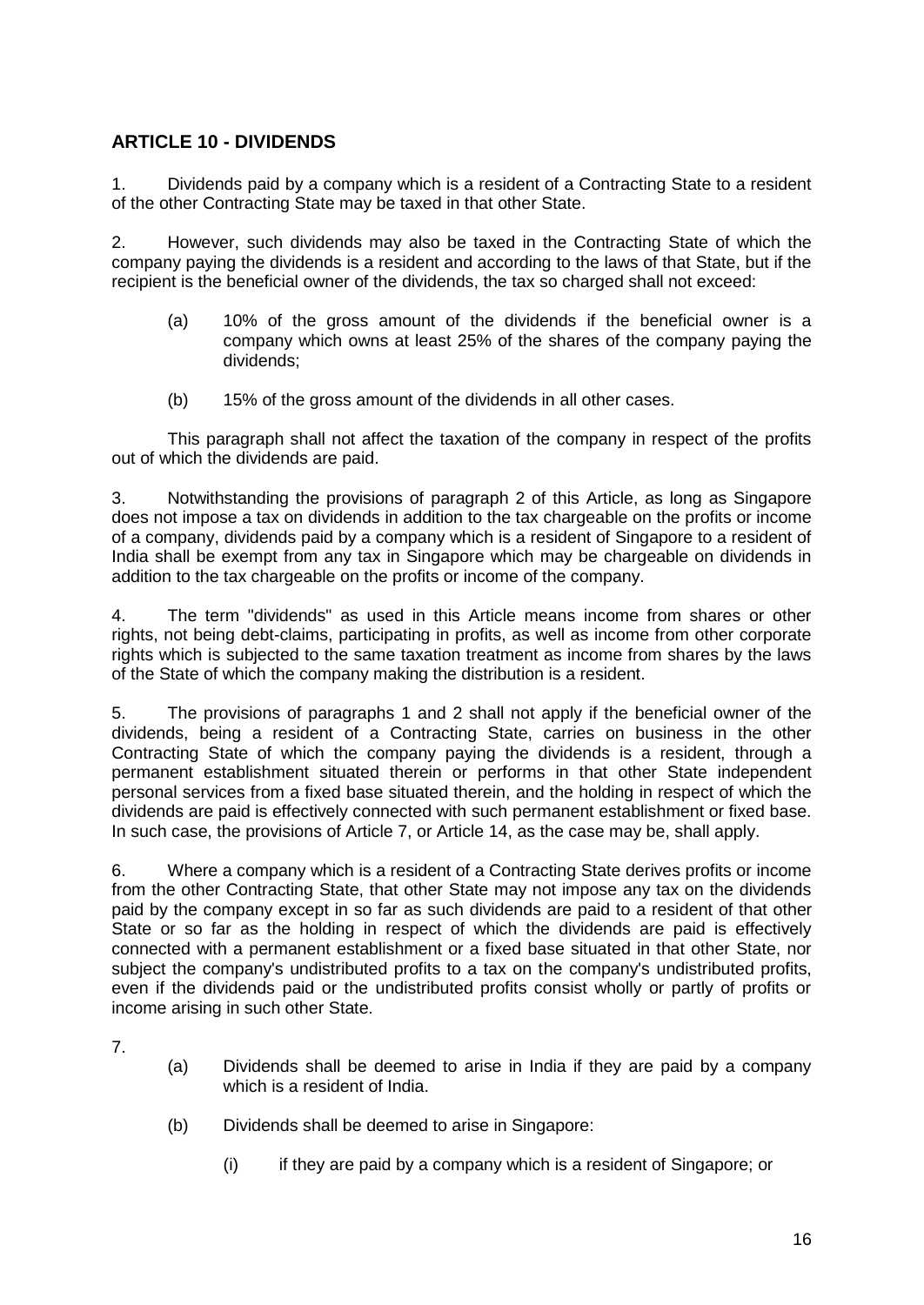## ARTICLE 10 - DIVIDENDS

1. Dividends paid by a company which is a resident of a Contracting State to a resident of the other Contracting State may be taxed in that other State.

2. However, such dividends may also be taxed in the Contracting State of which the company paying the dividends is a resident and according to the laws of that State, but if the recipient is the beneficial owner of the dividends, the tax so charged shall not exceed:

   (a) 10% of the gross amount of the dividends if the beneficial owner is a company which owns at least 25% of the shares of the company paying the dividends;

   (b) 15% of the gross amount of the dividends in all other cases.

   This paragraph shall not affect the taxation of the company in respect of the profits out of which the dividends are paid.

3. Notwithstanding the provisions of paragraph 2 of this Article, as long as Singapore does not impose a tax on dividends in addition to the tax chargeable on the profits or income of a company, dividends paid by a company which is a resident of Singapore to a resident of India shall be exempt from any tax in Singapore which may be chargeable on dividends in addition to the tax chargeable on the profits or income of the company.

4. The term "dividends" as used in this Article means income from shares or other rights, not being debt-claims, participating in profits, as well as income from other corporate rights which is subjected to the same taxation treatment as income from shares by the laws of the State of which the company making the distribution is a resident.

5. The provisions of paragraphs 1 and 2 shall not apply if the beneficial owner of the dividends, being a resident of a Contracting State, carries on business in the other Contracting State of which the company paying the dividends is a resident, through a permanent establishment situated therein or performs in that other State independent personal services from a fixed base situated therein, and the holding in respect of which the dividends are paid is effectively connected with such permanent establishment or fixed base. In such case, the provisions of Article 7, or Article 14, as the case may be, shall apply.

6. Where a company which is a resident of a Contracting State derives profits or income from the other Contracting State, that other State may not impose any tax on the dividends paid by the company except in so far as such dividends are paid to a resident of that other State or so far as the holding in respect of which the dividends are paid is effectively connected with a permanent establishment or a fixed base situated in that other State, nor subject the company's undistributed profits to a tax on the company's undistributed profits, even if the dividends paid or the undistributed profits consist wholly or partly of profits or income arising in such other State.

7.

   (a) Dividends shall be deemed to arise in India if they are paid by a company which is a resident of India.

   (b) Dividends shall be deemed to arise in Singapore:

      (i) if they are paid by a company which is a resident of Singapore; or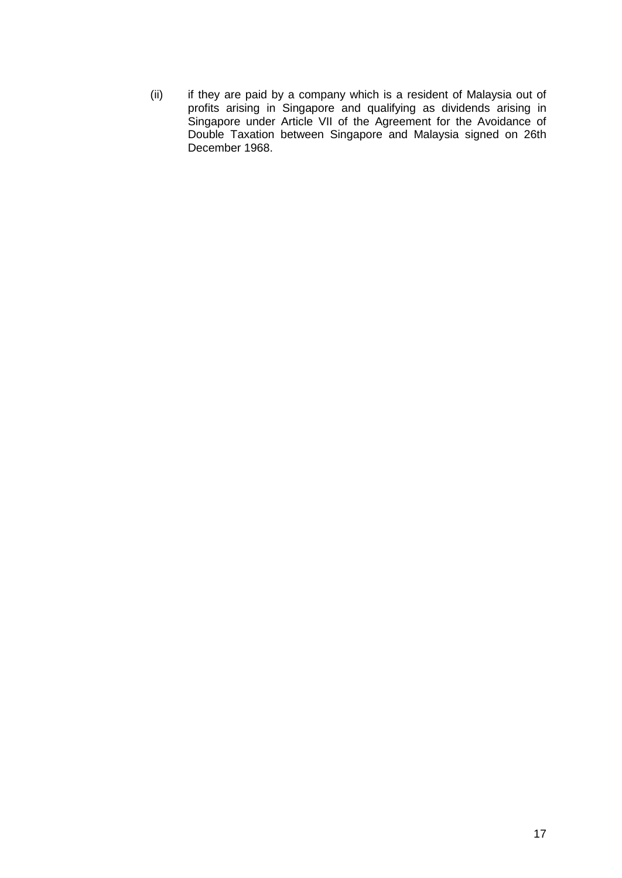(ii) if they are paid by a company which is a resident of Malaysia out of profits arising in Singapore and qualifying as dividends arising in Singapore under Article VII of the Agreement for the Avoidance of Double Taxation between Singapore and Malaysia signed on 26th December 1968.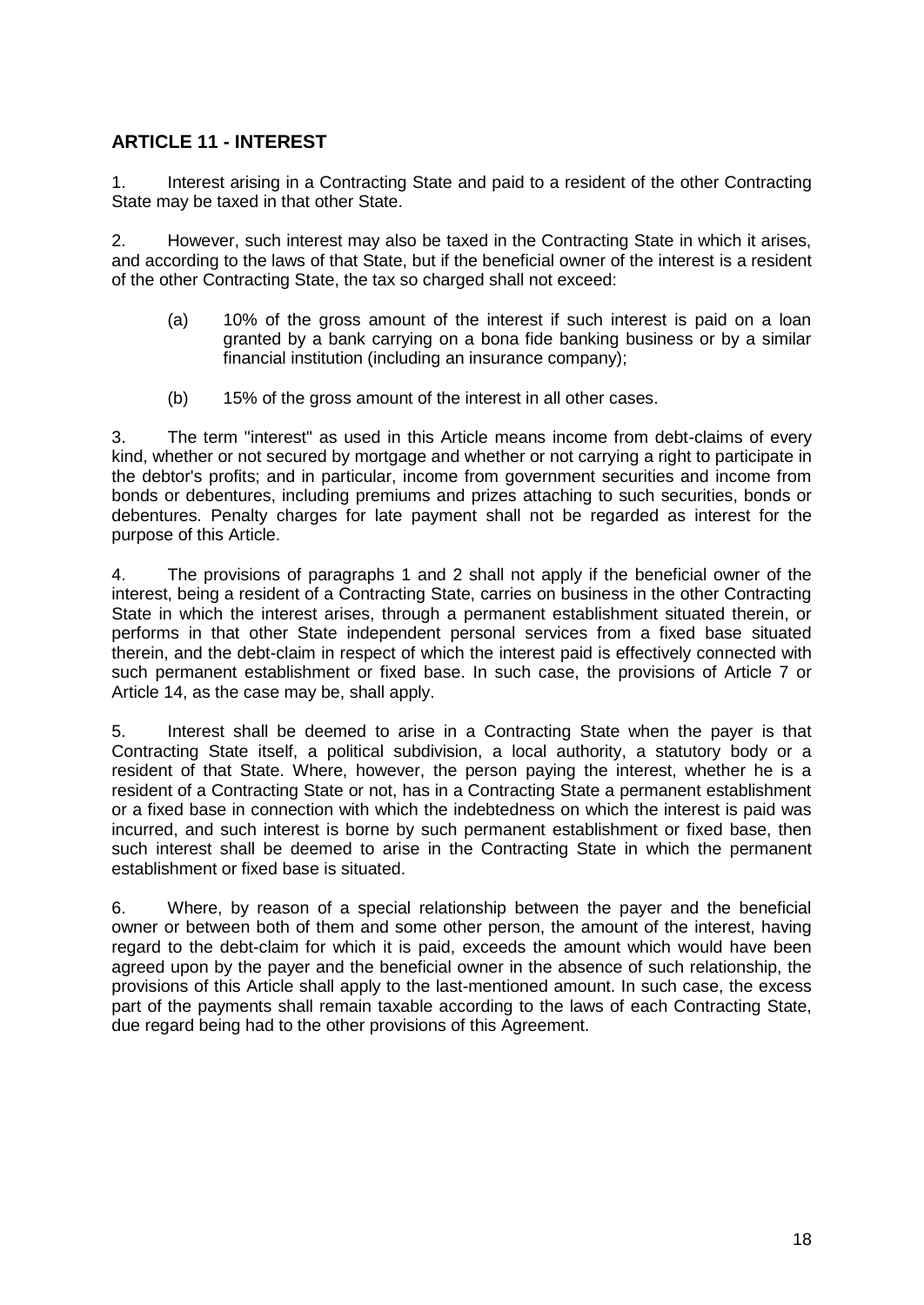## ARTICLE 11 - INTEREST

1. Interest arising in a Contracting State and paid to a resident of the other Contracting State may be taxed in that other State.

2. However, such interest may also be taxed in the Contracting State in which it arises, and according to the laws of that State, but if the beneficial owner of the interest is a resident of the other Contracting State, the tax so charged shall not exceed:

   (a) 10% of the gross amount of the interest if such interest is paid on a loan granted by a bank carrying on a bona fide banking business or by a similar financial institution (including an insurance company);

   (b) 15% of the gross amount of the interest in all other cases.

3. The term "interest" as used in this Article means income from debt-claims of every kind, whether or not secured by mortgage and whether or not carrying a right to participate in the debtor's profits; and in particular, income from government securities and income from bonds or debentures, including premiums and prizes attaching to such securities, bonds or debentures. Penalty charges for late payment shall not be regarded as interest for the purpose of this Article.

4. The provisions of paragraphs 1 and 2 shall not apply if the beneficial owner of the interest, being a resident of a Contracting State, carries on business in the other Contracting State in which the interest arises, through a permanent establishment situated therein, or performs in that other State independent personal services from a fixed base situated therein, and the debt-claim in respect of which the interest paid is effectively connected with such permanent establishment or fixed base. In such case, the provisions of Article 7 or Article 14, as the case may be, shall apply.

5. Interest shall be deemed to arise in a Contracting State when the payer is that Contracting State itself, a political subdivision, a local authority, a statutory body or a resident of that State. Where, however, the person paying the interest, whether he is a resident of a Contracting State or not, has in a Contracting State a permanent establishment or a fixed base in connection with which the indebtedness on which the interest is paid was incurred, and such interest is borne by such permanent establishment or fixed base, then such interest shall be deemed to arise in the Contracting State in which the permanent establishment or fixed base is situated.

6. Where, by reason of a special relationship between the payer and the beneficial owner or between both of them and some other person, the amount of the interest, having regard to the debt-claim for which it is paid, exceeds the amount which would have been agreed upon by the payer and the beneficial owner in the absence of such relationship, the provisions of this Article shall apply to the last-mentioned amount. In such case, the excess part of the payments shall remain taxable according to the laws of each Contracting State, due regard being had to the other provisions of this Agreement.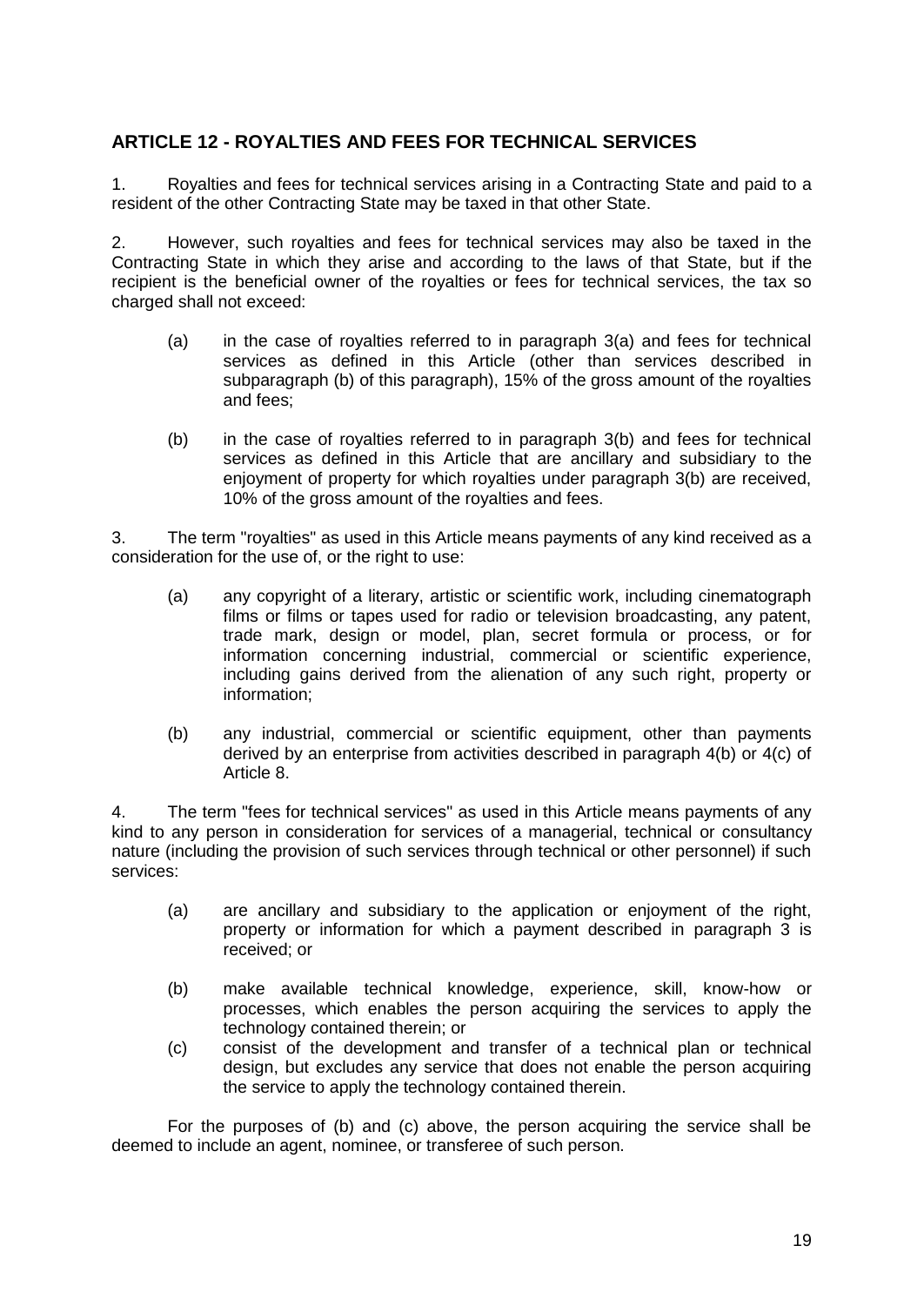## ARTICLE 12 - ROYALTIES AND FEES FOR TECHNICAL SERVICES

1. Royalties and fees for technical services arising in a Contracting State and paid to a resident of the other Contracting State may be taxed in that other State.

2. However, such royalties and fees for technical services may also be taxed in the Contracting State in which they arise and according to the laws of that State, but if the recipient is the beneficial owner of the royalties or fees for technical services, the tax so charged shall not exceed:

   (a) in the case of royalties referred to in paragraph 3(a) and fees for technical services as defined in this Article (other than services described in subparagraph (b) of this paragraph), 15% of the gross amount of the royalties and fees;

   (b) in the case of royalties referred to in paragraph 3(b) and fees for technical services as defined in this Article that are ancillary and subsidiary to the enjoyment of property for which royalties under paragraph 3(b) are received, 10% of the gross amount of the royalties and fees.

3. The term "royalties" as used in this Article means payments of any kind received as a consideration for the use of, or the right to use:

   (a) any copyright of a literary, artistic or scientific work, including cinematograph films or films or tapes used for radio or television broadcasting, any patent, trade mark, design or model, plan, secret formula or process, or for information concerning industrial, commercial or scientific experience, including gains derived from the alienation of any such right, property or information;

   (b) any industrial, commercial or scientific equipment, other than payments derived by an enterprise from activities described in paragraph 4(b) or 4(c) of Article 8.

4. The term "fees for technical services" as used in this Article means payments of any kind to any person in consideration for services of a managerial, technical or consultancy nature (including the provision of such services through technical or other personnel) if such services:

   (a) are ancillary and subsidiary to the application or enjoyment of the right, property or information for which a payment described in paragraph 3 is received; or

   (b) make available technical knowledge, experience, skill, know-how or processes, which enables the person acquiring the services to apply the technology contained therein; or

   (c) consist of the development and transfer of a technical plan or technical design, but excludes any service that does not enable the person acquiring the service to apply the technology contained therein.

For the purposes of (b) and (c) above, the person acquiring the service shall be deemed to include an agent, nominee, or transferee of such person.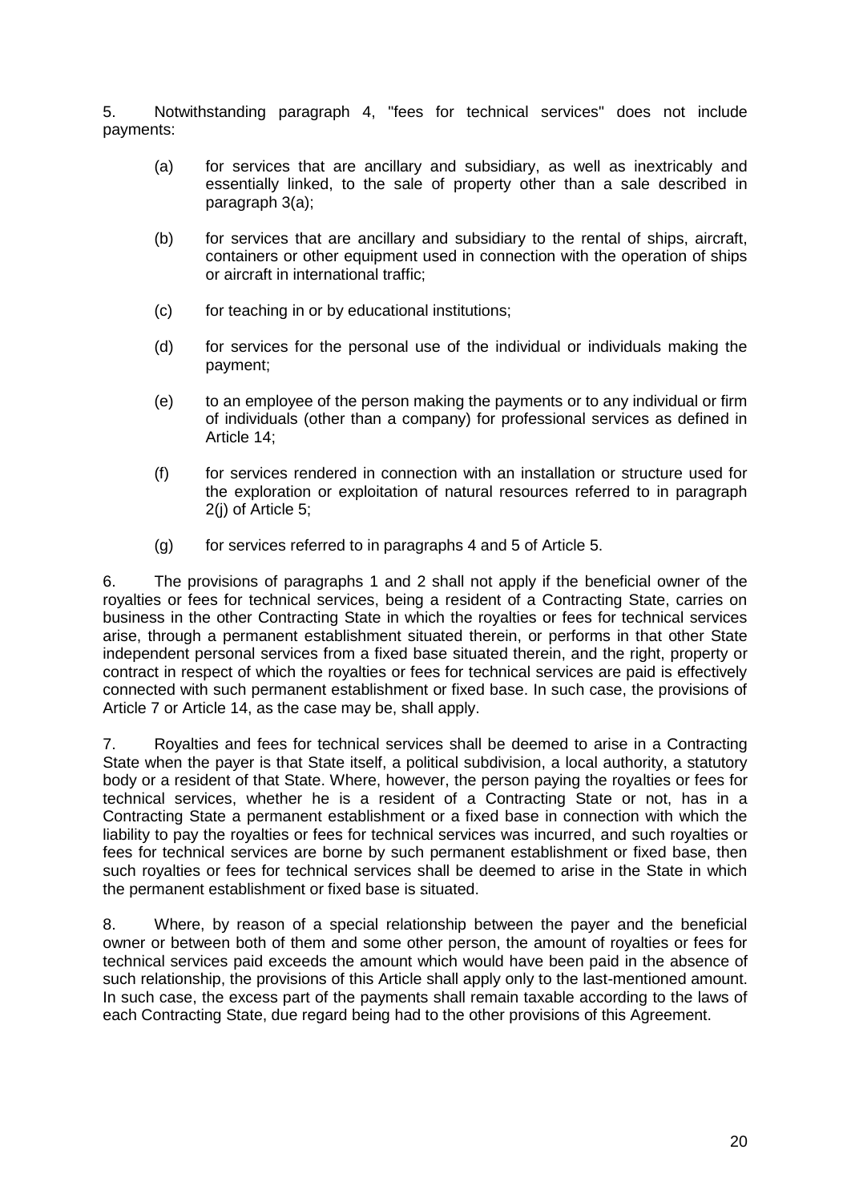5. Notwithstanding paragraph 4, "fees for technical services" does not include payments:

(a) for services that are ancillary and subsidiary, as well as inextricably and essentially linked, to the sale of property other than a sale described in paragraph 3(a);

(b) for services that are ancillary and subsidiary to the rental of ships, aircraft, containers or other equipment used in connection with the operation of ships or aircraft in international traffic;

(c) for teaching in or by educational institutions;

(d) for services for the personal use of the individual or individuals making the payment;

(e) to an employee of the person making the payments or to any individual or firm of individuals (other than a company) for professional services as defined in Article 14;

(f) for services rendered in connection with an installation or structure used for the exploration or exploitation of natural resources referred to in paragraph 2(j) of Article 5;

(g) for services referred to in paragraphs 4 and 5 of Article 5.

6. The provisions of paragraphs 1 and 2 shall not apply if the beneficial owner of the royalties or fees for technical services, being a resident of a Contracting State, carries on business in the other Contracting State in which the royalties or fees for technical services arise, through a permanent establishment situated therein, or performs in that other State independent personal services from a fixed base situated therein, and the right, property or contract in respect of which the royalties or fees for technical services are paid is effectively connected with such permanent establishment or fixed base. In such case, the provisions of Article 7 or Article 14, as the case may be, shall apply.

7. Royalties and fees for technical services shall be deemed to arise in a Contracting State when the payer is that State itself, a political subdivision, a local authority, a statutory body or a resident of that State. Where, however, the person paying the royalties or fees for technical services, whether he is a resident of a Contracting State or not, has in a Contracting State a permanent establishment or a fixed base in connection with which the liability to pay the royalties or fees for technical services was incurred, and such royalties or fees for technical services are borne by such permanent establishment or fixed base, then such royalties or fees for technical services shall be deemed to arise in the State in which the permanent establishment or fixed base is situated.

8. Where, by reason of a special relationship between the payer and the beneficial owner or between both of them and some other person, the amount of royalties or fees for technical services paid exceeds the amount which would have been paid in the absence of such relationship, the provisions of this Article shall apply only to the last-mentioned amount. In such case, the excess part of the payments shall remain taxable according to the laws of each Contracting State, due regard being had to the other provisions of this Agreement.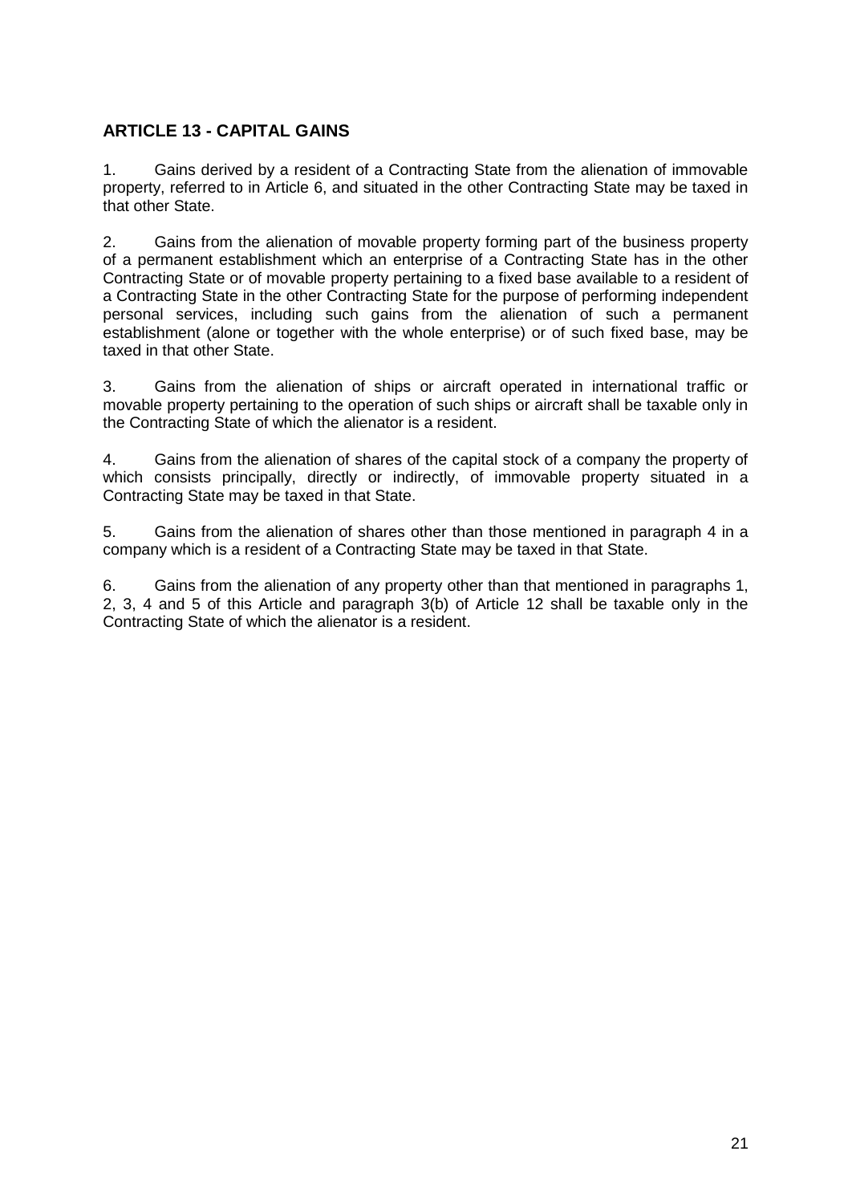## ARTICLE 13 - CAPITAL GAINS

1. Gains derived by a resident of a Contracting State from the alienation of immovable property, referred to in Article 6, and situated in the other Contracting State may be taxed in that other State.

2. Gains from the alienation of movable property forming part of the business property of a permanent establishment which an enterprise of a Contracting State has in the other Contracting State or of movable property pertaining to a fixed base available to a resident of a Contracting State in the other Contracting State for the purpose of performing independent personal services, including such gains from the alienation of such a permanent establishment (alone or together with the whole enterprise) or of such fixed base, may be taxed in that other State.

3. Gains from the alienation of ships or aircraft operated in international traffic or movable property pertaining to the operation of such ships or aircraft shall be taxable only in the Contracting State of which the alienator is a resident.

4. Gains from the alienation of shares of the capital stock of a company the property of which consists principally, directly or indirectly, of immovable property situated in a Contracting State may be taxed in that State.

5. Gains from the alienation of shares other than those mentioned in paragraph 4 in a company which is a resident of a Contracting State may be taxed in that State.

6. Gains from the alienation of any property other than that mentioned in paragraphs 1, 2, 3, 4 and 5 of this Article and paragraph 3(b) of Article 12 shall be taxable only in the Contracting State of which the alienator is a resident.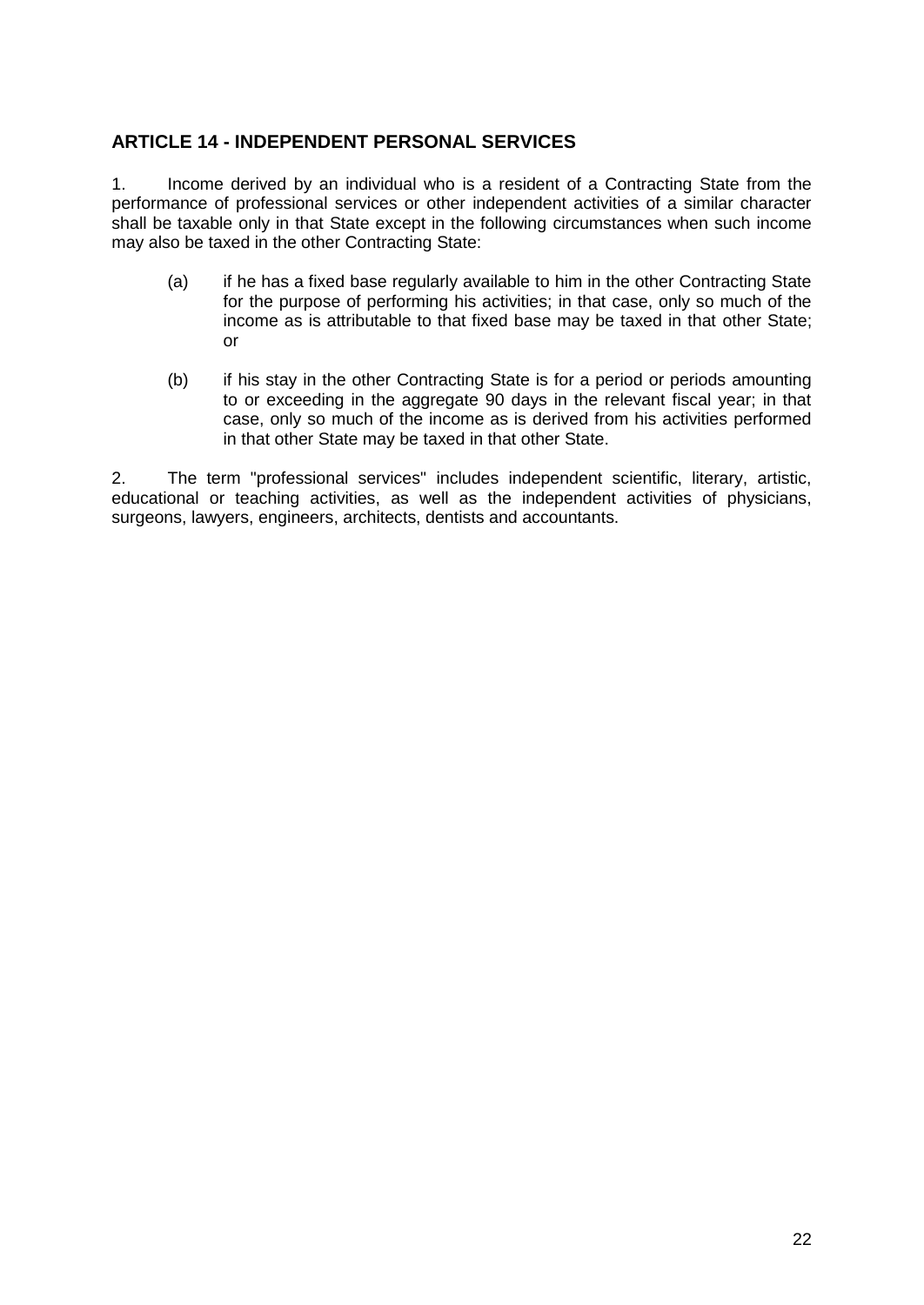## ARTICLE 14 - INDEPENDENT PERSONAL SERVICES

1. Income derived by an individual who is a resident of a Contracting State from the performance of professional services or other independent activities of a similar character shall be taxable only in that State except in the following circumstances when such income may also be taxed in the other Contracting State:

   (a) if he has a fixed base regularly available to him in the other Contracting State for the purpose of performing his activities; in that case, only so much of the income as is attributable to that fixed base may be taxed in that other State; or

   (b) if his stay in the other Contracting State is for a period or periods amounting to or exceeding in the aggregate 90 days in the relevant fiscal year; in that case, only so much of the income as is derived from his activities performed in that other State may be taxed in that other State.

2. The term "professional services" includes independent scientific, literary, artistic, educational or teaching activities, as well as the independent activities of physicians, surgeons, lawyers, engineers, architects, dentists and accountants.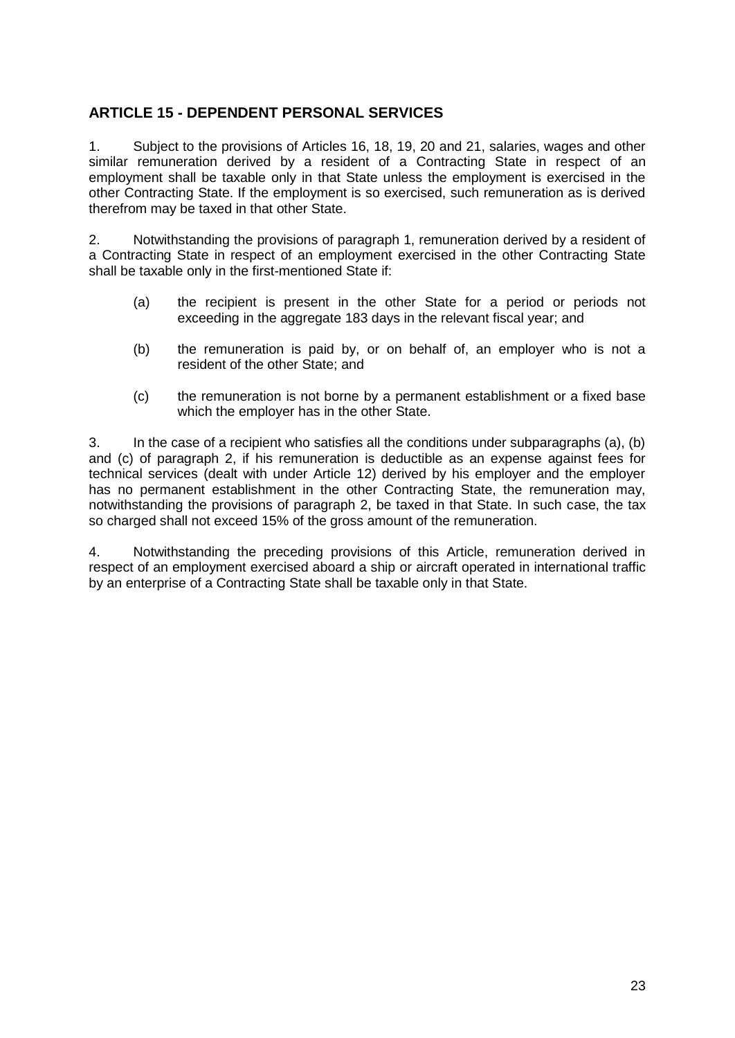## ARTICLE 15 - DEPENDENT PERSONAL SERVICES

1. Subject to the provisions of Articles 16, 18, 19, 20 and 21, salaries, wages and other similar remuneration derived by a resident of a Contracting State in respect of an employment shall be taxable only in that State unless the employment is exercised in the other Contracting State. If the employment is so exercised, such remuneration as is derived therefrom may be taxed in that other State.

2. Notwithstanding the provisions of paragraph 1, remuneration derived by a resident of a Contracting State in respect of an employment exercised in the other Contracting State shall be taxable only in the first-mentioned State if:

   (a) the recipient is present in the other State for a period or periods not exceeding in the aggregate 183 days in the relevant fiscal year; and

   (b) the remuneration is paid by, or on behalf of, an employer who is not a resident of the other State; and

   (c) the remuneration is not borne by a permanent establishment or a fixed base which the employer has in the other State.

3. In the case of a recipient who satisfies all the conditions under subparagraphs (a), (b) and (c) of paragraph 2, if his remuneration is deductible as an expense against fees for technical services (dealt with under Article 12) derived by his employer and the employer has no permanent establishment in the other Contracting State, the remuneration may, notwithstanding the provisions of paragraph 2, be taxed in that State. In such case, the tax so charged shall not exceed 15% of the gross amount of the remuneration.

4. Notwithstanding the preceding provisions of this Article, remuneration derived in respect of an employment exercised aboard a ship or aircraft operated in international traffic by an enterprise of a Contracting State shall be taxable only in that State.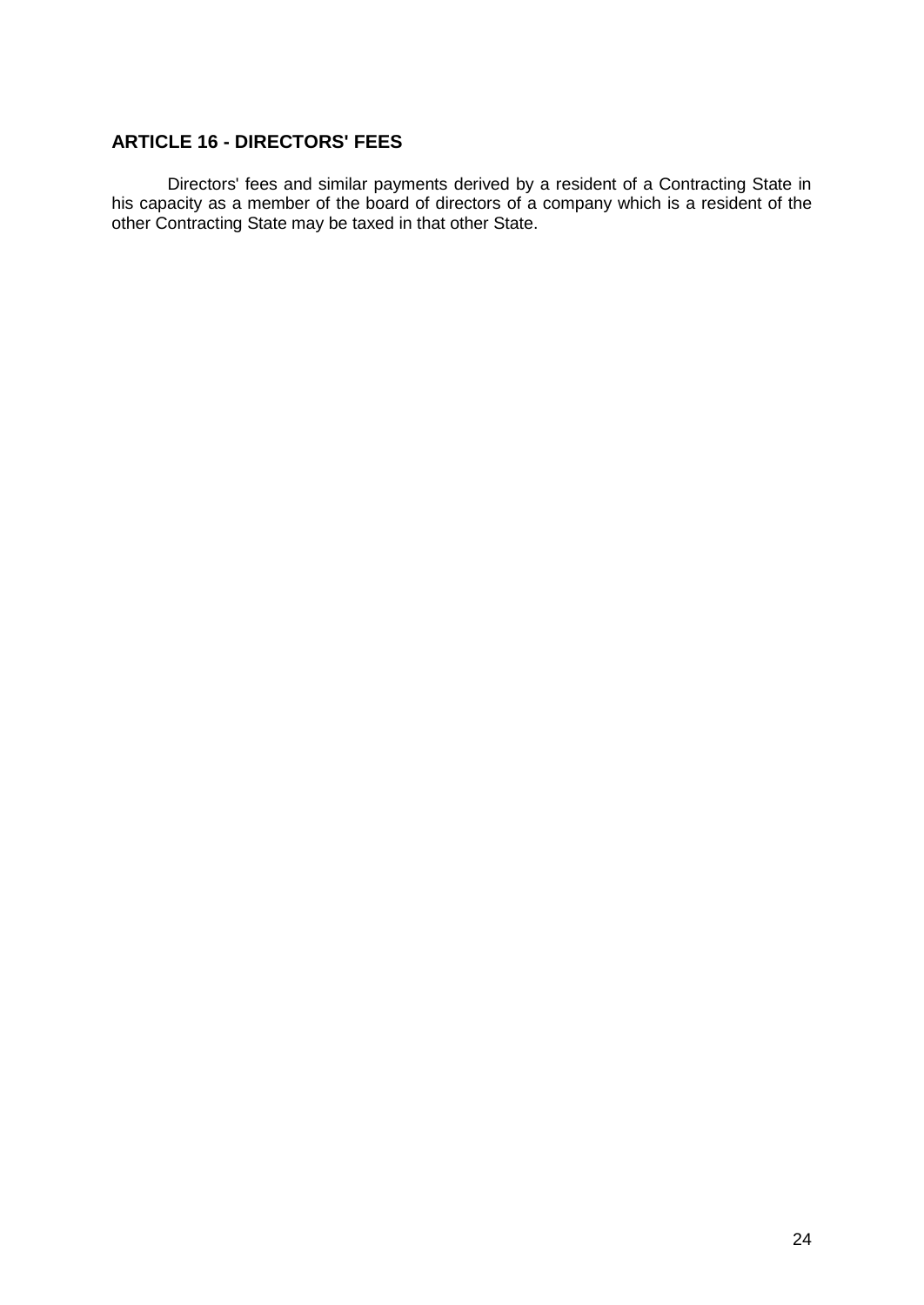## ARTICLE 16 - DIRECTORS' FEES

Directors' fees and similar payments derived by a resident of a Contracting State in his capacity as a member of the board of directors of a company which is a resident of the other Contracting State may be taxed in that other State.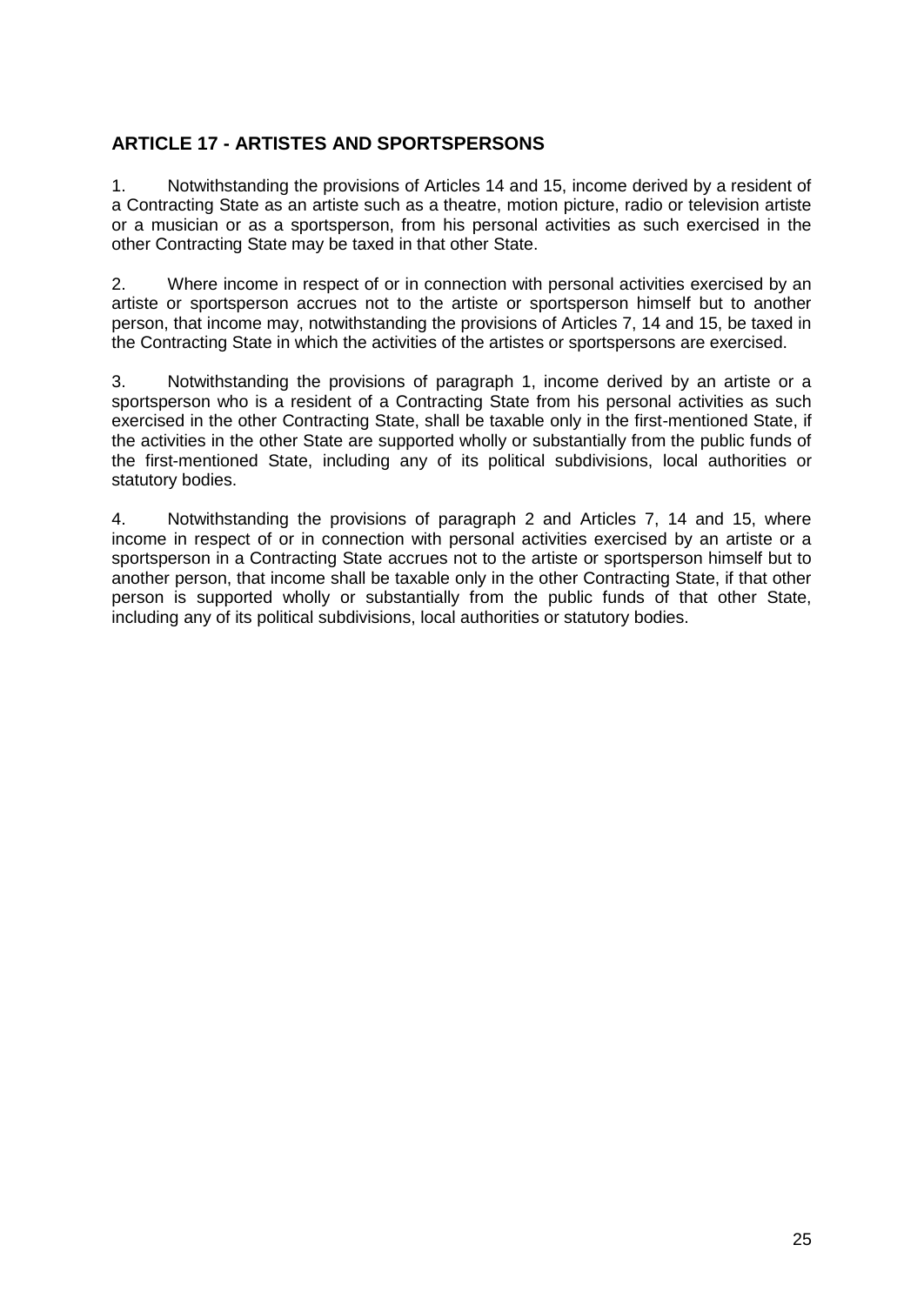## ARTICLE 17 - ARTISTES AND SPORTSPERSONS

1. Notwithstanding the provisions of Articles 14 and 15, income derived by a resident of a Contracting State as an artiste such as a theatre, motion picture, radio or television artiste or a musician or as a sportsperson, from his personal activities as such exercised in the other Contracting State may be taxed in that other State.

2. Where income in respect of or in connection with personal activities exercised by an artiste or sportsperson accrues not to the artiste or sportsperson himself but to another person, that income may, notwithstanding the provisions of Articles 7, 14 and 15, be taxed in the Contracting State in which the activities of the artistes or sportspersons are exercised.

3. Notwithstanding the provisions of paragraph 1, income derived by an artiste or a sportsperson who is a resident of a Contracting State from his personal activities as such exercised in the other Contracting State, shall be taxable only in the first-mentioned State, if the activities in the other State are supported wholly or substantially from the public funds of the first-mentioned State, including any of its political subdivisions, local authorities or statutory bodies.

4. Notwithstanding the provisions of paragraph 2 and Articles 7, 14 and 15, where income in respect of or in connection with personal activities exercised by an artiste or a sportsperson in a Contracting State accrues not to the artiste or sportsperson himself but to another person, that income shall be taxable only in the other Contracting State, if that other person is supported wholly or substantially from the public funds of that other State, including any of its political subdivisions, local authorities or statutory bodies.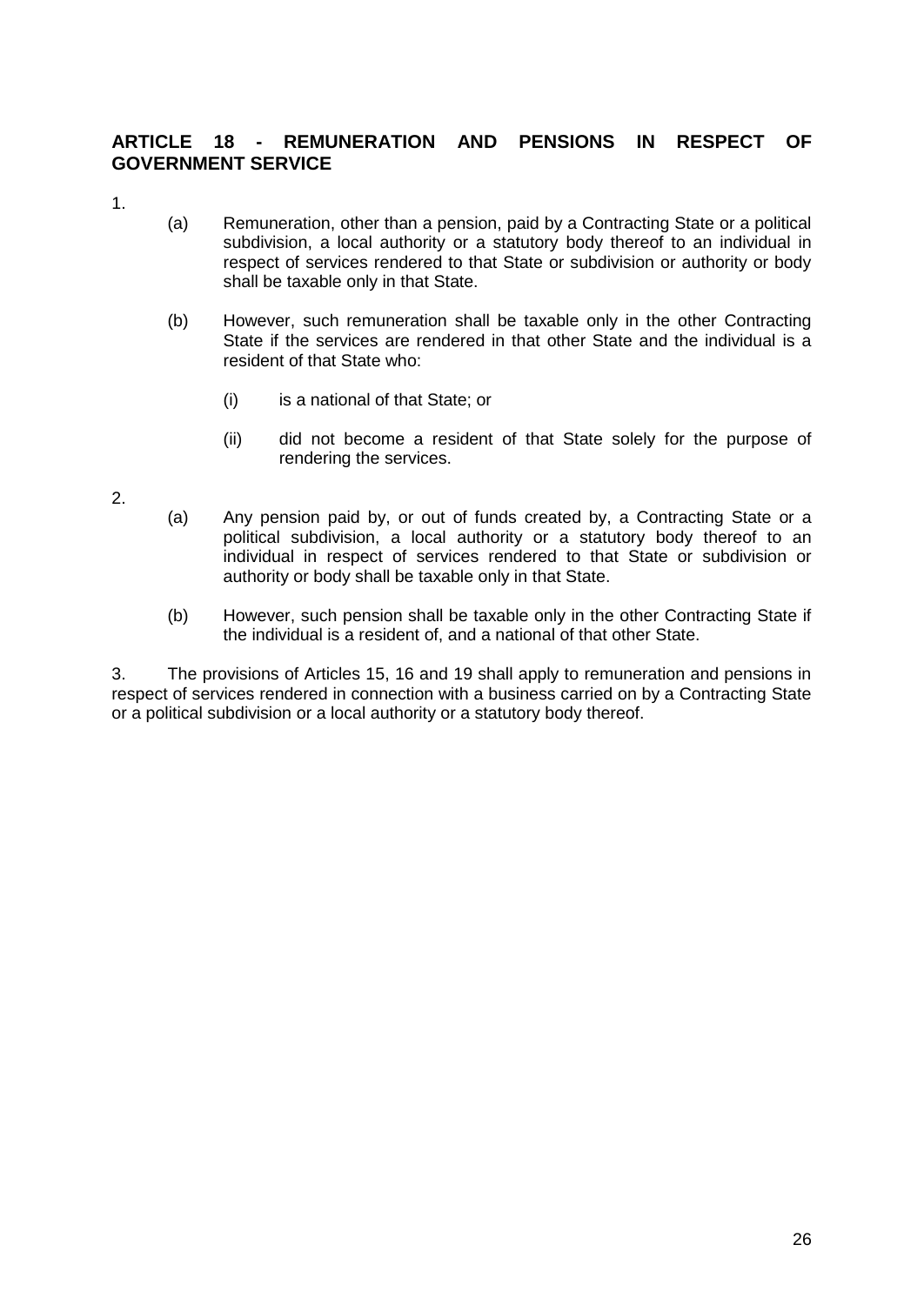## ARTICLE 18 - REMUNERATION AND PENSIONS IN RESPECT OF GOVERNMENT SERVICE

1.

(a) Remuneration, other than a pension, paid by a Contracting State or a political subdivision, a local authority or a statutory body thereof to an individual in respect of services rendered to that State or subdivision or authority or body shall be taxable only in that State.

(b) However, such remuneration shall be taxable only in the other Contracting State if the services are rendered in that other State and the individual is a resident of that State who:

(i) is a national of that State; or

(ii) did not become a resident of that State solely for the purpose of rendering the services.

2.

(a) Any pension paid by, or out of funds created by, a Contracting State or a political subdivision, a local authority or a statutory body thereof to an individual in respect of services rendered to that State or subdivision or authority or body shall be taxable only in that State.

(b) However, such pension shall be taxable only in the other Contracting State if the individual is a resident of, and a national of that other State.

3. The provisions of Articles 15, 16 and 19 shall apply to remuneration and pensions in respect of services rendered in connection with a business carried on by a Contracting State or a political subdivision or a local authority or a statutory body thereof.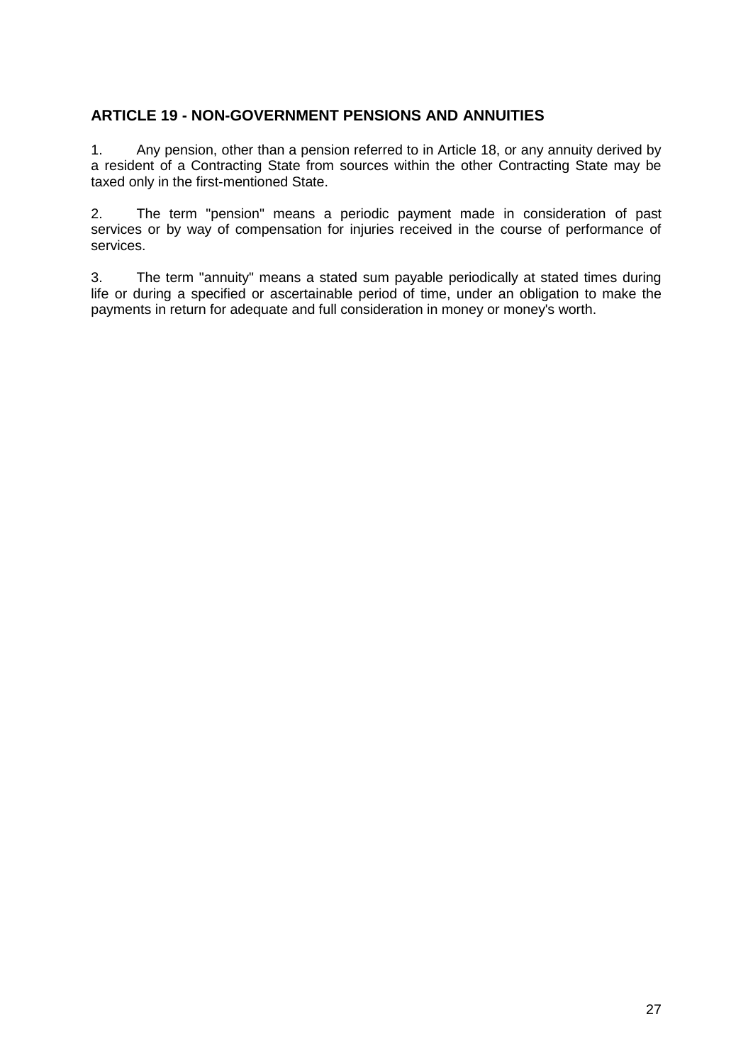## ARTICLE 19 - NON-GOVERNMENT PENSIONS AND ANNUITIES

1. Any pension, other than a pension referred to in Article 18, or any annuity derived by a resident of a Contracting State from sources within the other Contracting State may be taxed only in the first-mentioned State.

2. The term "pension" means a periodic payment made in consideration of past services or by way of compensation for injuries received in the course of performance of services.

3. The term "annuity" means a stated sum payable periodically at stated times during life or during a specified or ascertainable period of time, under an obligation to make the payments in return for adequate and full consideration in money or money's worth.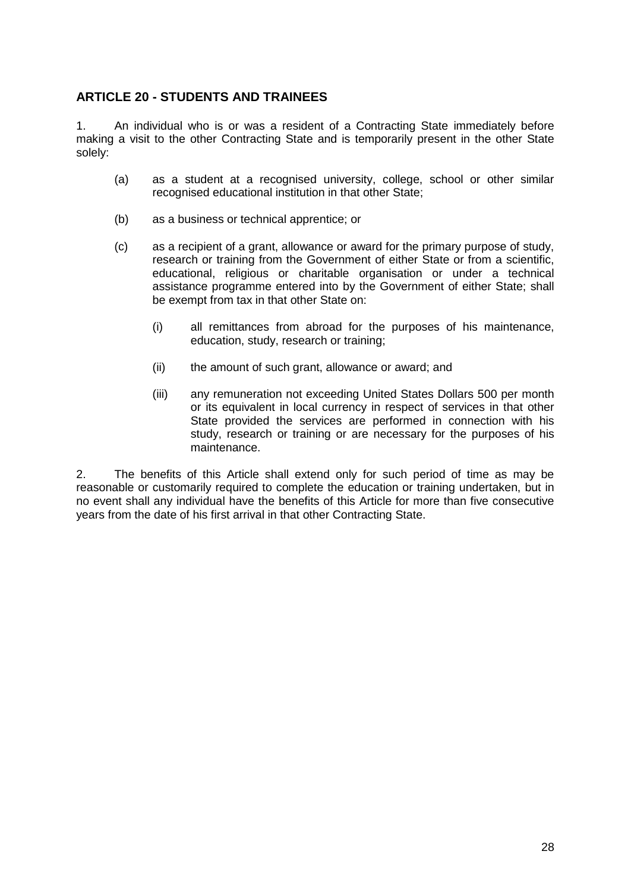## ARTICLE 20 - STUDENTS AND TRAINEES

1. An individual who is or was a resident of a Contracting State immediately before making a visit to the other Contracting State and is temporarily present in the other State solely:

   (a) as a student at a recognised university, college, school or other similar recognised educational institution in that other State;

   (b) as a business or technical apprentice; or

   (c) as a recipient of a grant, allowance or award for the primary purpose of study, research or training from the Government of either State or from a scientific, educational, religious or charitable organisation or under a technical assistance programme entered into by the Government of either State; shall be exempt from tax in that other State on:

      (i) all remittances from abroad for the purposes of his maintenance, education, study, research or training;

      (ii) the amount of such grant, allowance or award; and

      (iii) any remuneration not exceeding United States Dollars 500 per month or its equivalent in local currency in respect of services in that other State provided the services are performed in connection with his study, research or training or are necessary for the purposes of his maintenance.

2. The benefits of this Article shall extend only for such period of time as may be reasonable or customarily required to complete the education or training undertaken, but in no event shall any individual have the benefits of this Article for more than five consecutive years from the date of his first arrival in that other Contracting State.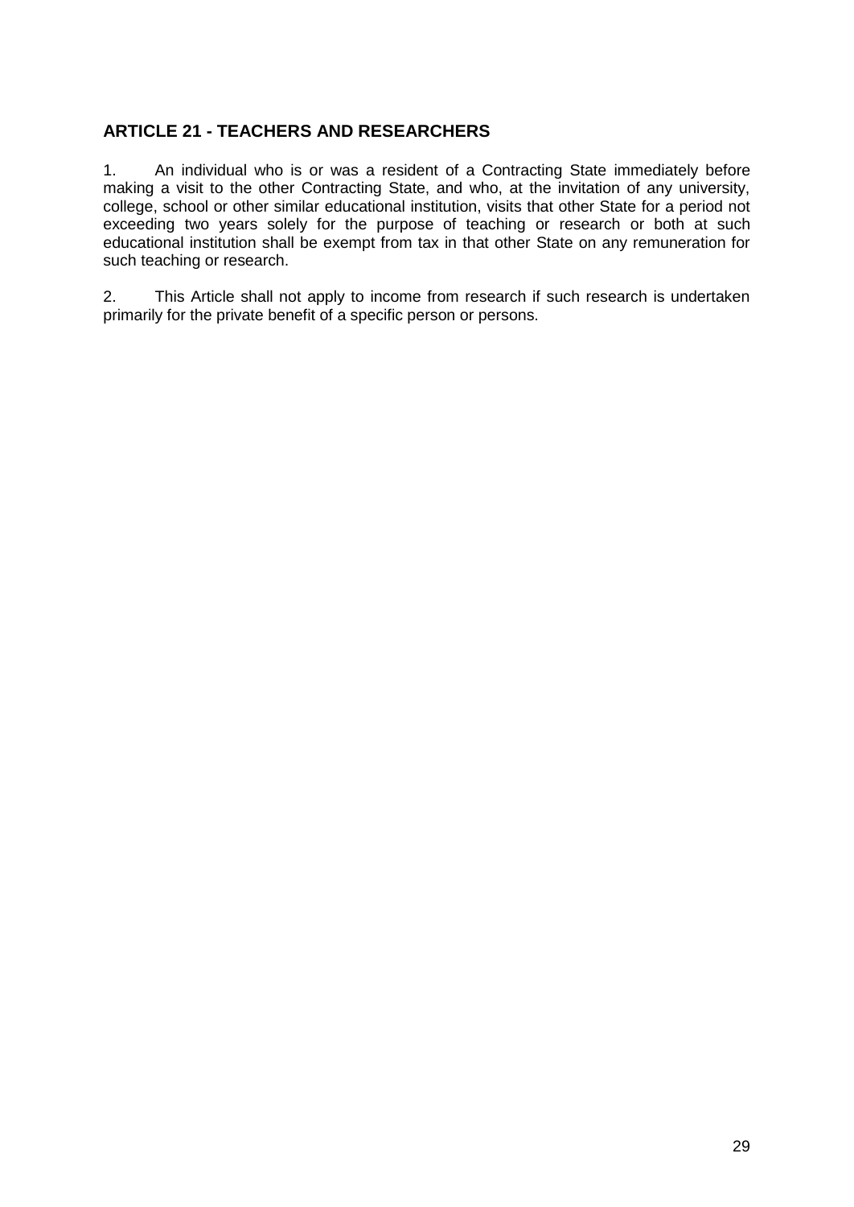## ARTICLE 21 - TEACHERS AND RESEARCHERS

1. An individual who is or was a resident of a Contracting State immediately before making a visit to the other Contracting State, and who, at the invitation of any university, college, school or other similar educational institution, visits that other State for a period not exceeding two years solely for the purpose of teaching or research or both at such educational institution shall be exempt from tax in that other State on any remuneration for such teaching or research.

2. This Article shall not apply to income from research if such research is undertaken primarily for the private benefit of a specific person or persons.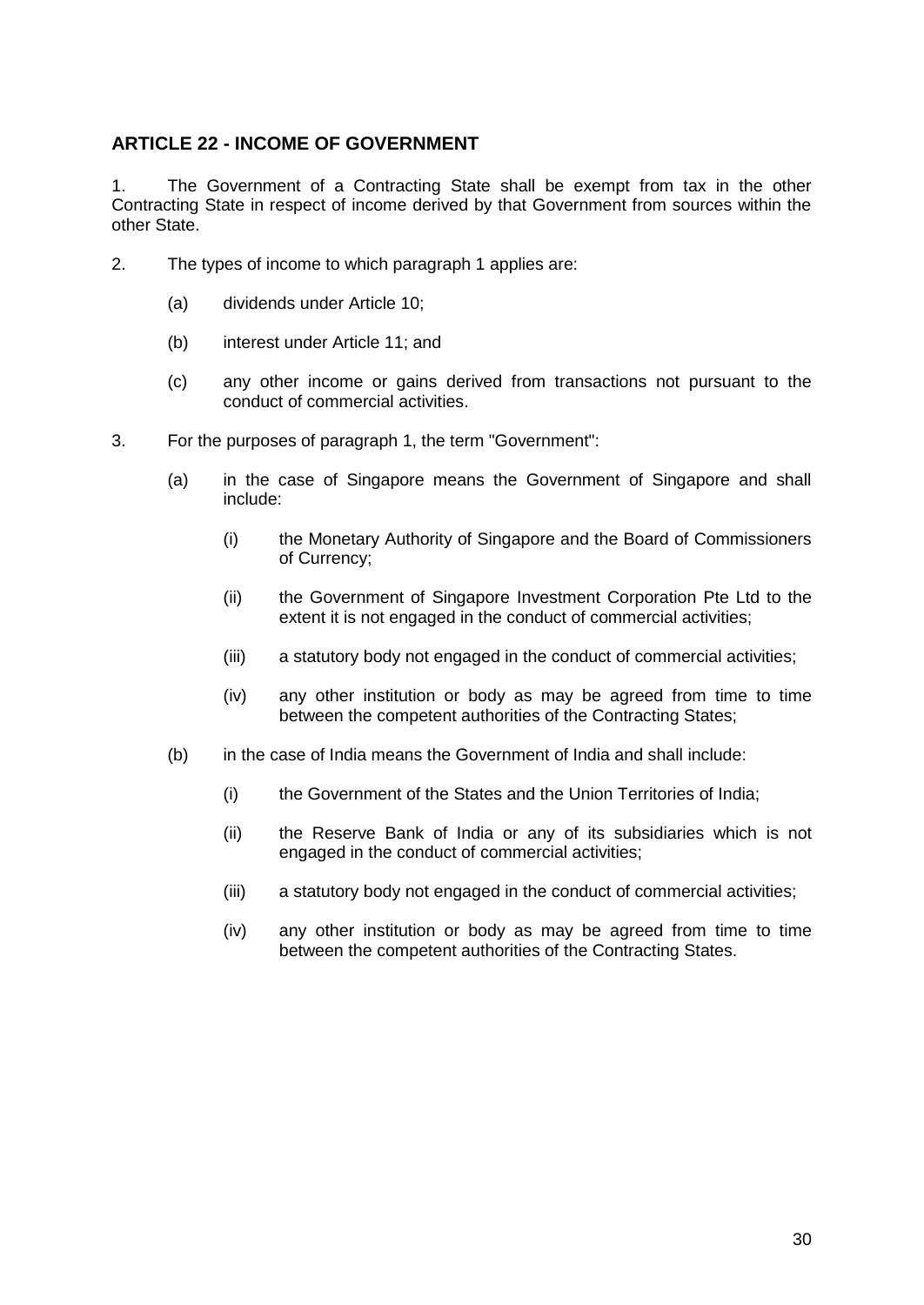## ARTICLE 22 - INCOME OF GOVERNMENT

1. The Government of a Contracting State shall be exempt from tax in the other Contracting State in respect of income derived by that Government from sources within the other State.

2. The types of income to which paragraph 1 applies are:

   (a) dividends under Article 10;

   (b) interest under Article 11; and

   (c) any other income or gains derived from transactions not pursuant to the conduct of commercial activities.

3. For the purposes of paragraph 1, the term "Government":

   (a) in the case of Singapore means the Government of Singapore and shall include:

      (i) the Monetary Authority of Singapore and the Board of Commissioners of Currency;

      (ii) the Government of Singapore Investment Corporation Pte Ltd to the extent it is not engaged in the conduct of commercial activities;

      (iii) a statutory body not engaged in the conduct of commercial activities;

      (iv) any other institution or body as may be agreed from time to time between the competent authorities of the Contracting States;

   (b) in the case of India means the Government of India and shall include:

      (i) the Government of the States and the Union Territories of India;

      (ii) the Reserve Bank of India or any of its subsidiaries which is not engaged in the conduct of commercial activities;

      (iii) a statutory body not engaged in the conduct of commercial activities;

      (iv) any other institution or body as may be agreed from time to time between the competent authorities of the Contracting States.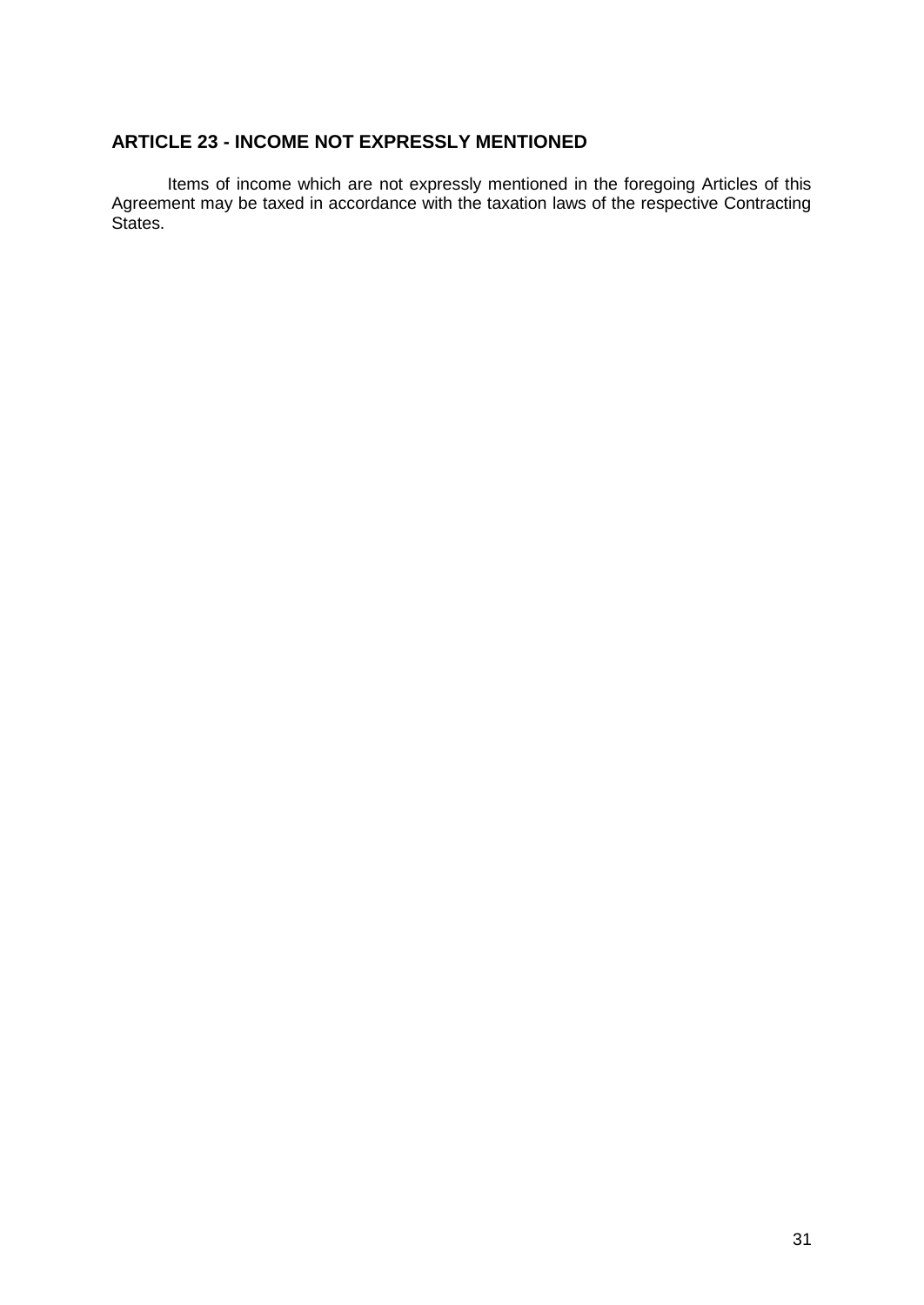## ARTICLE 23 - INCOME NOT EXPRESSLY MENTIONED

Items of income which are not expressly mentioned in the foregoing Articles of this Agreement may be taxed in accordance with the taxation laws of the respective Contracting States.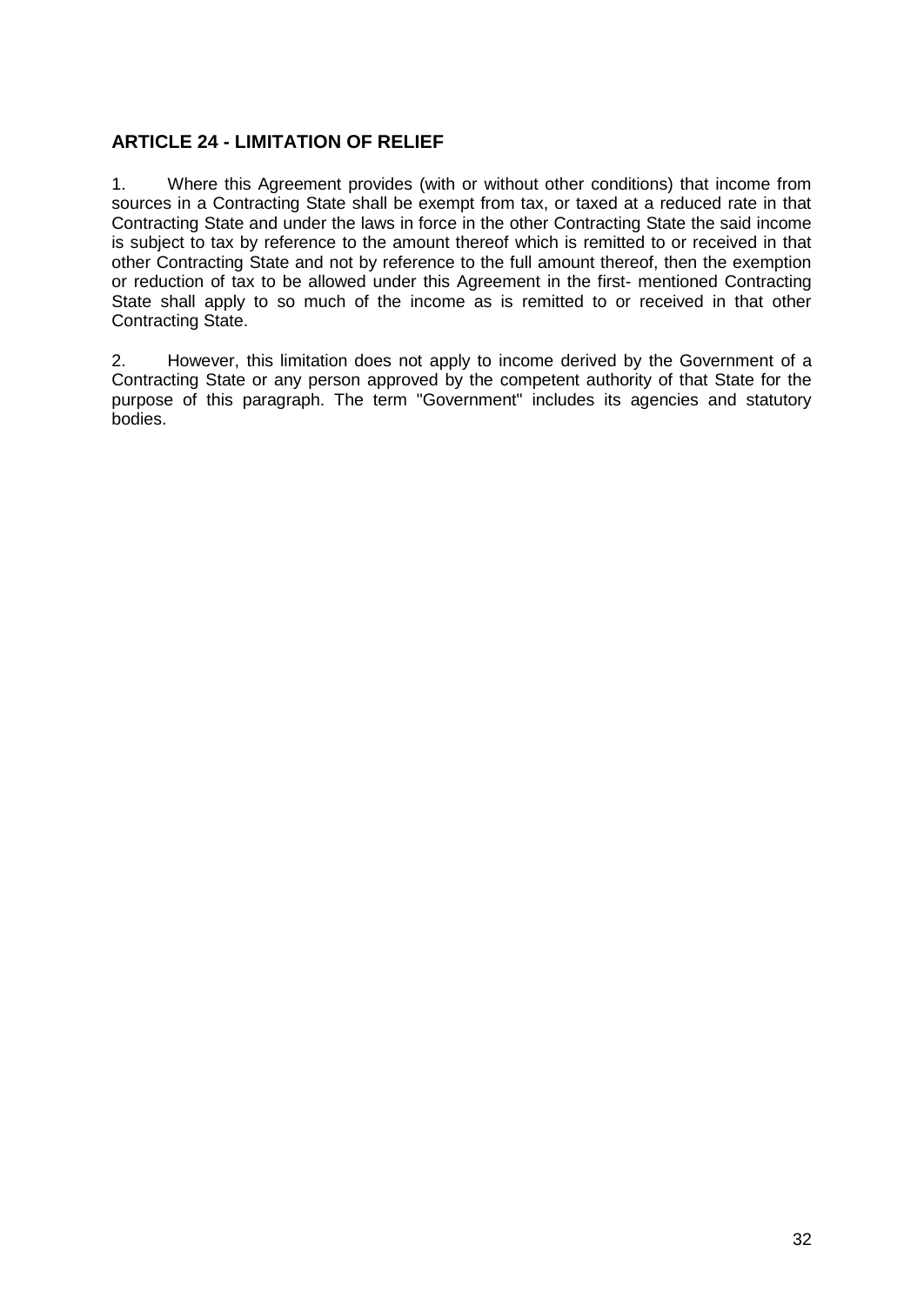## ARTICLE 24 - LIMITATION OF RELIEF

1. Where this Agreement provides (with or without other conditions) that income from sources in a Contracting State shall be exempt from tax, or taxed at a reduced rate in that Contracting State and under the laws in force in the other Contracting State the said income is subject to tax by reference to the amount thereof which is remitted to or received in that other Contracting State and not by reference to the full amount thereof, then the exemption or reduction of tax to be allowed under this Agreement in the first- mentioned Contracting State shall apply to so much of the income as is remitted to or received in that other Contracting State.

2. However, this limitation does not apply to income derived by the Government of a Contracting State or any person approved by the competent authority of that State for the purpose of this paragraph. The term "Government" includes its agencies and statutory bodies.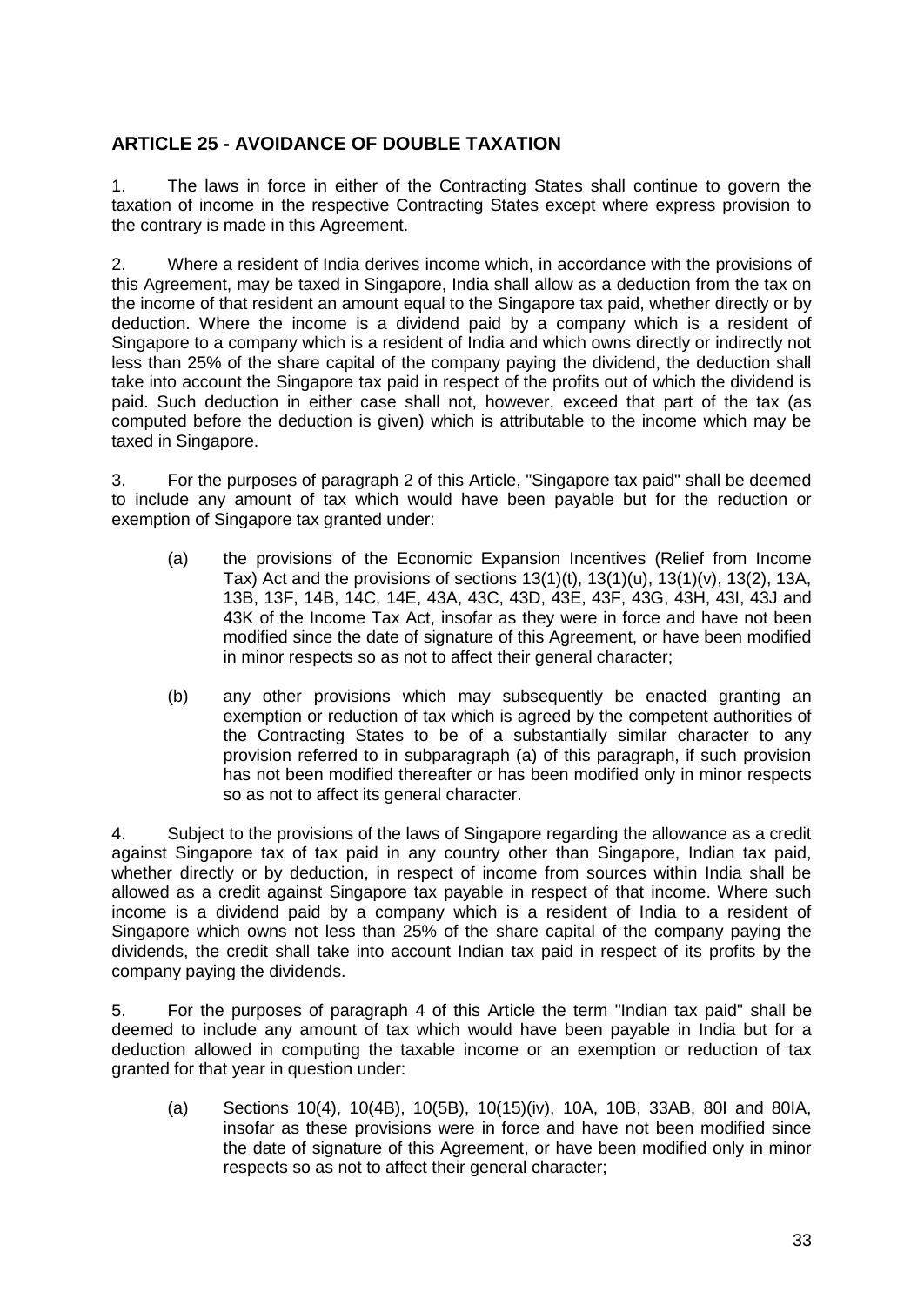## ARTICLE 25 - AVOIDANCE OF DOUBLE TAXATION

1. The laws in force in either of the Contracting States shall continue to govern the taxation of income in the respective Contracting States except where express provision to the contrary is made in this Agreement.

2. Where a resident of India derives income which, in accordance with the provisions of this Agreement, may be taxed in Singapore, India shall allow as a deduction from the tax on the income of that resident an amount equal to the Singapore tax paid, whether directly or by deduction. Where the income is a dividend paid by a company which is a resident of Singapore to a company which is a resident of India and which owns directly or indirectly not less than 25% of the share capital of the company paying the dividend, the deduction shall take into account the Singapore tax paid in respect of the profits out of which the dividend is paid. Such deduction in either case shall not, however, exceed that part of the tax (as computed before the deduction is given) which is attributable to the income which may be taxed in Singapore.

3. For the purposes of paragraph 2 of this Article, "Singapore tax paid" shall be deemed to include any amount of tax which would have been payable but for the reduction or exemption of Singapore tax granted under:

(a) the provisions of the Economic Expansion Incentives (Relief from Income Tax) Act and the provisions of sections 13(1)(t), 13(1)(u), 13(1)(v), 13(2), 13A, 13B, 13F, 14B, 14C, 14E, 43A, 43C, 43D, 43E, 43F, 43G, 43H, 43I, 43J and 43K of the Income Tax Act, insofar as they were in force and have not been modified since the date of signature of this Agreement, or have been modified in minor respects so as not to affect their general character;

(b) any other provisions which may subsequently be enacted granting an exemption or reduction of tax which is agreed by the competent authorities of the Contracting States to be of a substantially similar character to any provision referred to in subparagraph (a) of this paragraph, if such provision has not been modified thereafter or has been modified only in minor respects so as not to affect its general character.

4. Subject to the provisions of the laws of Singapore regarding the allowance as a credit against Singapore tax of tax paid in any country other than Singapore, Indian tax paid, whether directly or by deduction, in respect of income from sources within India shall be allowed as a credit against Singapore tax payable in respect of that income. Where such income is a dividend paid by a company which is a resident of India to a resident of Singapore which owns not less than 25% of the share capital of the company paying the dividends, the credit shall take into account Indian tax paid in respect of its profits by the company paying the dividends.

5. For the purposes of paragraph 4 of this Article the term "Indian tax paid" shall be deemed to include any amount of tax which would have been payable in India but for a deduction allowed in computing the taxable income or an exemption or reduction of tax granted for that year in question under:

(a) Sections 10(4), 10(4B), 10(5B), 10(15)(iv), 10A, 10B, 33AB, 80I and 80IA, insofar as these provisions were in force and have not been modified since the date of signature of this Agreement, or have been modified only in minor respects so as not to affect their general character;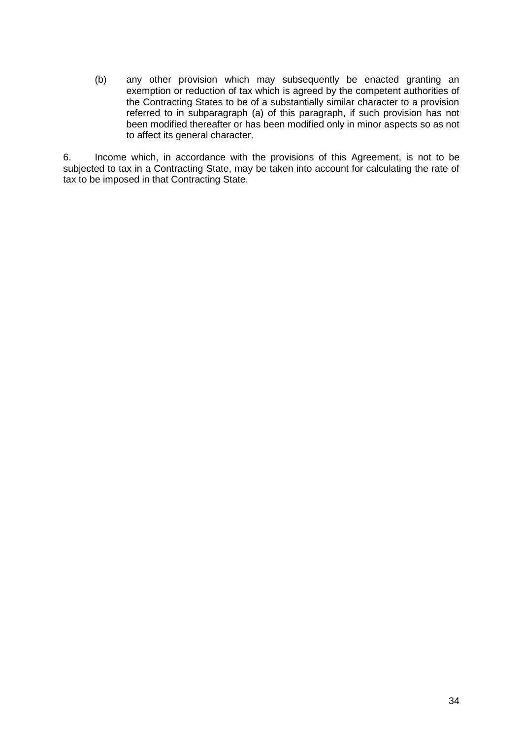(b) any other provision which may subsequently be enacted granting an exemption or reduction of tax which is agreed by the competent authorities of the Contracting States to be of a substantially similar character to a provision referred to in subparagraph (a) of this paragraph, if such provision has not been modified thereafter or has been modified only in minor aspects so as not to affect its general character.

6. Income which, in accordance with the provisions of this Agreement, is not to be subjected to tax in a Contracting State, may be taken into account for calculating the rate of tax to be imposed in that Contracting State.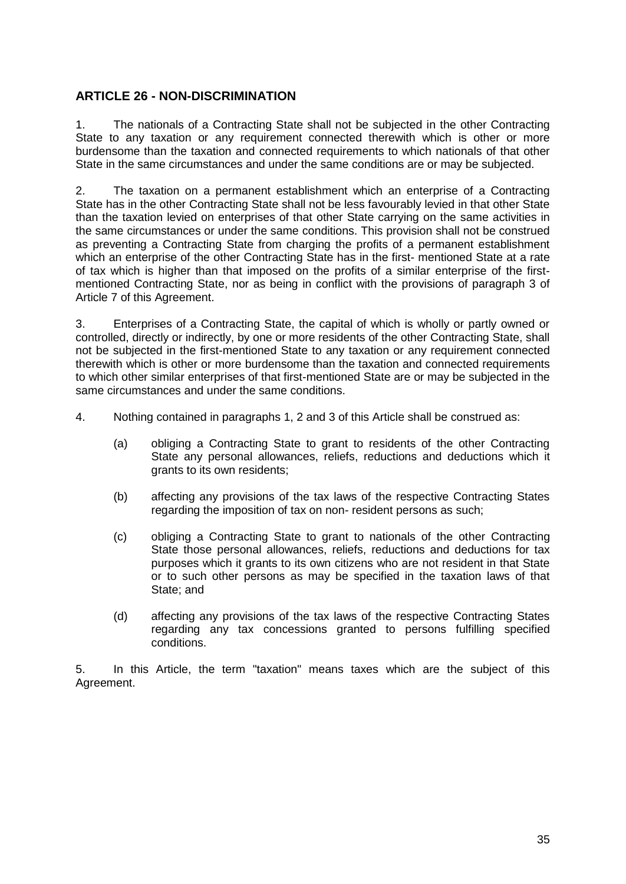## ARTICLE 26 - NON-DISCRIMINATION

1. The nationals of a Contracting State shall not be subjected in the other Contracting State to any taxation or any requirement connected therewith which is other or more burdensome than the taxation and connected requirements to which nationals of that other State in the same circumstances and under the same conditions are or may be subjected.

2. The taxation on a permanent establishment which an enterprise of a Contracting State has in the other Contracting State shall not be less favourably levied in that other State than the taxation levied on enterprises of that other State carrying on the same activities in the same circumstances or under the same conditions. This provision shall not be construed as preventing a Contracting State from charging the profits of a permanent establishment which an enterprise of the other Contracting State has in the first- mentioned State at a rate of tax which is higher than that imposed on the profits of a similar enterprise of the first-mentioned Contracting State, nor as being in conflict with the provisions of paragraph 3 of Article 7 of this Agreement.

3. Enterprises of a Contracting State, the capital of which is wholly or partly owned or controlled, directly or indirectly, by one or more residents of the other Contracting State, shall not be subjected in the first-mentioned State to any taxation or any requirement connected therewith which is other or more burdensome than the taxation and connected requirements to which other similar enterprises of that first-mentioned State are or may be subjected in the same circumstances and under the same conditions.

4. Nothing contained in paragraphs 1, 2 and 3 of this Article shall be construed as:

   (a) obliging a Contracting State to grant to residents of the other Contracting State any personal allowances, reliefs, reductions and deductions which it grants to its own residents;

   (b) affecting any provisions of the tax laws of the respective Contracting States regarding the imposition of tax on non- resident persons as such;

   (c) obliging a Contracting State to grant to nationals of the other Contracting State those personal allowances, reliefs, reductions and deductions for tax purposes which it grants to its own citizens who are not resident in that State or to such other persons as may be specified in the taxation laws of that State; and

   (d) affecting any provisions of the tax laws of the respective Contracting States regarding any tax concessions granted to persons fulfilling specified conditions.

5. In this Article, the term "taxation" means taxes which are the subject of this Agreement.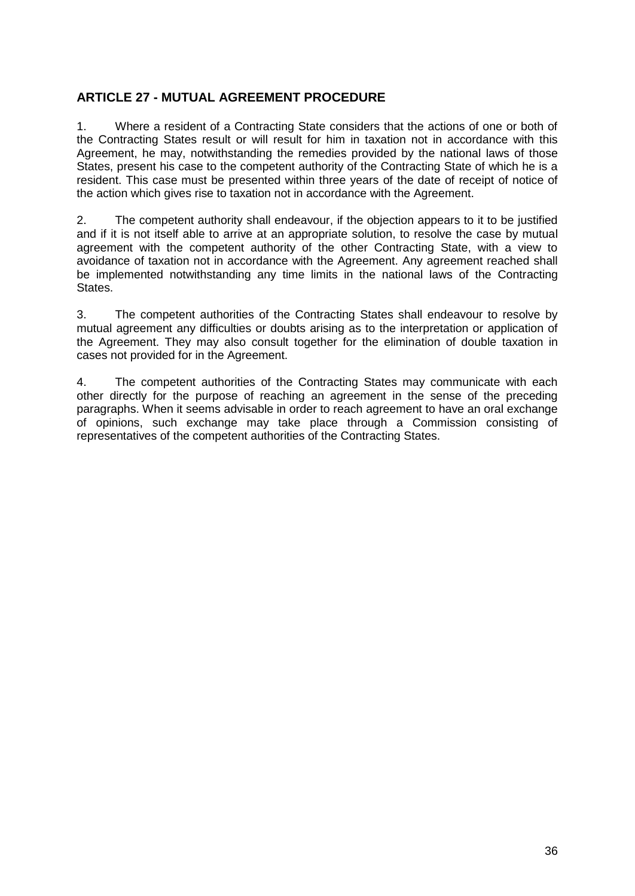## ARTICLE 27 - MUTUAL AGREEMENT PROCEDURE

1. Where a resident of a Contracting State considers that the actions of one or both of the Contracting States result or will result for him in taxation not in accordance with this Agreement, he may, notwithstanding the remedies provided by the national laws of those States, present his case to the competent authority of the Contracting State of which he is a resident. This case must be presented within three years of the date of receipt of notice of the action which gives rise to taxation not in accordance with the Agreement.

2. The competent authority shall endeavour, if the objection appears to it to be justified and if it is not itself able to arrive at an appropriate solution, to resolve the case by mutual agreement with the competent authority of the other Contracting State, with a view to avoidance of taxation not in accordance with the Agreement. Any agreement reached shall be implemented notwithstanding any time limits in the national laws of the Contracting States.

3. The competent authorities of the Contracting States shall endeavour to resolve by mutual agreement any difficulties or doubts arising as to the interpretation or application of the Agreement. They may also consult together for the elimination of double taxation in cases not provided for in the Agreement.

4. The competent authorities of the Contracting States may communicate with each other directly for the purpose of reaching an agreement in the sense of the preceding paragraphs. When it seems advisable in order to reach agreement to have an oral exchange of opinions, such exchange may take place through a Commission consisting of representatives of the competent authorities of the Contracting States.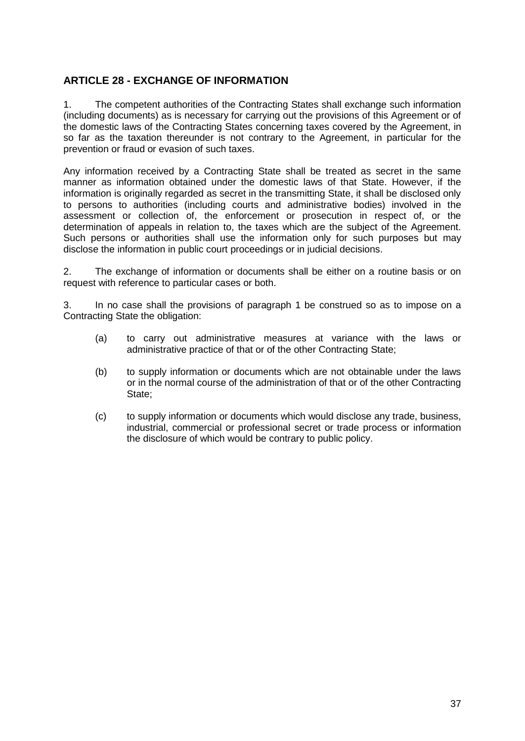## ARTICLE 28 - EXCHANGE OF INFORMATION

1. The competent authorities of the Contracting States shall exchange such information (including documents) as is necessary for carrying out the provisions of this Agreement or of the domestic laws of the Contracting States concerning taxes covered by the Agreement, in so far as the taxation thereunder is not contrary to the Agreement, in particular for the prevention or fraud or evasion of such taxes.

Any information received by a Contracting State shall be treated as secret in the same manner as information obtained under the domestic laws of that State. However, if the information is originally regarded as secret in the transmitting State, it shall be disclosed only to persons to authorities (including courts and administrative bodies) involved in the assessment or collection of, the enforcement or prosecution in respect of, or the determination of appeals in relation to, the taxes which are the subject of the Agreement. Such persons or authorities shall use the information only for such purposes but may disclose the information in public court proceedings or in judicial decisions.

2. The exchange of information or documents shall be either on a routine basis or on request with reference to particular cases or both.

3. In no case shall the provisions of paragraph 1 be construed so as to impose on a Contracting State the obligation:

(a) to carry out administrative measures at variance with the laws or administrative practice of that or of the other Contracting State;

(b) to supply information or documents which are not obtainable under the laws or in the normal course of the administration of that or of the other Contracting State;

(c) to supply information or documents which would disclose any trade, business, industrial, commercial or professional secret or trade process or information the disclosure of which would be contrary to public policy.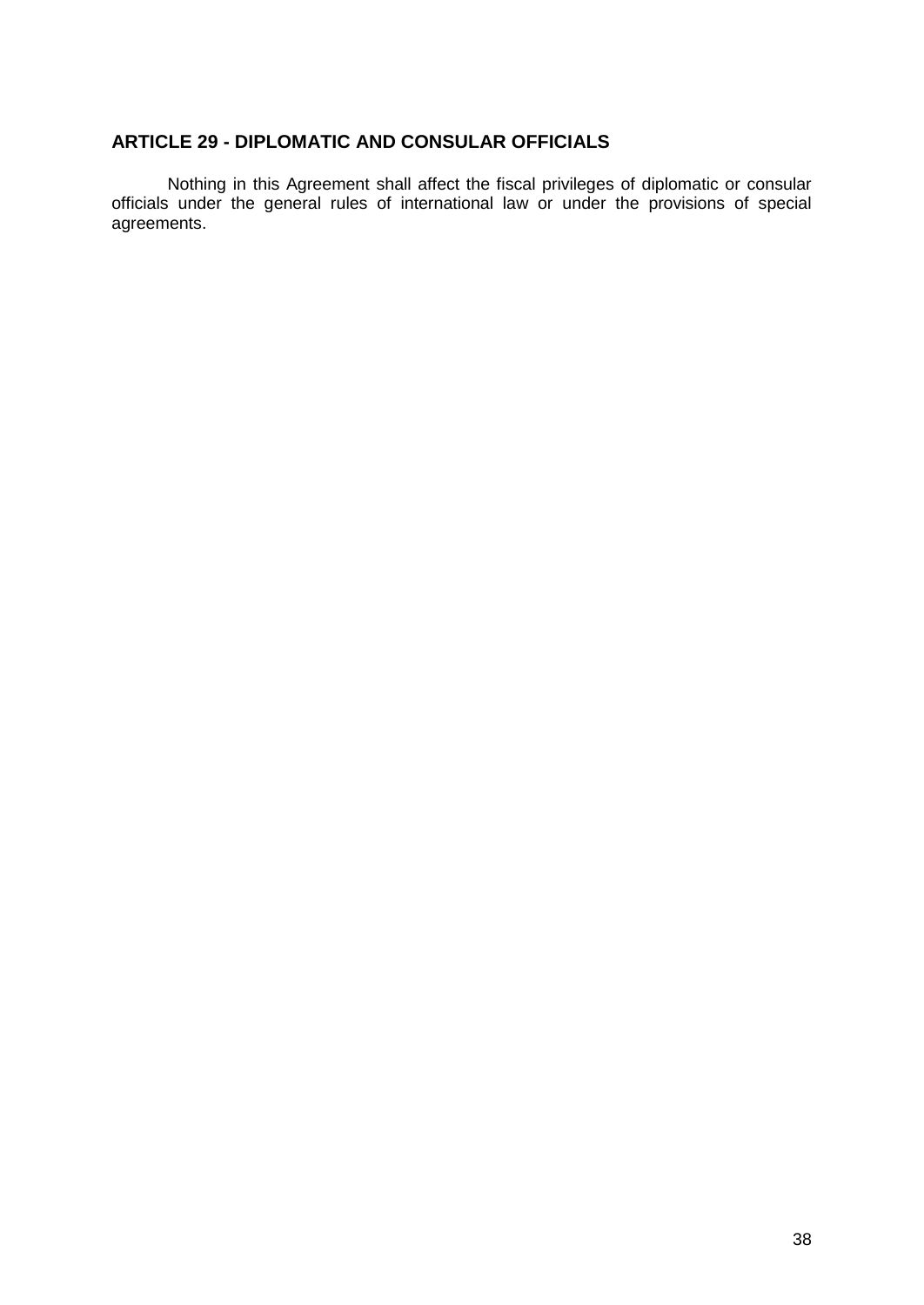### ARTICLE 29 - DIPLOMATIC AND CONSULAR OFFICIALS

Nothing in this Agreement shall affect the fiscal privileges of diplomatic or consular officials under the general rules of international law or under the provisions of special agreements.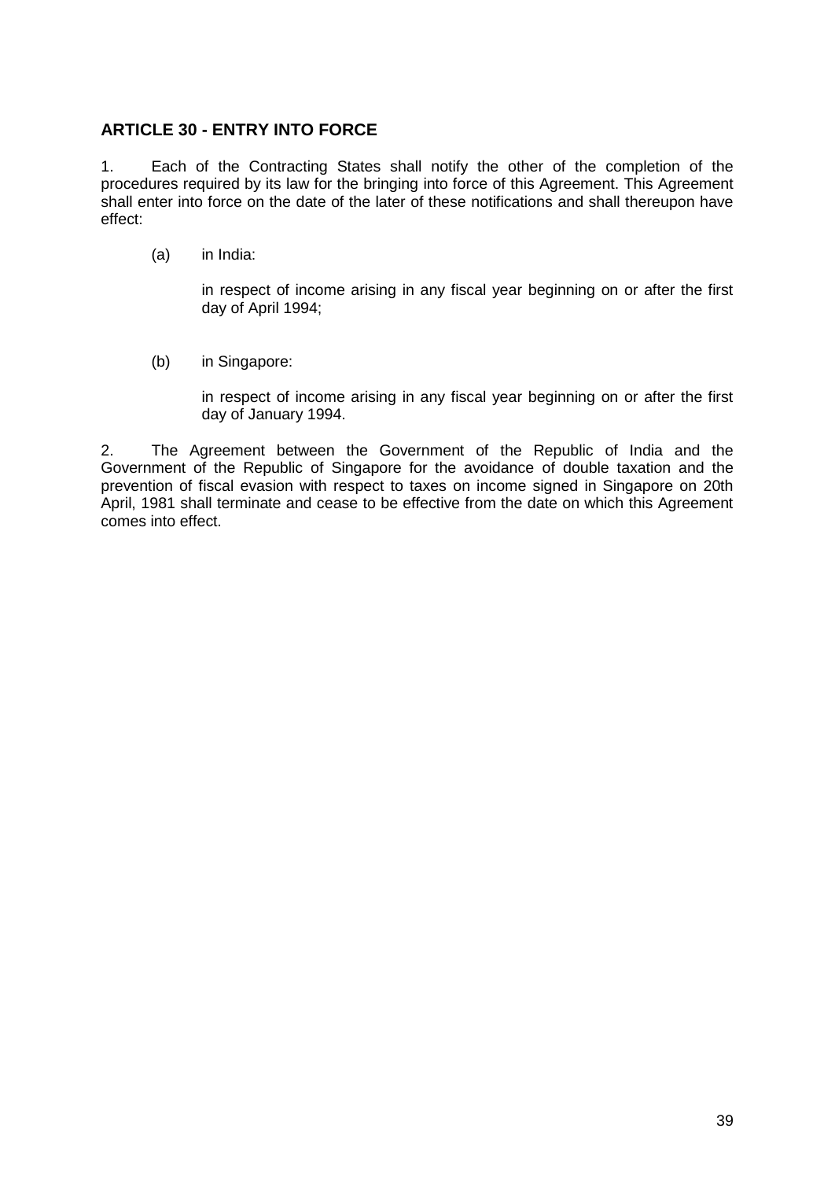## ARTICLE 30 - ENTRY INTO FORCE

1. Each of the Contracting States shall notify the other of the completion of the procedures required by its law for the bringing into force of this Agreement. This Agreement shall enter into force on the date of the later of these notifications and shall thereupon have effect:

(a) in India:

in respect of income arising in any fiscal year beginning on or after the first day of April 1994;

(b) in Singapore:

in respect of income arising in any fiscal year beginning on or after the first day of January 1994.

2. The Agreement between the Government of the Republic of India and the Government of the Republic of Singapore for the avoidance of double taxation and the prevention of fiscal evasion with respect to taxes on income signed in Singapore on 20th April, 1981 shall terminate and cease to be effective from the date on which this Agreement comes into effect.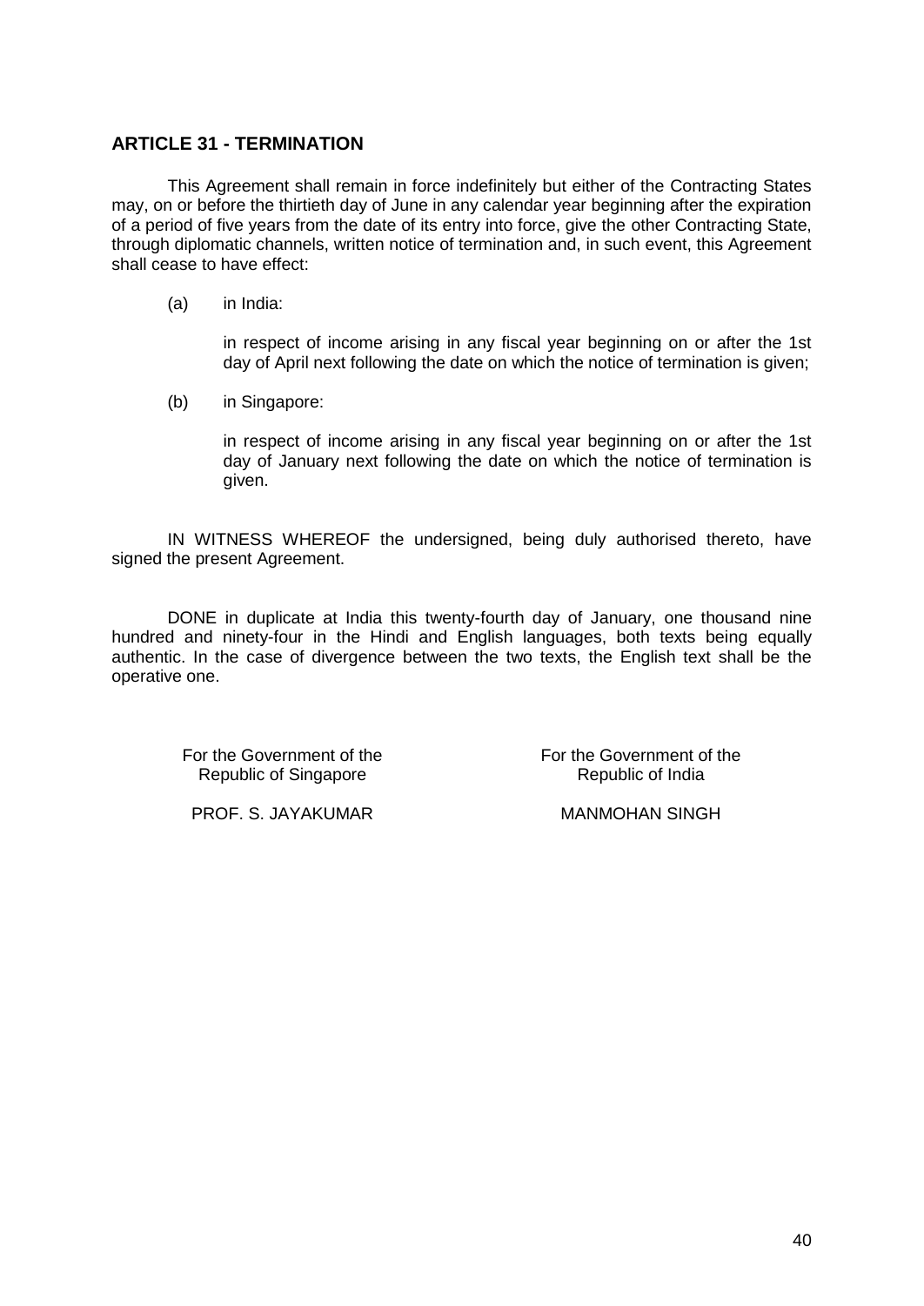## ARTICLE 31 - TERMINATION

This Agreement shall remain in force indefinitely but either of the Contracting States may, on or before the thirtieth day of June in any calendar year beginning after the expiration of a period of five years from the date of its entry into force, give the other Contracting State, through diplomatic channels, written notice of termination and, in such event, this Agreement shall cease to have effect:

(a) in India:

in respect of income arising in any fiscal year beginning on or after the 1st day of April next following the date on which the notice of termination is given;

(b) in Singapore:

in respect of income arising in any fiscal year beginning on or after the 1st day of January next following the date on which the notice of termination is given.

IN WITNESS WHEREOF the undersigned, being duly authorised thereto, have signed the present Agreement.

DONE in duplicate at India this twenty-fourth day of January, one thousand nine hundred and ninety-four in the Hindi and English languages, both texts being equally authentic. In the case of divergence between the two texts, the English text shall be the operative one.

| For the Government of the Republic of Singapore | For the Government of the Republic of India |
|---|---|
| PROF. S. JAYAKUMAR | MANMOHAN SINGH |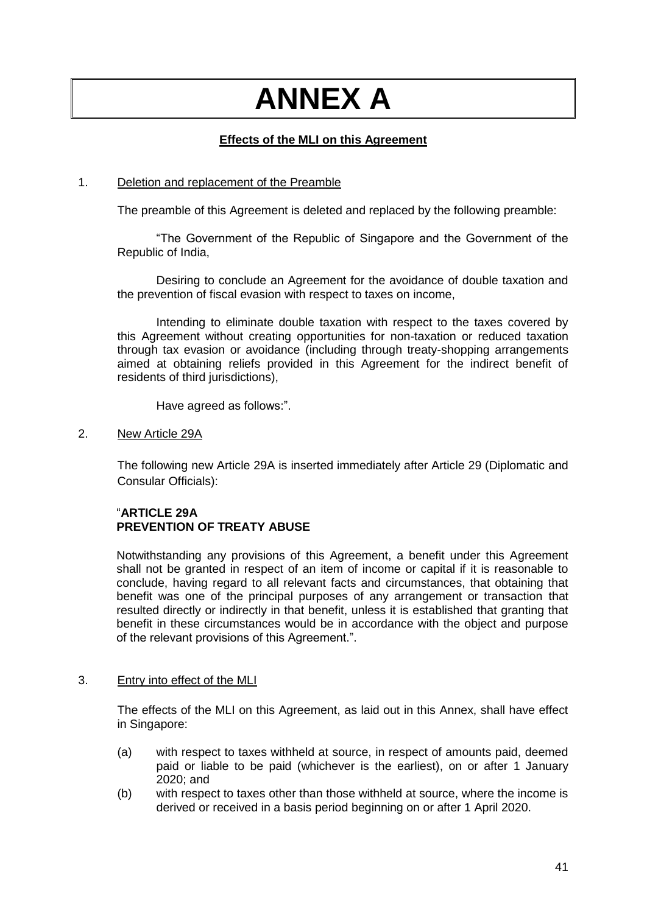# ANNEX A

**Effects of the MLI on this Agreement**

1. Deletion and replacement of the Preamble

The preamble of this Agreement is deleted and replaced by the following preamble:

"The Government of the Republic of Singapore and the Government of the Republic of India,

Desiring to conclude an Agreement for the avoidance of double taxation and the prevention of fiscal evasion with respect to taxes on income,

Intending to eliminate double taxation with respect to the taxes covered by this Agreement without creating opportunities for non-taxation or reduced taxation through tax evasion or avoidance (including through treaty-shopping arrangements aimed at obtaining reliefs provided in this Agreement for the indirect benefit of residents of third jurisdictions),

Have agreed as follows:".

2. New Article 29A

The following new Article 29A is inserted immediately after Article 29 (Diplomatic and Consular Officials):

"**ARTICLE 29A**
**PREVENTION OF TREATY ABUSE**

Notwithstanding any provisions of this Agreement, a benefit under this Agreement shall not be granted in respect of an item of income or capital if it is reasonable to conclude, having regard to all relevant facts and circumstances, that obtaining that benefit was one of the principal purposes of any arrangement or transaction that resulted directly or indirectly in that benefit, unless it is established that granting that benefit in these circumstances would be in accordance with the object and purpose of the relevant provisions of this Agreement.".

3. Entry into effect of the MLI

The effects of the MLI on this Agreement, as laid out in this Annex, shall have effect in Singapore:

(a) with respect to taxes withheld at source, in respect of amounts paid, deemed paid or liable to be paid (whichever is the earliest), on or after 1 January 2020; and
(b) with respect to taxes other than those withheld at source, where the income is derived or received in a basis period beginning on or after 1 April 2020.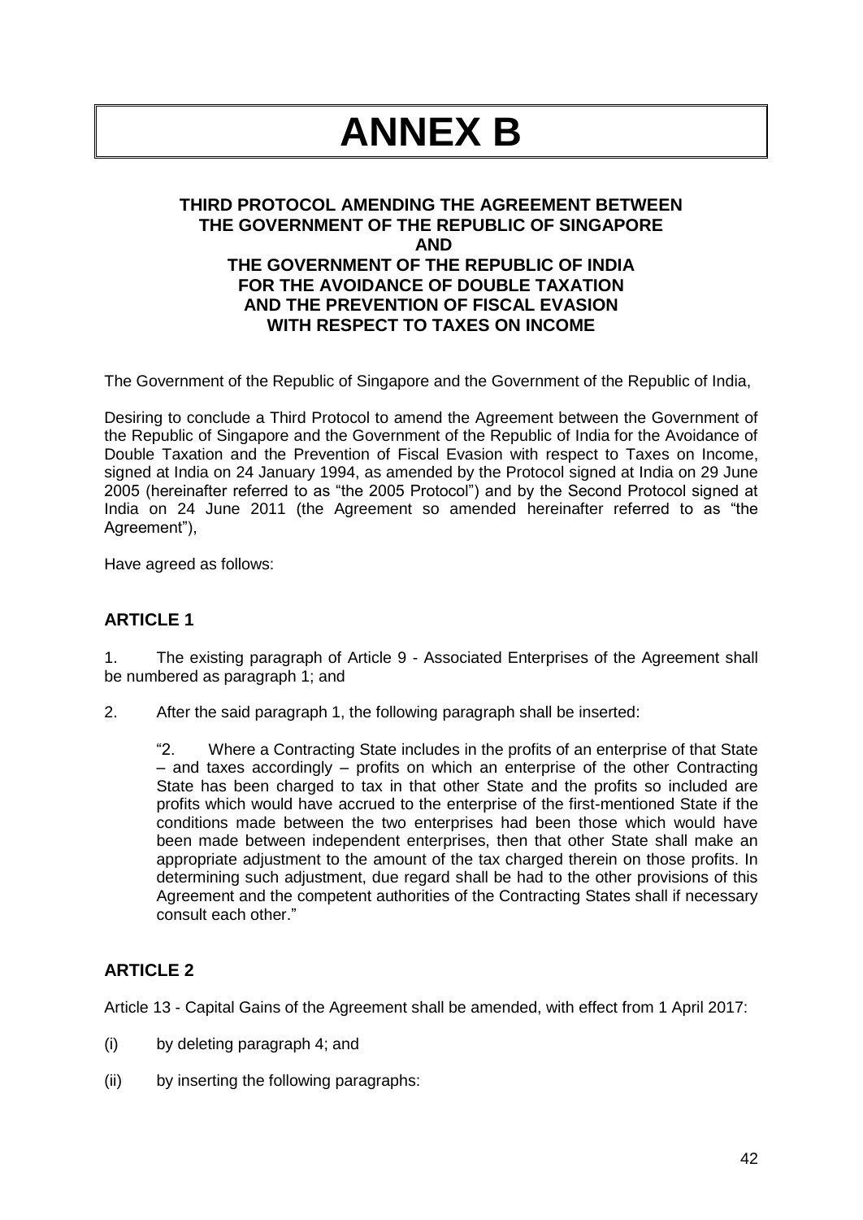# ANNEX B

**THIRD PROTOCOL AMENDING THE AGREEMENT BETWEEN THE GOVERNMENT OF THE REPUBLIC OF SINGAPORE AND THE GOVERNMENT OF THE REPUBLIC OF INDIA FOR THE AVOIDANCE OF DOUBLE TAXATION AND THE PREVENTION OF FISCAL EVASION WITH RESPECT TO TAXES ON INCOME**

The Government of the Republic of Singapore and the Government of the Republic of India,

Desiring to conclude a Third Protocol to amend the Agreement between the Government of the Republic of Singapore and the Government of the Republic of India for the Avoidance of Double Taxation and the Prevention of Fiscal Evasion with respect to Taxes on Income, signed at India on 24 January 1994, as amended by the Protocol signed at India on 29 June 2005 (hereinafter referred to as "the 2005 Protocol") and by the Second Protocol signed at India on 24 June 2011 (the Agreement so amended hereinafter referred to as "the Agreement"),

Have agreed as follows:

## ARTICLE 1

1. The existing paragraph of Article 9 - Associated Enterprises of the Agreement shall be numbered as paragraph 1; and

2. After the said paragraph 1, the following paragraph shall be inserted:

   "2. Where a Contracting State includes in the profits of an enterprise of that State – and taxes accordingly – profits on which an enterprise of the other Contracting State has been charged to tax in that other State and the profits so included are profits which would have accrued to the enterprise of the first-mentioned State if the conditions made between the two enterprises had been those which would have been made between independent enterprises, then that other State shall make an appropriate adjustment to the amount of the tax charged therein on those profits. In determining such adjustment, due regard shall be had to the other provisions of this Agreement and the competent authorities of the Contracting States shall if necessary consult each other."

## ARTICLE 2

Article 13 - Capital Gains of the Agreement shall be amended, with effect from 1 April 2017:

(i) by deleting paragraph 4; and

(ii) by inserting the following paragraphs: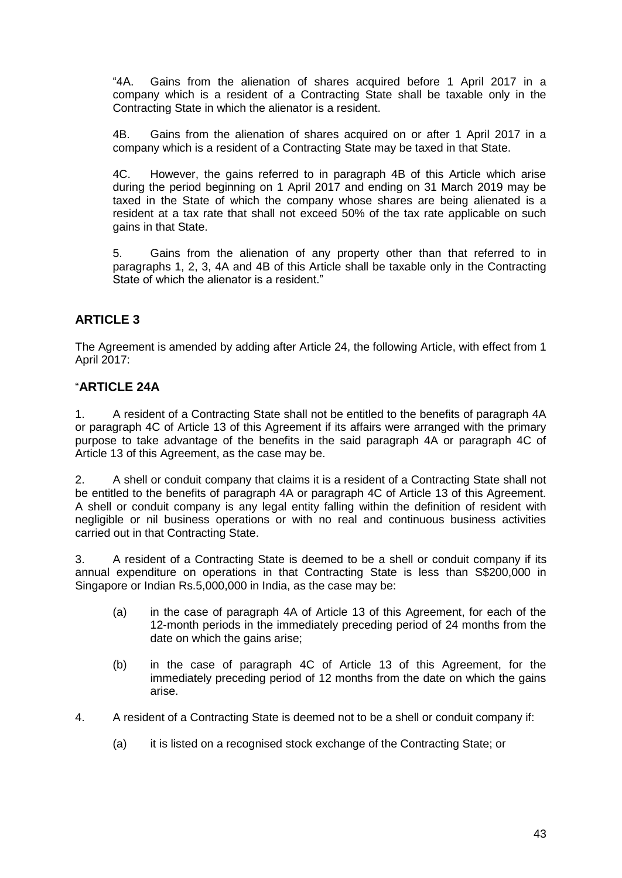"4A. Gains from the alienation of shares acquired before 1 April 2017 in a company which is a resident of a Contracting State shall be taxable only in the Contracting State in which the alienator is a resident.

4B. Gains from the alienation of shares acquired on or after 1 April 2017 in a company which is a resident of a Contracting State may be taxed in that State.

4C. However, the gains referred to in paragraph 4B of this Article which arise during the period beginning on 1 April 2017 and ending on 31 March 2019 may be taxed in the State of which the company whose shares are being alienated is a resident at a tax rate that shall not exceed 50% of the tax rate applicable on such gains in that State.

5. Gains from the alienation of any property other than that referred to in paragraphs 1, 2, 3, 4A and 4B of this Article shall be taxable only in the Contracting State of which the alienator is a resident."

## ARTICLE 3

The Agreement is amended by adding after Article 24, the following Article, with effect from 1 April 2017:

## "ARTICLE 24A

1. A resident of a Contracting State shall not be entitled to the benefits of paragraph 4A or paragraph 4C of Article 13 of this Agreement if its affairs were arranged with the primary purpose to take advantage of the benefits in the said paragraph 4A or paragraph 4C of Article 13 of this Agreement, as the case may be.

2. A shell or conduit company that claims it is a resident of a Contracting State shall not be entitled to the benefits of paragraph 4A or paragraph 4C of Article 13 of this Agreement. A shell or conduit company is any legal entity falling within the definition of resident with negligible or nil business operations or with no real and continuous business activities carried out in that Contracting State.

3. A resident of a Contracting State is deemed to be a shell or conduit company if its annual expenditure on operations in that Contracting State is less than S$200,000 in Singapore or Indian Rs.5,000,000 in India, as the case may be:

   (a) in the case of paragraph 4A of Article 13 of this Agreement, for each of the 12-month periods in the immediately preceding period of 24 months from the date on which the gains arise;

   (b) in the case of paragraph 4C of Article 13 of this Agreement, for the immediately preceding period of 12 months from the date on which the gains arise.

4. A resident of a Contracting State is deemed not to be a shell or conduit company if:

   (a) it is listed on a recognised stock exchange of the Contracting State; or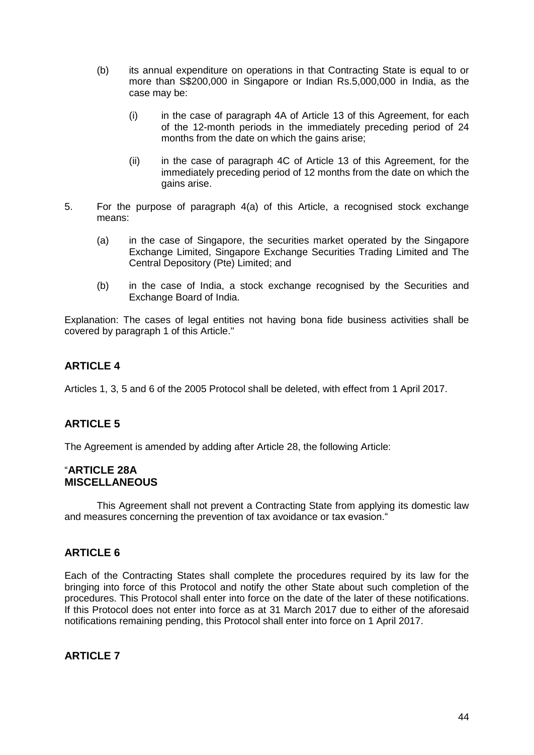(b) its annual expenditure on operations in that Contracting State is equal to or more than S$200,000 in Singapore or Indian Rs.5,000,000 in India, as the case may be:

 (i) in the case of paragraph 4A of Article 13 of this Agreement, for each of the 12-month periods in the immediately preceding period of 24 months from the date on which the gains arise;

 (ii) in the case of paragraph 4C of Article 13 of this Agreement, for the immediately preceding period of 12 months from the date on which the gains arise.

5. For the purpose of paragraph 4(a) of this Article, a recognised stock exchange means:

 (a) in the case of Singapore, the securities market operated by the Singapore Exchange Limited, Singapore Exchange Securities Trading Limited and The Central Depository (Pte) Limited; and

 (b) in the case of India, a stock exchange recognised by the Securities and Exchange Board of India.

Explanation: The cases of legal entities not having bona fide business activities shall be covered by paragraph 1 of this Article."

## ARTICLE 4

Articles 1, 3, 5 and 6 of the 2005 Protocol shall be deleted, with effect from 1 April 2017.

## ARTICLE 5

The Agreement is amended by adding after Article 28, the following Article:

"**ARTICLE 28A**
**MISCELLANEOUS**

This Agreement shall not prevent a Contracting State from applying its domestic law and measures concerning the prevention of tax avoidance or tax evasion."

## ARTICLE 6

Each of the Contracting States shall complete the procedures required by its law for the bringing into force of this Protocol and notify the other State about such completion of the procedures. This Protocol shall enter into force on the date of the later of these notifications. If this Protocol does not enter into force as at 31 March 2017 due to either of the aforesaid notifications remaining pending, this Protocol shall enter into force on 1 April 2017.

## ARTICLE 7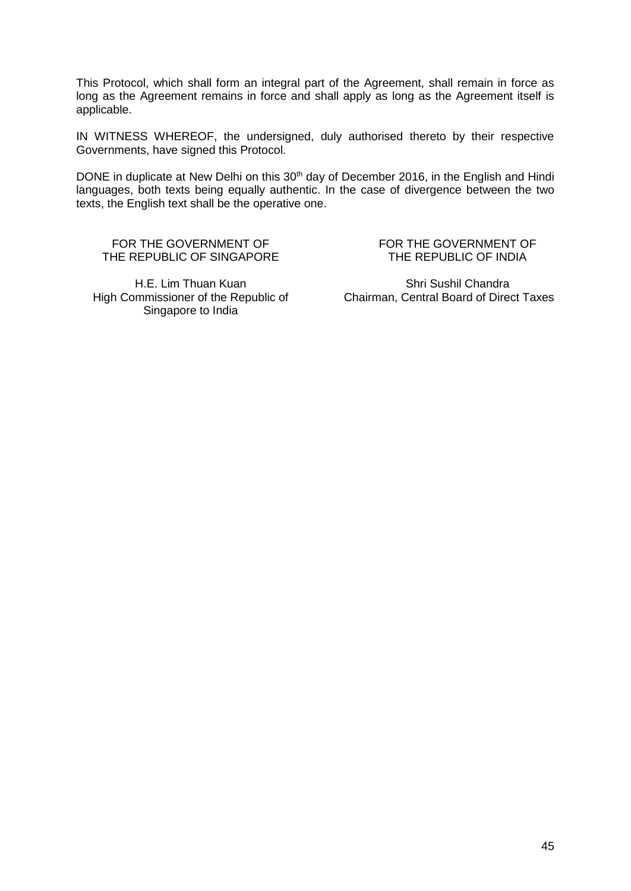This Protocol, which shall form an integral part of the Agreement, shall remain in force as long as the Agreement remains in force and shall apply as long as the Agreement itself is applicable.

IN WITNESS WHEREOF, the undersigned, duly authorised thereto by their respective Governments, have signed this Protocol.

DONE in duplicate at New Delhi on this 30th day of December 2016, in the English and Hindi languages, both texts being equally authentic. In the case of divergence between the two texts, the English text shall be the operative one.

FOR THE GOVERNMENT OF THE REPUBLIC OF SINGAPORE

H.E. Lim Thuan Kuan
High Commissioner of the Republic of Singapore to India

FOR THE GOVERNMENT OF THE REPUBLIC OF INDIA

Shri Sushil Chandra
Chairman, Central Board of Direct Taxes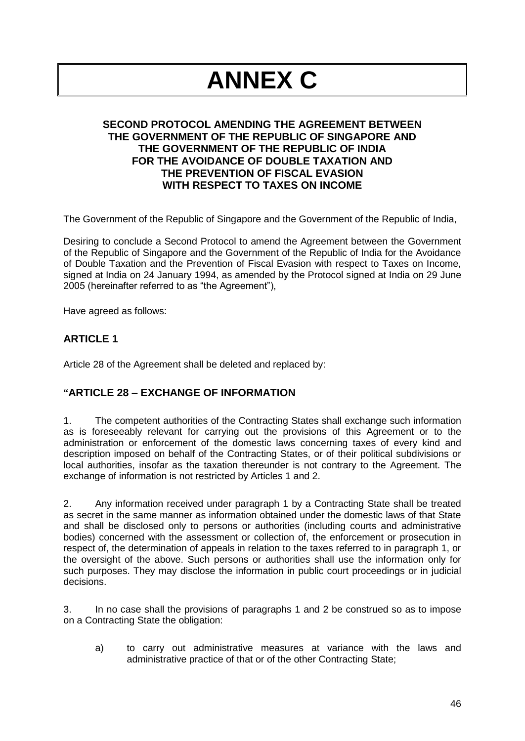# ANNEX C

### SECOND PROTOCOL AMENDING THE AGREEMENT BETWEEN THE GOVERNMENT OF THE REPUBLIC OF SINGAPORE AND THE GOVERNMENT OF THE REPUBLIC OF INDIA FOR THE AVOIDANCE OF DOUBLE TAXATION AND THE PREVENTION OF FISCAL EVASION WITH RESPECT TO TAXES ON INCOME

The Government of the Republic of Singapore and the Government of the Republic of India,

Desiring to conclude a Second Protocol to amend the Agreement between the Government of the Republic of Singapore and the Government of the Republic of India for the Avoidance of Double Taxation and the Prevention of Fiscal Evasion with respect to Taxes on Income, signed at India on 24 January 1994, as amended by the Protocol signed at India on 29 June 2005 (hereinafter referred to as "the Agreement"),

Have agreed as follows:

## ARTICLE 1

Article 28 of the Agreement shall be deleted and replaced by:

## "ARTICLE 28 – EXCHANGE OF INFORMATION

1. The competent authorities of the Contracting States shall exchange such information as is foreseeably relevant for carrying out the provisions of this Agreement or to the administration or enforcement of the domestic laws concerning taxes of every kind and description imposed on behalf of the Contracting States, or of their political subdivisions or local authorities, insofar as the taxation thereunder is not contrary to the Agreement. The exchange of information is not restricted by Articles 1 and 2.

2. Any information received under paragraph 1 by a Contracting State shall be treated as secret in the same manner as information obtained under the domestic laws of that State and shall be disclosed only to persons or authorities (including courts and administrative bodies) concerned with the assessment or collection of, the enforcement or prosecution in respect of, the determination of appeals in relation to the taxes referred to in paragraph 1, or the oversight of the above. Such persons or authorities shall use the information only for such purposes. They may disclose the information in public court proceedings or in judicial decisions.

3. In no case shall the provisions of paragraphs 1 and 2 be construed so as to impose on a Contracting State the obligation:

   a) to carry out administrative measures at variance with the laws and administrative practice of that or of the other Contracting State;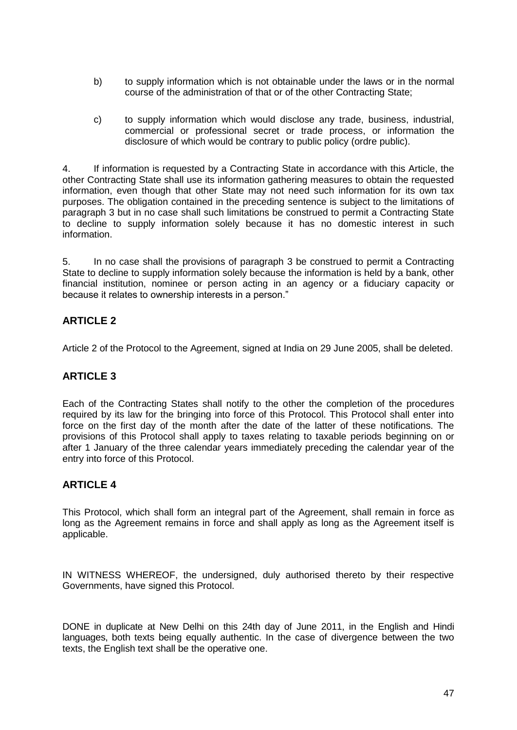b) to supply information which is not obtainable under the laws or in the normal course of the administration of that or of the other Contracting State;

c) to supply information which would disclose any trade, business, industrial, commercial or professional secret or trade process, or information the disclosure of which would be contrary to public policy (ordre public).

4. If information is requested by a Contracting State in accordance with this Article, the other Contracting State shall use its information gathering measures to obtain the requested information, even though that other State may not need such information for its own tax purposes. The obligation contained in the preceding sentence is subject to the limitations of paragraph 3 but in no case shall such limitations be construed to permit a Contracting State to decline to supply information solely because it has no domestic interest in such information.

5. In no case shall the provisions of paragraph 3 be construed to permit a Contracting State to decline to supply information solely because the information is held by a bank, other financial institution, nominee or person acting in an agency or a fiduciary capacity or because it relates to ownership interests in a person."

## ARTICLE 2

Article 2 of the Protocol to the Agreement, signed at India on 29 June 2005, shall be deleted.

## ARTICLE 3

Each of the Contracting States shall notify to the other the completion of the procedures required by its law for the bringing into force of this Protocol. This Protocol shall enter into force on the first day of the month after the date of the latter of these notifications. The provisions of this Protocol shall apply to taxes relating to taxable periods beginning on or after 1 January of the three calendar years immediately preceding the calendar year of the entry into force of this Protocol.

## ARTICLE 4

This Protocol, which shall form an integral part of the Agreement, shall remain in force as long as the Agreement remains in force and shall apply as long as the Agreement itself is applicable.

IN WITNESS WHEREOF, the undersigned, duly authorised thereto by their respective Governments, have signed this Protocol.

DONE in duplicate at New Delhi on this 24th day of June 2011, in the English and Hindi languages, both texts being equally authentic. In the case of divergence between the two texts, the English text shall be the operative one.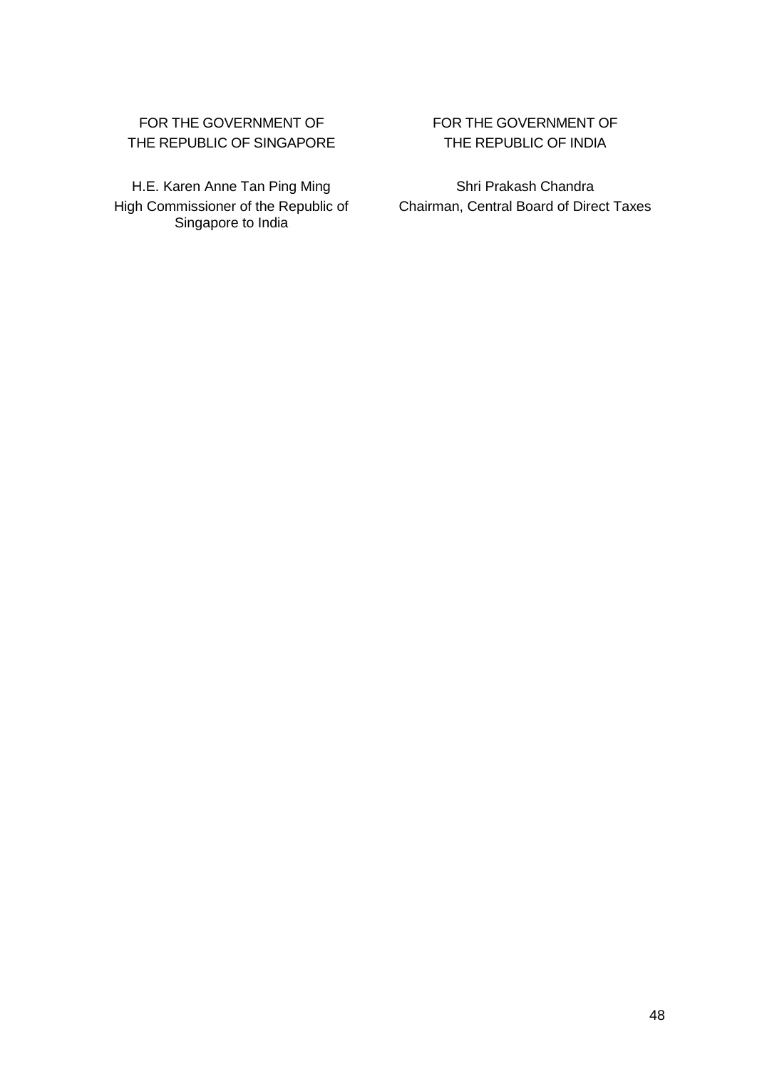FOR THE GOVERNMENT OF
THE REPUBLIC OF SINGAPORE

H.E. Karen Anne Tan Ping Ming
High Commissioner of the Republic of Singapore to India

FOR THE GOVERNMENT OF
THE REPUBLIC OF INDIA

Shri Prakash Chandra
Chairman, Central Board of Direct Taxes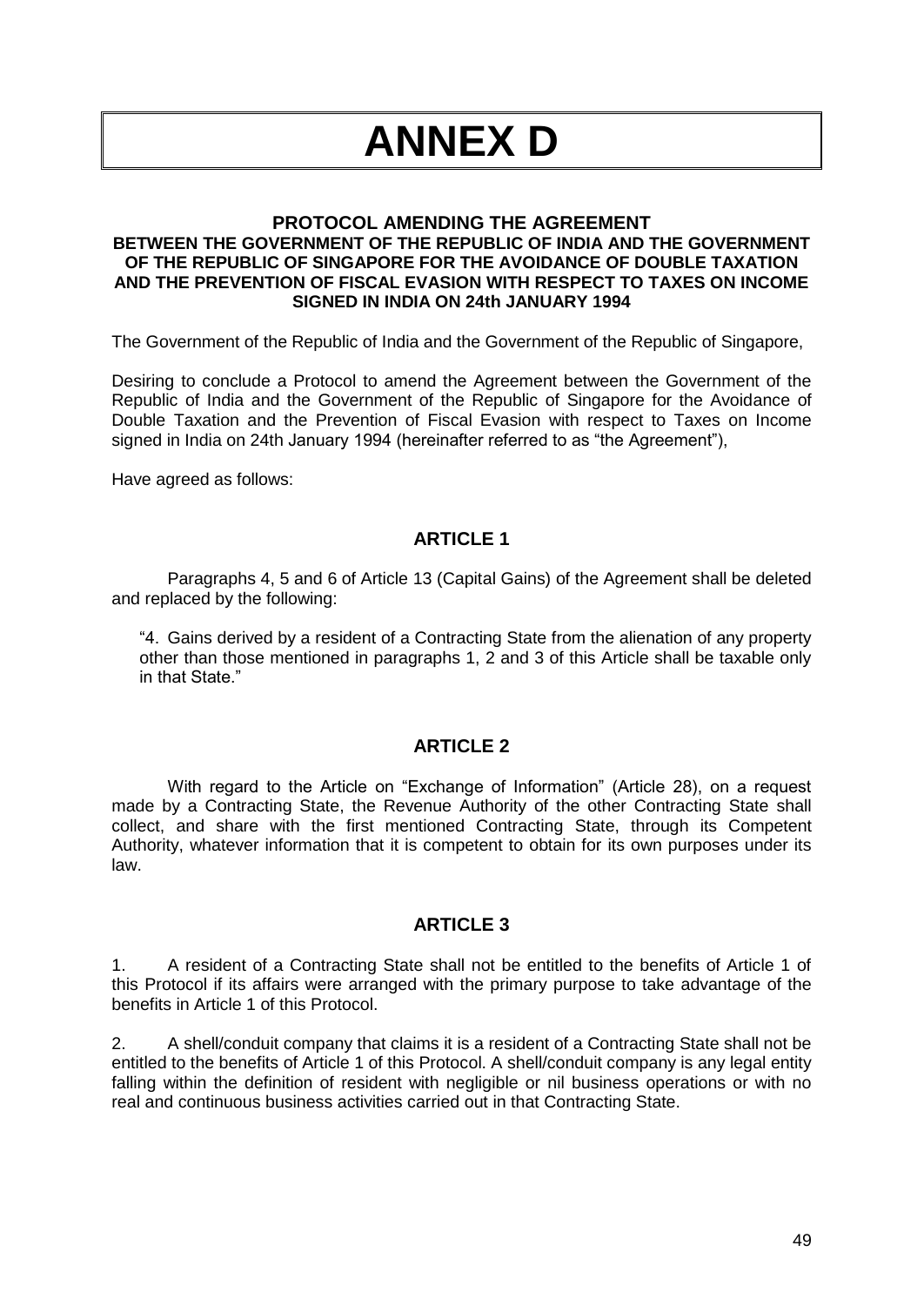# ANNEX D

**PROTOCOL AMENDING THE AGREEMENT**
**BETWEEN THE GOVERNMENT OF THE REPUBLIC OF INDIA AND THE GOVERNMENT OF THE REPUBLIC OF SINGAPORE FOR THE AVOIDANCE OF DOUBLE TAXATION AND THE PREVENTION OF FISCAL EVASION WITH RESPECT TO TAXES ON INCOME SIGNED IN INDIA ON 24th JANUARY 1994**

The Government of the Republic of India and the Government of the Republic of Singapore,

Desiring to conclude a Protocol to amend the Agreement between the Government of the Republic of India and the Government of the Republic of Singapore for the Avoidance of Double Taxation and the Prevention of Fiscal Evasion with respect to Taxes on Income signed in India on 24th January 1994 (hereinafter referred to as "the Agreement"),

Have agreed as follows:

## ARTICLE 1

Paragraphs 4, 5 and 6 of Article 13 (Capital Gains) of the Agreement shall be deleted and replaced by the following:

> "4. Gains derived by a resident of a Contracting State from the alienation of any property other than those mentioned in paragraphs 1, 2 and 3 of this Article shall be taxable only in that State."

## ARTICLE 2

With regard to the Article on "Exchange of Information" (Article 28), on a request made by a Contracting State, the Revenue Authority of the other Contracting State shall collect, and share with the first mentioned Contracting State, through its Competent Authority, whatever information that it is competent to obtain for its own purposes under its law.

## ARTICLE 3

1. A resident of a Contracting State shall not be entitled to the benefits of Article 1 of this Protocol if its affairs were arranged with the primary purpose to take advantage of the benefits in Article 1 of this Protocol.

2. A shell/conduit company that claims it is a resident of a Contracting State shall not be entitled to the benefits of Article 1 of this Protocol. A shell/conduit company is any legal entity falling within the definition of resident with negligible or nil business operations or with no real and continuous business activities carried out in that Contracting State.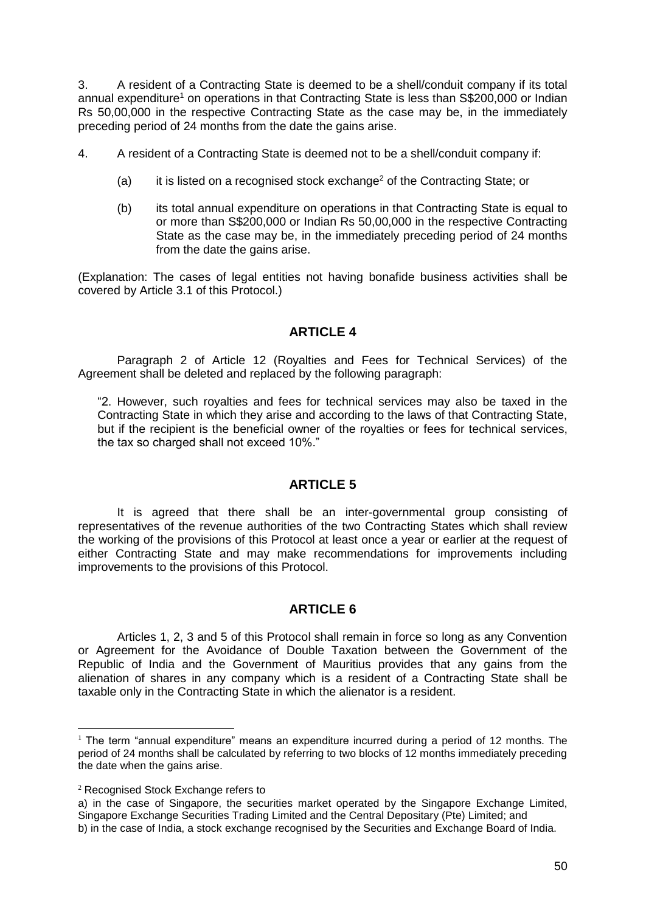3. A resident of a Contracting State is deemed to be a shell/conduit company if its total annual expenditure[1] on operations in that Contracting State is less than S$200,000 or Indian Rs 50,00,000 in the respective Contracting State as the case may be, in the immediately preceding period of 24 months from the date the gains arise.

4. A resident of a Contracting State is deemed not to be a shell/conduit company if:

(a) it is listed on a recognised stock exchange[2] of the Contracting State; or

(b) its total annual expenditure on operations in that Contracting State is equal to or more than S$200,000 or Indian Rs 50,00,000 in the respective Contracting State as the case may be, in the immediately preceding period of 24 months from the date the gains arise.

(Explanation: The cases of legal entities not having bonafide business activities shall be covered by Article 3.1 of this Protocol.)

## ARTICLE 4

Paragraph 2 of Article 12 (Royalties and Fees for Technical Services) of the Agreement shall be deleted and replaced by the following paragraph:

"2. However, such royalties and fees for technical services may also be taxed in the Contracting State in which they arise and according to the laws of that Contracting State, but if the recipient is the beneficial owner of the royalties or fees for technical services, the tax so charged shall not exceed 10%."

## ARTICLE 5

It is agreed that there shall be an inter-governmental group consisting of representatives of the revenue authorities of the two Contracting States which shall review the working of the provisions of this Protocol at least once a year or earlier at the request of either Contracting State and may make recommendations for improvements including improvements to the provisions of this Protocol.

## ARTICLE 6

Articles 1, 2, 3 and 5 of this Protocol shall remain in force so long as any Convention or Agreement for the Avoidance of Double Taxation between the Government of the Republic of India and the Government of Mauritius provides that any gains from the alienation of shares in any company which is a resident of a Contracting State shall be taxable only in the Contracting State in which the alienator is a resident.

---

[1] The term "annual expenditure" means an expenditure incurred during a period of 12 months. The period of 24 months shall be calculated by referring to two blocks of 12 months immediately preceding the date when the gains arise.

[2] Recognised Stock Exchange refers to

a) in the case of Singapore, the securities market operated by the Singapore Exchange Limited, Singapore Exchange Securities Trading Limited and the Central Depositary (Pte) Limited; and

b) in the case of India, a stock exchange recognised by the Securities and Exchange Board of India.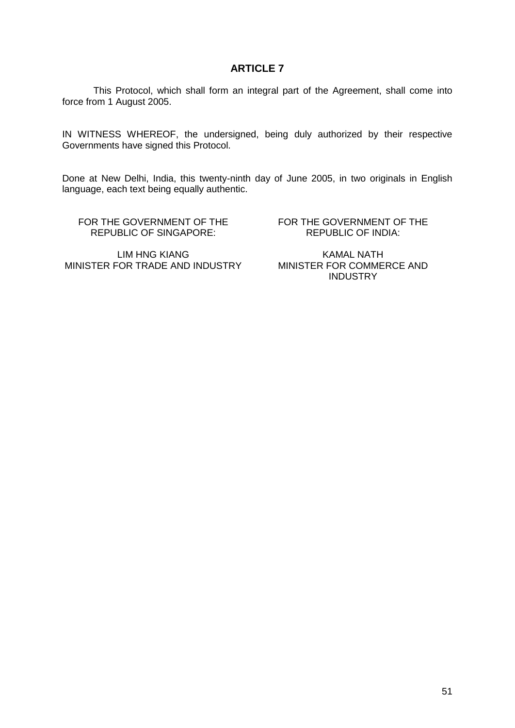## ARTICLE 7

This Protocol, which shall form an integral part of the Agreement, shall come into force from 1 August 2005.

IN WITNESS WHEREOF, the undersigned, being duly authorized by their respective Governments have signed this Protocol.

Done at New Delhi, India, this twenty-ninth day of June 2005, in two originals in English language, each text being equally authentic.

| FOR THE GOVERNMENT OF THE REPUBLIC OF SINGAPORE: | FOR THE GOVERNMENT OF THE REPUBLIC OF INDIA: |
|---|---|
| LIM HNG KIANG<br>MINISTER FOR TRADE AND INDUSTRY | KAMAL NATH<br>MINISTER FOR COMMERCE AND INDUSTRY |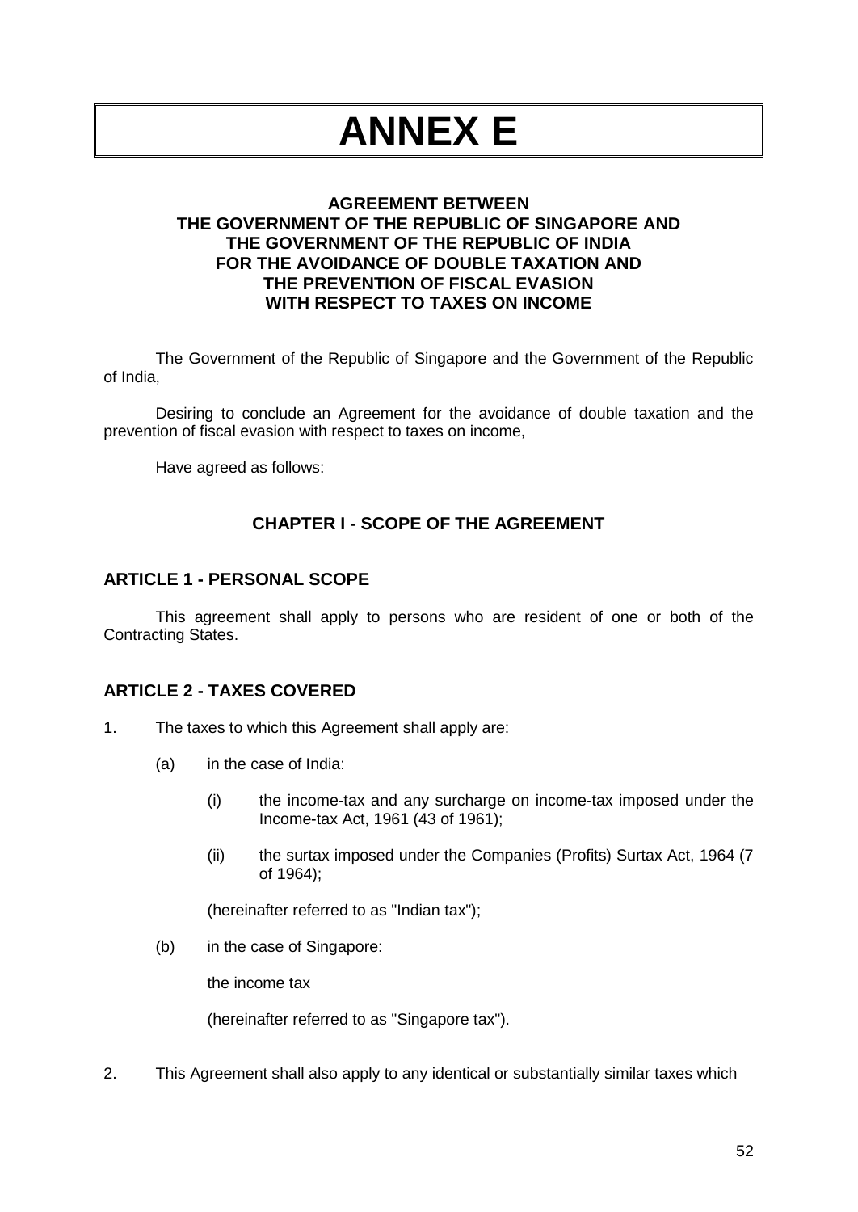# ANNEX E

## AGREEMENT BETWEEN THE GOVERNMENT OF THE REPUBLIC OF SINGAPORE AND THE GOVERNMENT OF THE REPUBLIC OF INDIA FOR THE AVOIDANCE OF DOUBLE TAXATION AND THE PREVENTION OF FISCAL EVASION WITH RESPECT TO TAXES ON INCOME

The Government of the Republic of Singapore and the Government of the Republic of India,

Desiring to conclude an Agreement for the avoidance of double taxation and the prevention of fiscal evasion with respect to taxes on income,

Have agreed as follows:

## CHAPTER I - SCOPE OF THE AGREEMENT

### ARTICLE 1 - PERSONAL SCOPE

This agreement shall apply to persons who are resident of one or both of the Contracting States.

### ARTICLE 2 - TAXES COVERED

1. The taxes to which this Agreement shall apply are:

   (a) in the case of India:

      (i) the income-tax and any surcharge on income-tax imposed under the Income-tax Act, 1961 (43 of 1961);

      (ii) the surtax imposed under the Companies (Profits) Surtax Act, 1964 (7 of 1964);

      (hereinafter referred to as "Indian tax");

   (b) in the case of Singapore:

      the income tax

      (hereinafter referred to as "Singapore tax").

2. This Agreement shall also apply to any identical or substantially similar taxes which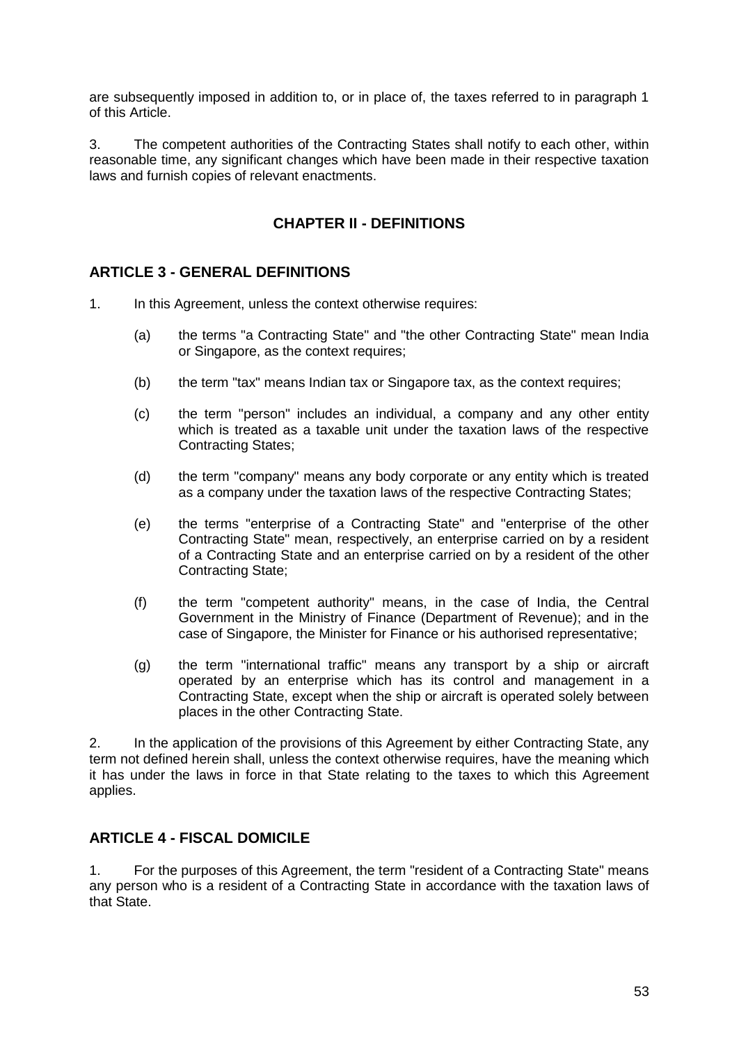are subsequently imposed in addition to, or in place of, the taxes referred to in paragraph 1 of this Article.

3. The competent authorities of the Contracting States shall notify to each other, within reasonable time, any significant changes which have been made in their respective taxation laws and furnish copies of relevant enactments.

## CHAPTER II - DEFINITIONS

### ARTICLE 3 - GENERAL DEFINITIONS

1. In this Agreement, unless the context otherwise requires:

   (a) the terms "a Contracting State" and "the other Contracting State" mean India or Singapore, as the context requires;

   (b) the term "tax" means Indian tax or Singapore tax, as the context requires;

   (c) the term "person" includes an individual, a company and any other entity which is treated as a taxable unit under the taxation laws of the respective Contracting States;

   (d) the term "company" means any body corporate or any entity which is treated as a company under the taxation laws of the respective Contracting States;

   (e) the terms "enterprise of a Contracting State" and "enterprise of the other Contracting State" mean, respectively, an enterprise carried on by a resident of a Contracting State and an enterprise carried on by a resident of the other Contracting State;

   (f) the term "competent authority" means, in the case of India, the Central Government in the Ministry of Finance (Department of Revenue); and in the case of Singapore, the Minister for Finance or his authorised representative;

   (g) the term "international traffic" means any transport by a ship or aircraft operated by an enterprise which has its control and management in a Contracting State, except when the ship or aircraft is operated solely between places in the other Contracting State.

2. In the application of the provisions of this Agreement by either Contracting State, any term not defined herein shall, unless the context otherwise requires, have the meaning which it has under the laws in force in that State relating to the taxes to which this Agreement applies.

### ARTICLE 4 - FISCAL DOMICILE

1. For the purposes of this Agreement, the term "resident of a Contracting State" means any person who is a resident of a Contracting State in accordance with the taxation laws of that State.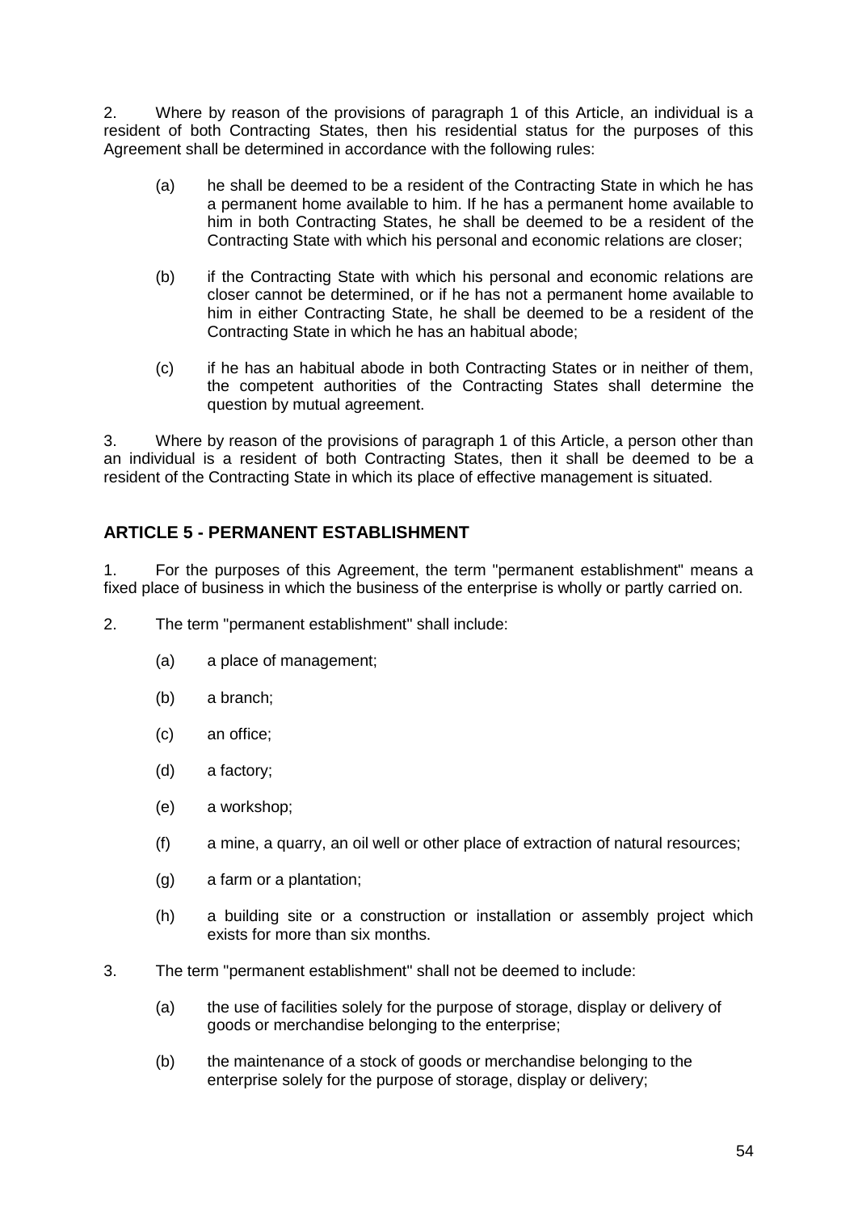2. Where by reason of the provisions of paragraph 1 of this Article, an individual is a resident of both Contracting States, then his residential status for the purposes of this Agreement shall be determined in accordance with the following rules:

   (a) he shall be deemed to be a resident of the Contracting State in which he has a permanent home available to him. If he has a permanent home available to him in both Contracting States, he shall be deemed to be a resident of the Contracting State with which his personal and economic relations are closer;

   (b) if the Contracting State with which his personal and economic relations are closer cannot be determined, or if he has not a permanent home available to him in either Contracting State, he shall be deemed to be a resident of the Contracting State in which he has an habitual abode;

   (c) if he has an habitual abode in both Contracting States or in neither of them, the competent authorities of the Contracting States shall determine the question by mutual agreement.

3. Where by reason of the provisions of paragraph 1 of this Article, a person other than an individual is a resident of both Contracting States, then it shall be deemed to be a resident of the Contracting State in which its place of effective management is situated.

## ARTICLE 5 - PERMANENT ESTABLISHMENT

1. For the purposes of this Agreement, the term "permanent establishment" means a fixed place of business in which the business of the enterprise is wholly or partly carried on.

2. The term "permanent establishment" shall include:

   (a) a place of management;

   (b) a branch;

   (c) an office;

   (d) a factory;

   (e) a workshop;

   (f) a mine, a quarry, an oil well or other place of extraction of natural resources;

   (g) a farm or a plantation;

   (h) a building site or a construction or installation or assembly project which exists for more than six months.

3. The term "permanent establishment" shall not be deemed to include:

   (a) the use of facilities solely for the purpose of storage, display or delivery of goods or merchandise belonging to the enterprise;

   (b) the maintenance of a stock of goods or merchandise belonging to the enterprise solely for the purpose of storage, display or delivery;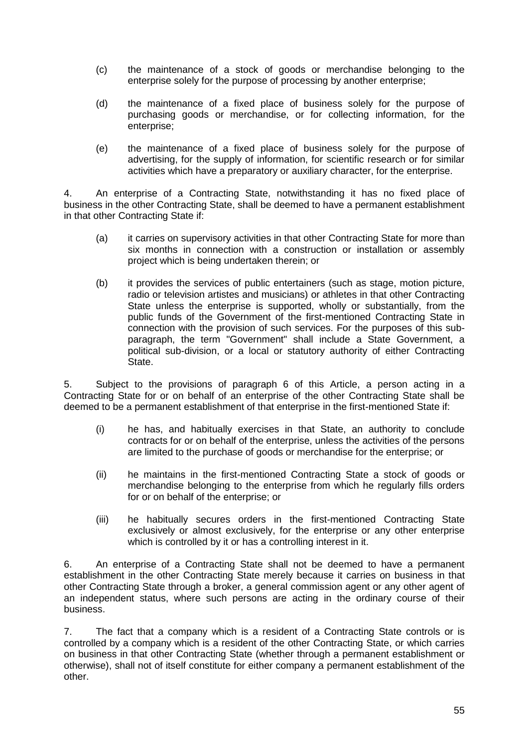(c) the maintenance of a stock of goods or merchandise belonging to the enterprise solely for the purpose of processing by another enterprise;

(d) the maintenance of a fixed place of business solely for the purpose of purchasing goods or merchandise, or for collecting information, for the enterprise;

(e) the maintenance of a fixed place of business solely for the purpose of advertising, for the supply of information, for scientific research or for similar activities which have a preparatory or auxiliary character, for the enterprise.

4. An enterprise of a Contracting State, notwithstanding it has no fixed place of business in the other Contracting State, shall be deemed to have a permanent establishment in that other Contracting State if:

(a) it carries on supervisory activities in that other Contracting State for more than six months in connection with a construction or installation or assembly project which is being undertaken therein; or

(b) it provides the services of public entertainers (such as stage, motion picture, radio or television artistes and musicians) or athletes in that other Contracting State unless the enterprise is supported, wholly or substantially, from the public funds of the Government of the first-mentioned Contracting State in connection with the provision of such services. For the purposes of this sub-paragraph, the term "Government" shall include a State Government, a political sub-division, or a local or statutory authority of either Contracting State.

5. Subject to the provisions of paragraph 6 of this Article, a person acting in a Contracting State for or on behalf of an enterprise of the other Contracting State shall be deemed to be a permanent establishment of that enterprise in the first-mentioned State if:

(i) he has, and habitually exercises in that State, an authority to conclude contracts for or on behalf of the enterprise, unless the activities of the persons are limited to the purchase of goods or merchandise for the enterprise; or

(ii) he maintains in the first-mentioned Contracting State a stock of goods or merchandise belonging to the enterprise from which he regularly fills orders for or on behalf of the enterprise; or

(iii) he habitually secures orders in the first-mentioned Contracting State exclusively or almost exclusively, for the enterprise or any other enterprise which is controlled by it or has a controlling interest in it.

6. An enterprise of a Contracting State shall not be deemed to have a permanent establishment in the other Contracting State merely because it carries on business in that other Contracting State through a broker, a general commission agent or any other agent of an independent status, where such persons are acting in the ordinary course of their business.

7. The fact that a company which is a resident of a Contracting State controls or is controlled by a company which is a resident of the other Contracting State, or which carries on business in that other Contracting State (whether through a permanent establishment or otherwise), shall not of itself constitute for either company a permanent establishment of the other.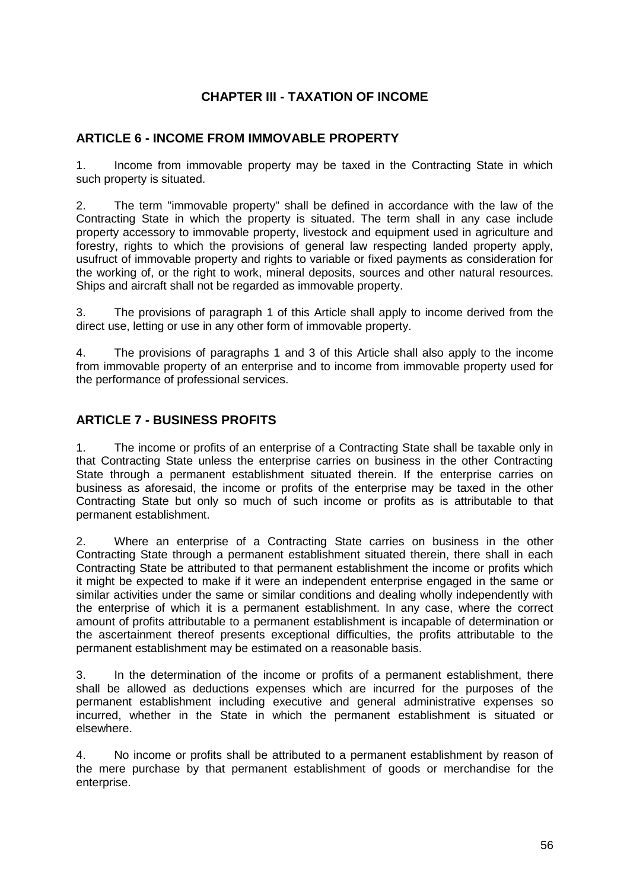## CHAPTER III - TAXATION OF INCOME

### ARTICLE 6 - INCOME FROM IMMOVABLE PROPERTY

1. Income from immovable property may be taxed in the Contracting State in which such property is situated.

2. The term "immovable property" shall be defined in accordance with the law of the Contracting State in which the property is situated. The term shall in any case include property accessory to immovable property, livestock and equipment used in agriculture and forestry, rights to which the provisions of general law respecting landed property apply, usufruct of immovable property and rights to variable or fixed payments as consideration for the working of, or the right to work, mineral deposits, sources and other natural resources. Ships and aircraft shall not be regarded as immovable property.

3. The provisions of paragraph 1 of this Article shall apply to income derived from the direct use, letting or use in any other form of immovable property.

4. The provisions of paragraphs 1 and 3 of this Article shall also apply to the income from immovable property of an enterprise and to income from immovable property used for the performance of professional services.

### ARTICLE 7 - BUSINESS PROFITS

1. The income or profits of an enterprise of a Contracting State shall be taxable only in that Contracting State unless the enterprise carries on business in the other Contracting State through a permanent establishment situated therein. If the enterprise carries on business as aforesaid, the income or profits of the enterprise may be taxed in the other Contracting State but only so much of such income or profits as is attributable to that permanent establishment.

2. Where an enterprise of a Contracting State carries on business in the other Contracting State through a permanent establishment situated therein, there shall in each Contracting State be attributed to that permanent establishment the income or profits which it might be expected to make if it were an independent enterprise engaged in the same or similar activities under the same or similar conditions and dealing wholly independently with the enterprise of which it is a permanent establishment. In any case, where the correct amount of profits attributable to a permanent establishment is incapable of determination or the ascertainment thereof presents exceptional difficulties, the profits attributable to the permanent establishment may be estimated on a reasonable basis.

3. In the determination of the income or profits of a permanent establishment, there shall be allowed as deductions expenses which are incurred for the purposes of the permanent establishment including executive and general administrative expenses so incurred, whether in the State in which the permanent establishment is situated or elsewhere.

4. No income or profits shall be attributed to a permanent establishment by reason of the mere purchase by that permanent establishment of goods or merchandise for the enterprise.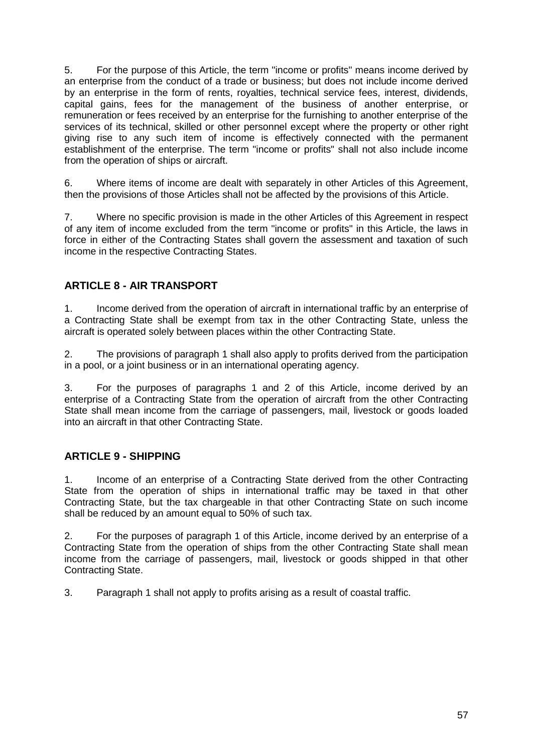5. For the purpose of this Article, the term "income or profits" means income derived by an enterprise from the conduct of a trade or business; but does not include income derived by an enterprise in the form of rents, royalties, technical service fees, interest, dividends, capital gains, fees for the management of the business of another enterprise, or remuneration or fees received by an enterprise for the furnishing to another enterprise of the services of its technical, skilled or other personnel except where the property or other right giving rise to any such item of income is effectively connected with the permanent establishment of the enterprise. The term "income or profits" shall not also include income from the operation of ships or aircraft.

6. Where items of income are dealt with separately in other Articles of this Agreement, then the provisions of those Articles shall not be affected by the provisions of this Article.

7. Where no specific provision is made in the other Articles of this Agreement in respect of any item of income excluded from the term "income or profits" in this Article, the laws in force in either of the Contracting States shall govern the assessment and taxation of such income in the respective Contracting States.

## ARTICLE 8 - AIR TRANSPORT

1. Income derived from the operation of aircraft in international traffic by an enterprise of a Contracting State shall be exempt from tax in the other Contracting State, unless the aircraft is operated solely between places within the other Contracting State.

2. The provisions of paragraph 1 shall also apply to profits derived from the participation in a pool, or a joint business or in an international operating agency.

3. For the purposes of paragraphs 1 and 2 of this Article, income derived by an enterprise of a Contracting State from the operation of aircraft from the other Contracting State shall mean income from the carriage of passengers, mail, livestock or goods loaded into an aircraft in that other Contracting State.

## ARTICLE 9 - SHIPPING

1. Income of an enterprise of a Contracting State derived from the other Contracting State from the operation of ships in international traffic may be taxed in that other Contracting State, but the tax chargeable in that other Contracting State on such income shall be reduced by an amount equal to 50% of such tax.

2. For the purposes of paragraph 1 of this Article, income derived by an enterprise of a Contracting State from the operation of ships from the other Contracting State shall mean income from the carriage of passengers, mail, livestock or goods shipped in that other Contracting State.

3. Paragraph 1 shall not apply to profits arising as a result of coastal traffic.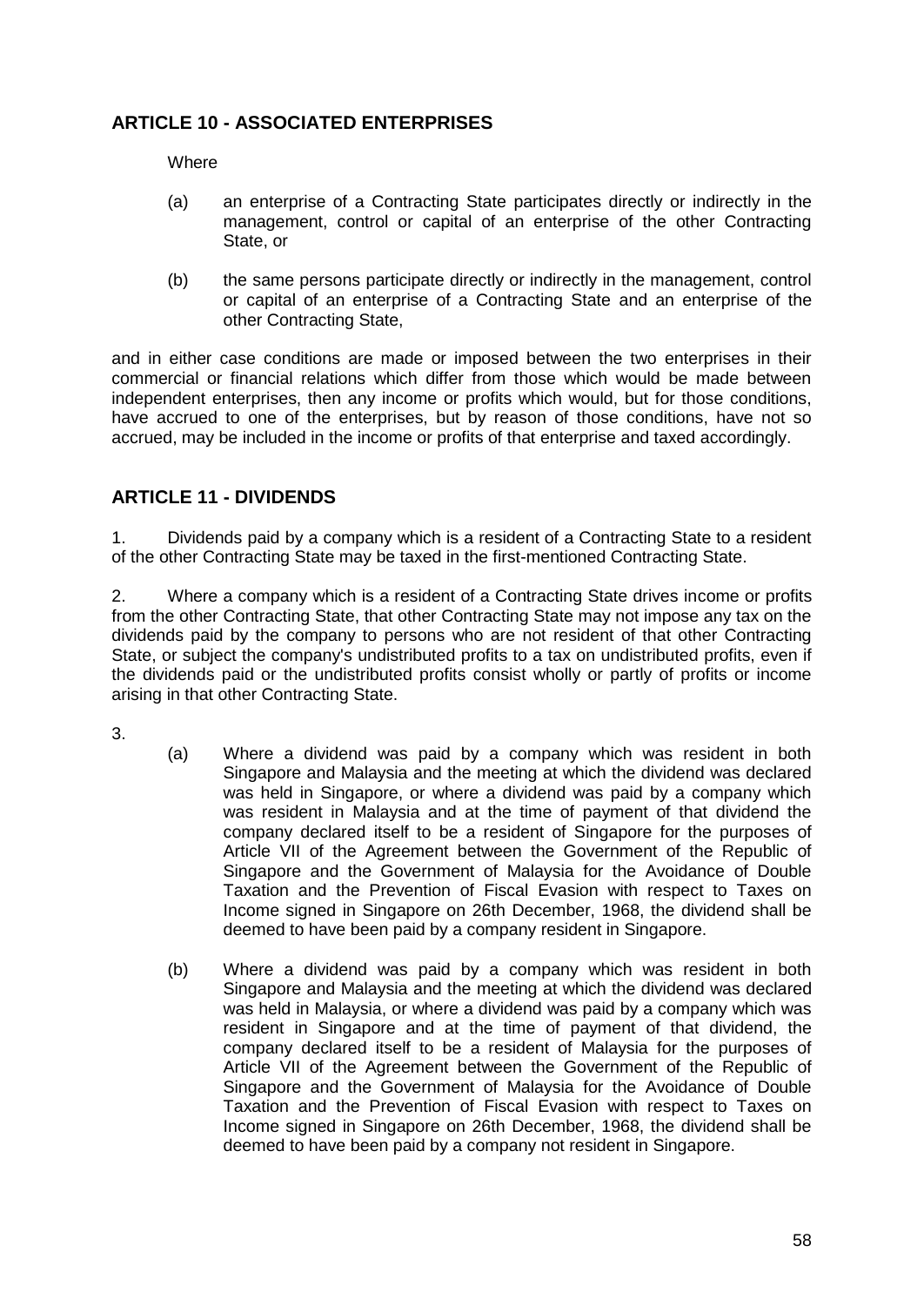## ARTICLE 10 - ASSOCIATED ENTERPRISES

Where

(a) an enterprise of a Contracting State participates directly or indirectly in the management, control or capital of an enterprise of the other Contracting State, or

(b) the same persons participate directly or indirectly in the management, control or capital of an enterprise of a Contracting State and an enterprise of the other Contracting State,

and in either case conditions are made or imposed between the two enterprises in their commercial or financial relations which differ from those which would be made between independent enterprises, then any income or profits which would, but for those conditions, have accrued to one of the enterprises, but by reason of those conditions, have not so accrued, may be included in the income or profits of that enterprise and taxed accordingly.

## ARTICLE 11 - DIVIDENDS

1. Dividends paid by a company which is a resident of a Contracting State to a resident of the other Contracting State may be taxed in the first-mentioned Contracting State.

2. Where a company which is a resident of a Contracting State drives income or profits from the other Contracting State, that other Contracting State may not impose any tax on the dividends paid by the company to persons who are not resident of that other Contracting State, or subject the company's undistributed profits to a tax on undistributed profits, even if the dividends paid or the undistributed profits consist wholly or partly of profits or income arising in that other Contracting State.

3.

(a) Where a dividend was paid by a company which was resident in both Singapore and Malaysia and the meeting at which the dividend was declared was held in Singapore, or where a dividend was paid by a company which was resident in Malaysia and at the time of payment of that dividend the company declared itself to be a resident of Singapore for the purposes of Article VII of the Agreement between the Government of the Republic of Singapore and the Government of Malaysia for the Avoidance of Double Taxation and the Prevention of Fiscal Evasion with respect to Taxes on Income signed in Singapore on 26th December, 1968, the dividend shall be deemed to have been paid by a company resident in Singapore.

(b) Where a dividend was paid by a company which was resident in both Singapore and Malaysia and the meeting at which the dividend was declared was held in Malaysia, or where a dividend was paid by a company which was resident in Singapore and at the time of payment of that dividend, the company declared itself to be a resident of Malaysia for the purposes of Article VII of the Agreement between the Government of the Republic of Singapore and the Government of Malaysia for the Avoidance of Double Taxation and the Prevention of Fiscal Evasion with respect to Taxes on Income signed in Singapore on 26th December, 1968, the dividend shall be deemed to have been paid by a company not resident in Singapore.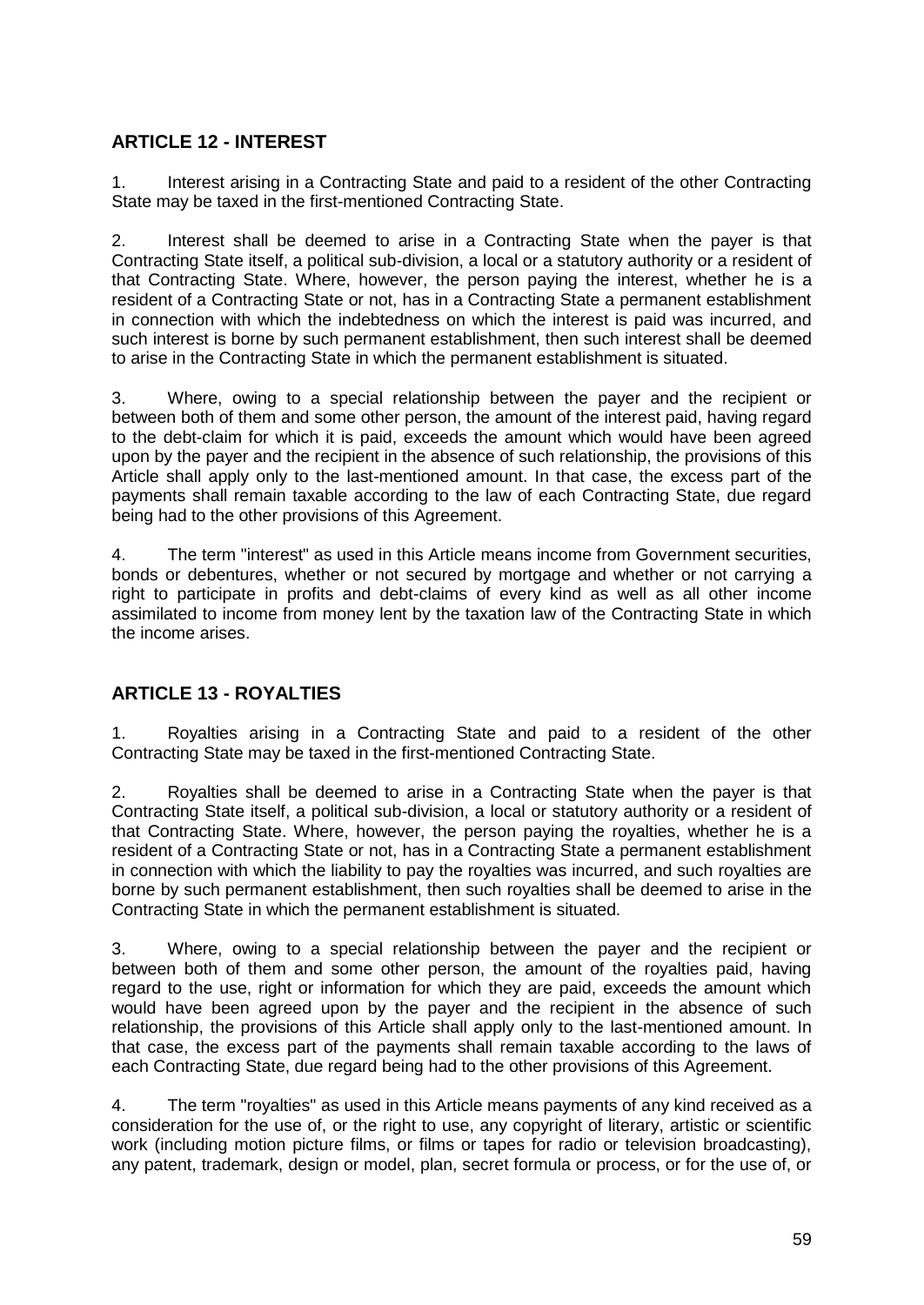## ARTICLE 12 - INTEREST

1. Interest arising in a Contracting State and paid to a resident of the other Contracting State may be taxed in the first-mentioned Contracting State.

2. Interest shall be deemed to arise in a Contracting State when the payer is that Contracting State itself, a political sub-division, a local or a statutory authority or a resident of that Contracting State. Where, however, the person paying the interest, whether he is a resident of a Contracting State or not, has in a Contracting State a permanent establishment in connection with which the indebtedness on which the interest is paid was incurred, and such interest is borne by such permanent establishment, then such interest shall be deemed to arise in the Contracting State in which the permanent establishment is situated.

3. Where, owing to a special relationship between the payer and the recipient or between both of them and some other person, the amount of the interest paid, having regard to the debt-claim for which it is paid, exceeds the amount which would have been agreed upon by the payer and the recipient in the absence of such relationship, the provisions of this Article shall apply only to the last-mentioned amount. In that case, the excess part of the payments shall remain taxable according to the law of each Contracting State, due regard being had to the other provisions of this Agreement.

4. The term "interest" as used in this Article means income from Government securities, bonds or debentures, whether or not secured by mortgage and whether or not carrying a right to participate in profits and debt-claims of every kind as well as all other income assimilated to income from money lent by the taxation law of the Contracting State in which the income arises.

## ARTICLE 13 - ROYALTIES

1. Royalties arising in a Contracting State and paid to a resident of the other Contracting State may be taxed in the first-mentioned Contracting State.

2. Royalties shall be deemed to arise in a Contracting State when the payer is that Contracting State itself, a political sub-division, a local or statutory authority or a resident of that Contracting State. Where, however, the person paying the royalties, whether he is a resident of a Contracting State or not, has in a Contracting State a permanent establishment in connection with which the liability to pay the royalties was incurred, and such royalties are borne by such permanent establishment, then such royalties shall be deemed to arise in the Contracting State in which the permanent establishment is situated.

3. Where, owing to a special relationship between the payer and the recipient or between both of them and some other person, the amount of the royalties paid, having regard to the use, right or information for which they are paid, exceeds the amount which would have been agreed upon by the payer and the recipient in the absence of such relationship, the provisions of this Article shall apply only to the last-mentioned amount. In that case, the excess part of the payments shall remain taxable according to the laws of each Contracting State, due regard being had to the other provisions of this Agreement.

4. The term "royalties" as used in this Article means payments of any kind received as a consideration for the use of, or the right to use, any copyright of literary, artistic or scientific work (including motion picture films, or films or tapes for radio or television broadcasting), any patent, trademark, design or model, plan, secret formula or process, or for the use of, or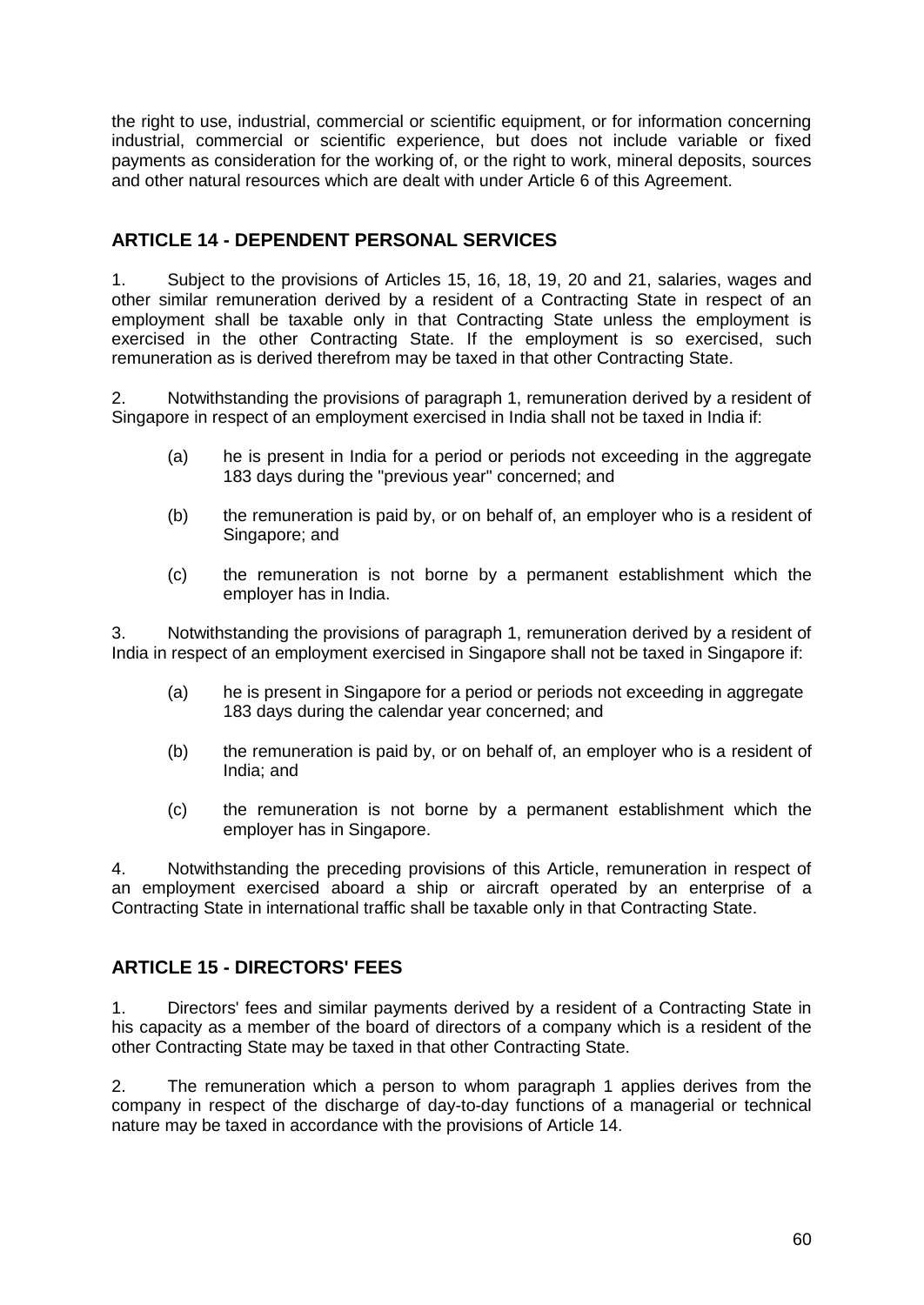the right to use, industrial, commercial or scientific equipment, or for information concerning industrial, commercial or scientific experience, but does not include variable or fixed payments as consideration for the working of, or the right to work, mineral deposits, sources and other natural resources which are dealt with under Article 6 of this Agreement.

## ARTICLE 14 - DEPENDENT PERSONAL SERVICES

1. Subject to the provisions of Articles 15, 16, 18, 19, 20 and 21, salaries, wages and other similar remuneration derived by a resident of a Contracting State in respect of an employment shall be taxable only in that Contracting State unless the employment is exercised in the other Contracting State. If the employment is so exercised, such remuneration as is derived therefrom may be taxed in that other Contracting State.

2. Notwithstanding the provisions of paragraph 1, remuneration derived by a resident of Singapore in respect of an employment exercised in India shall not be taxed in India if:

   (a) he is present in India for a period or periods not exceeding in the aggregate 183 days during the "previous year" concerned; and

   (b) the remuneration is paid by, or on behalf of, an employer who is a resident of Singapore; and

   (c) the remuneration is not borne by a permanent establishment which the employer has in India.

3. Notwithstanding the provisions of paragraph 1, remuneration derived by a resident of India in respect of an employment exercised in Singapore shall not be taxed in Singapore if:

   (a) he is present in Singapore for a period or periods not exceeding in aggregate 183 days during the calendar year concerned; and

   (b) the remuneration is paid by, or on behalf of, an employer who is a resident of India; and

   (c) the remuneration is not borne by a permanent establishment which the employer has in Singapore.

4. Notwithstanding the preceding provisions of this Article, remuneration in respect of an employment exercised aboard a ship or aircraft operated by an enterprise of a Contracting State in international traffic shall be taxable only in that Contracting State.

## ARTICLE 15 - DIRECTORS' FEES

1. Directors' fees and similar payments derived by a resident of a Contracting State in his capacity as a member of the board of directors of a company which is a resident of the other Contracting State may be taxed in that other Contracting State.

2. The remuneration which a person to whom paragraph 1 applies derives from the company in respect of the discharge of day-to-day functions of a managerial or technical nature may be taxed in accordance with the provisions of Article 14.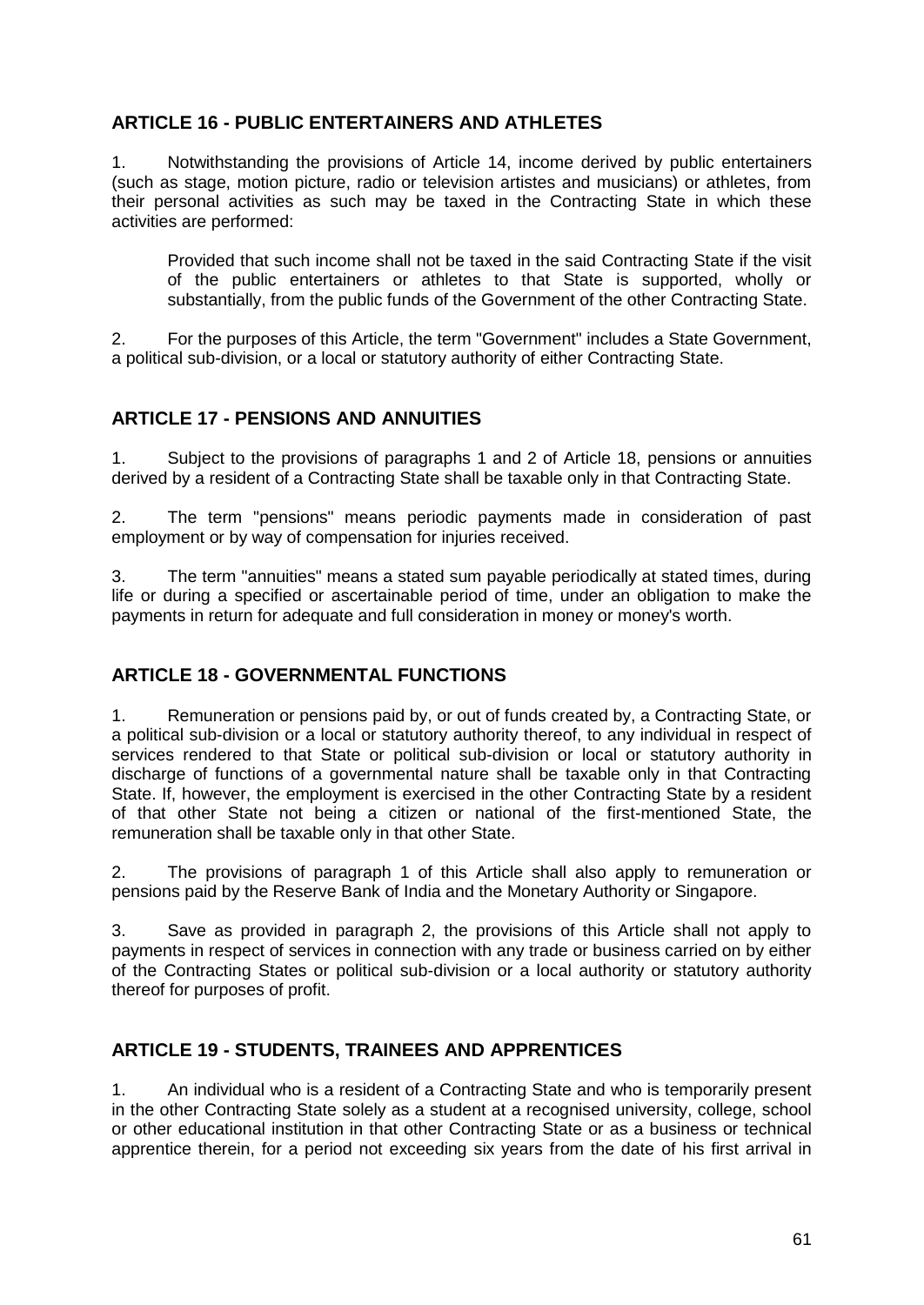## ARTICLE 16 - PUBLIC ENTERTAINERS AND ATHLETES

1. Notwithstanding the provisions of Article 14, income derived by public entertainers (such as stage, motion picture, radio or television artistes and musicians) or athletes, from their personal activities as such may be taxed in the Contracting State in which these activities are performed:

   Provided that such income shall not be taxed in the said Contracting State if the visit of the public entertainers or athletes to that State is supported, wholly or substantially, from the public funds of the Government of the other Contracting State.

2. For the purposes of this Article, the term "Government" includes a State Government, a political sub-division, or a local or statutory authority of either Contracting State.

## ARTICLE 17 - PENSIONS AND ANNUITIES

1. Subject to the provisions of paragraphs 1 and 2 of Article 18, pensions or annuities derived by a resident of a Contracting State shall be taxable only in that Contracting State.

2. The term "pensions" means periodic payments made in consideration of past employment or by way of compensation for injuries received.

3. The term "annuities" means a stated sum payable periodically at stated times, during life or during a specified or ascertainable period of time, under an obligation to make the payments in return for adequate and full consideration in money or money's worth.

## ARTICLE 18 - GOVERNMENTAL FUNCTIONS

1. Remuneration or pensions paid by, or out of funds created by, a Contracting State, or a political sub-division or a local or statutory authority thereof, to any individual in respect of services rendered to that State or political sub-division or local or statutory authority in discharge of functions of a governmental nature shall be taxable only in that Contracting State. If, however, the employment is exercised in the other Contracting State by a resident of that other State not being a citizen or national of the first-mentioned State, the remuneration shall be taxable only in that other State.

2. The provisions of paragraph 1 of this Article shall also apply to remuneration or pensions paid by the Reserve Bank of India and the Monetary Authority or Singapore.

3. Save as provided in paragraph 2, the provisions of this Article shall not apply to payments in respect of services in connection with any trade or business carried on by either of the Contracting States or political sub-division or a local authority or statutory authority thereof for purposes of profit.

## ARTICLE 19 - STUDENTS, TRAINEES AND APPRENTICES

1. An individual who is a resident of a Contracting State and who is temporarily present in the other Contracting State solely as a student at a recognised university, college, school or other educational institution in that other Contracting State or as a business or technical apprentice therein, for a period not exceeding six years from the date of his first arrival in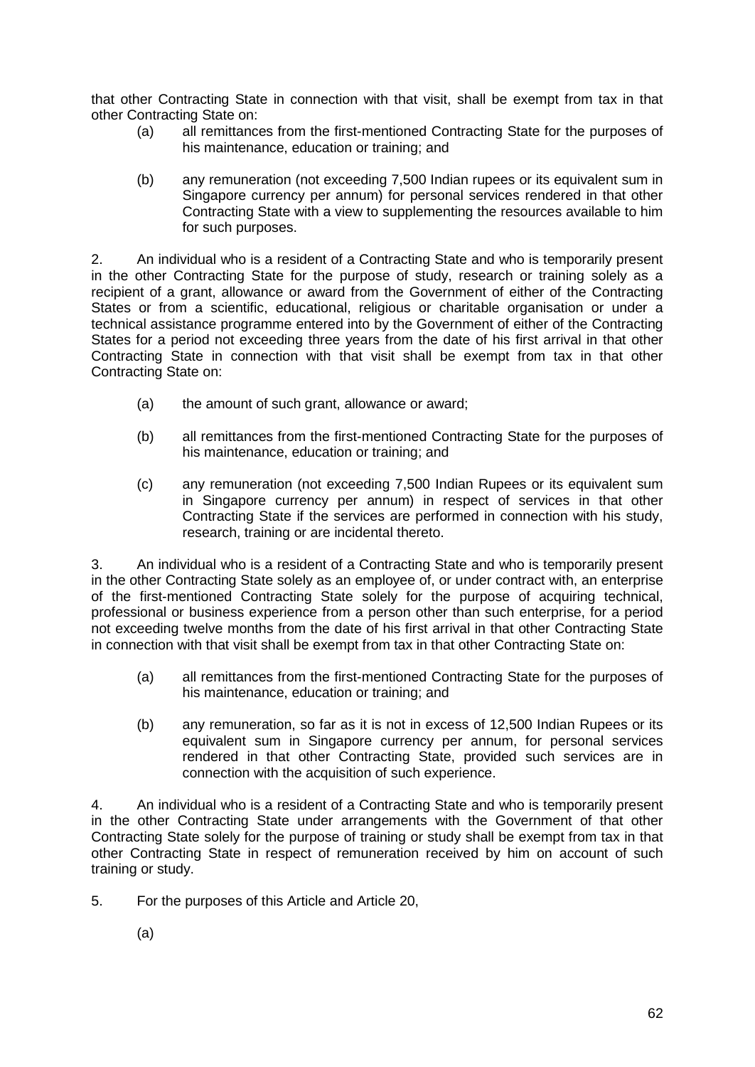that other Contracting State in connection with that visit, shall be exempt from tax in that other Contracting State on:

(a) all remittances from the first-mentioned Contracting State for the purposes of his maintenance, education or training; and

(b) any remuneration (not exceeding 7,500 Indian rupees or its equivalent sum in Singapore currency per annum) for personal services rendered in that other Contracting State with a view to supplementing the resources available to him for such purposes.

2. An individual who is a resident of a Contracting State and who is temporarily present in the other Contracting State for the purpose of study, research or training solely as a recipient of a grant, allowance or award from the Government of either of the Contracting States or from a scientific, educational, religious or charitable organisation or under a technical assistance programme entered into by the Government of either of the Contracting States for a period not exceeding three years from the date of his first arrival in that other Contracting State in connection with that visit shall be exempt from tax in that other Contracting State on:

(a) the amount of such grant, allowance or award;

(b) all remittances from the first-mentioned Contracting State for the purposes of his maintenance, education or training; and

(c) any remuneration (not exceeding 7,500 Indian Rupees or its equivalent sum in Singapore currency per annum) in respect of services in that other Contracting State if the services are performed in connection with his study, research, training or are incidental thereto.

3. An individual who is a resident of a Contracting State and who is temporarily present in the other Contracting State solely as an employee of, or under contract with, an enterprise of the first-mentioned Contracting State solely for the purpose of acquiring technical, professional or business experience from a person other than such enterprise, for a period not exceeding twelve months from the date of his first arrival in that other Contracting State in connection with that visit shall be exempt from tax in that other Contracting State on:

(a) all remittances from the first-mentioned Contracting State for the purposes of his maintenance, education or training; and

(b) any remuneration, so far as it is not in excess of 12,500 Indian Rupees or its equivalent sum in Singapore currency per annum, for personal services rendered in that other Contracting State, provided such services are in connection with the acquisition of such experience.

4. An individual who is a resident of a Contracting State and who is temporarily present in the other Contracting State under arrangements with the Government of that other Contracting State solely for the purpose of training or study shall be exempt from tax in that other Contracting State in respect of remuneration received by him on account of such training or study.

5. For the purposes of this Article and Article 20,

(a)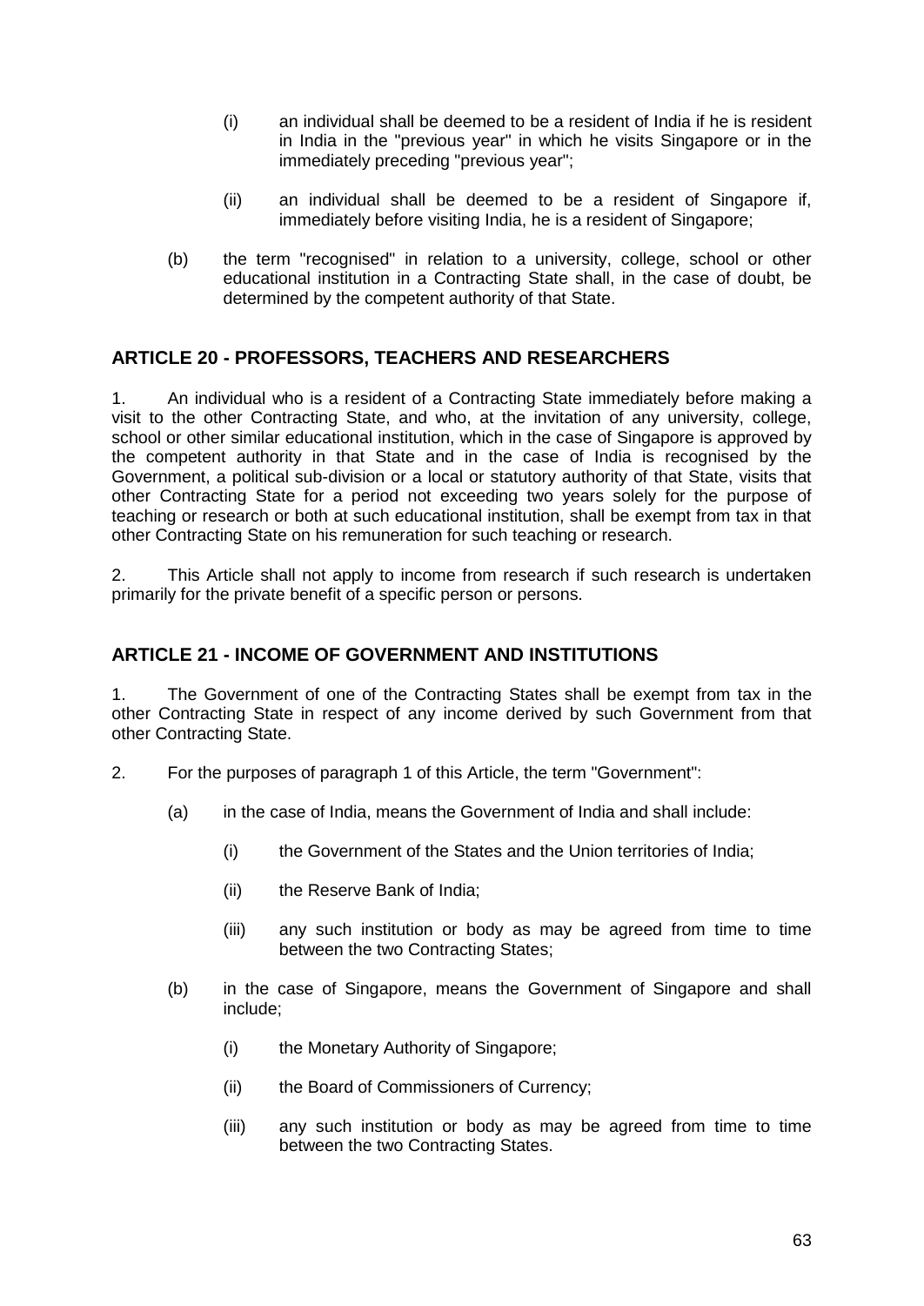(i) an individual shall be deemed to be a resident of India if he is resident in India in the "previous year" in which he visits Singapore or in the immediately preceding "previous year";

(ii) an individual shall be deemed to be a resident of Singapore if, immediately before visiting India, he is a resident of Singapore;

(b) the term "recognised" in relation to a university, college, school or other educational institution in a Contracting State shall, in the case of doubt, be determined by the competent authority of that State.

## ARTICLE 20 - PROFESSORS, TEACHERS AND RESEARCHERS

1. An individual who is a resident of a Contracting State immediately before making a visit to the other Contracting State, and who, at the invitation of any university, college, school or other similar educational institution, which in the case of Singapore is approved by the competent authority in that State and in the case of India is recognised by the Government, a political sub-division or a local or statutory authority of that State, visits that other Contracting State for a period not exceeding two years solely for the purpose of teaching or research or both at such educational institution, shall be exempt from tax in that other Contracting State on his remuneration for such teaching or research.

2. This Article shall not apply to income from research if such research is undertaken primarily for the private benefit of a specific person or persons.

## ARTICLE 21 - INCOME OF GOVERNMENT AND INSTITUTIONS

1. The Government of one of the Contracting States shall be exempt from tax in the other Contracting State in respect of any income derived by such Government from that other Contracting State.

2. For the purposes of paragraph 1 of this Article, the term "Government":

(a) in the case of India, means the Government of India and shall include:

(i) the Government of the States and the Union territories of India;

(ii) the Reserve Bank of India;

(iii) any such institution or body as may be agreed from time to time between the two Contracting States;

(b) in the case of Singapore, means the Government of Singapore and shall include;

(i) the Monetary Authority of Singapore;

(ii) the Board of Commissioners of Currency;

(iii) any such institution or body as may be agreed from time to time between the two Contracting States.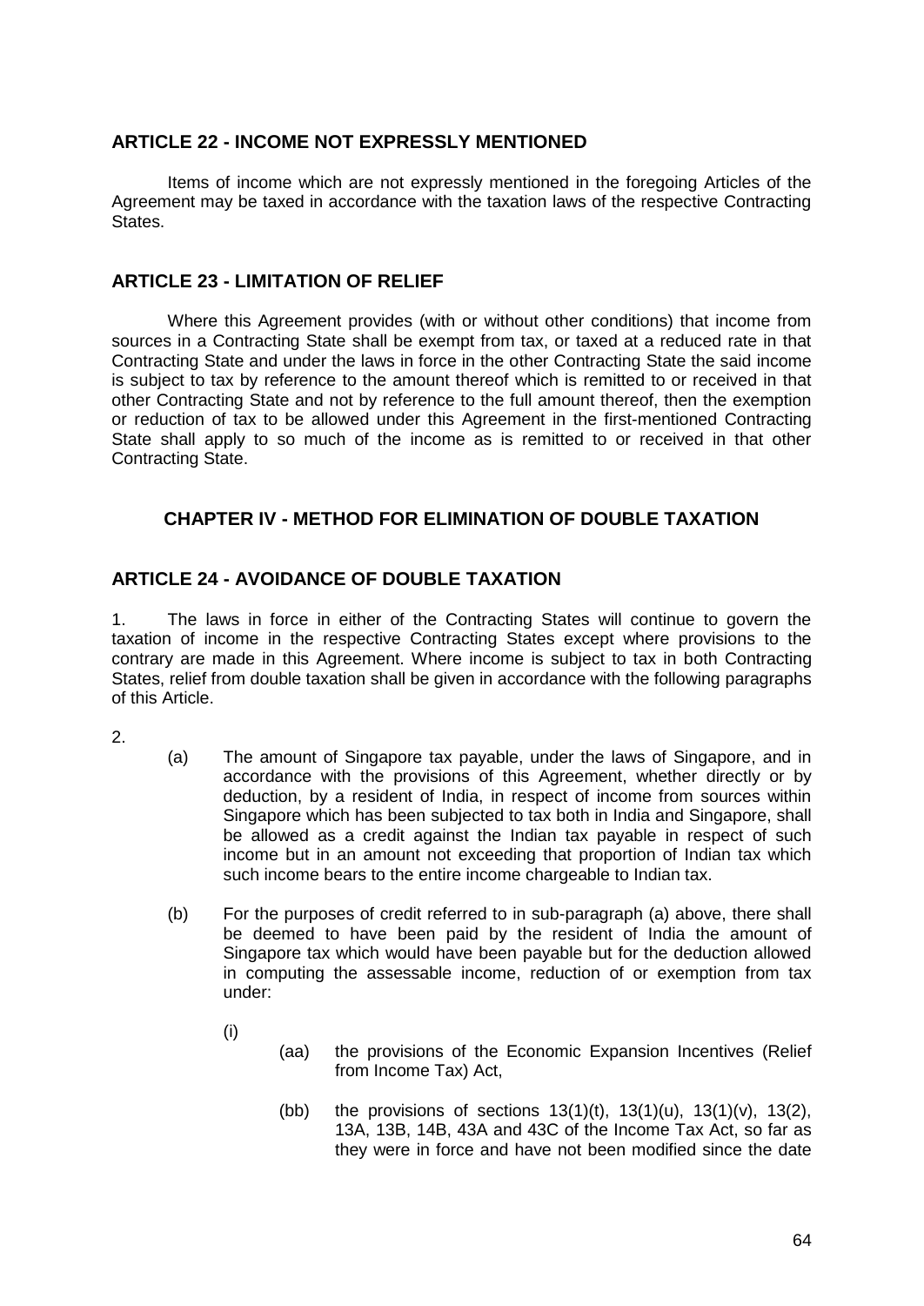## ARTICLE 22 - INCOME NOT EXPRESSLY MENTIONED

Items of income which are not expressly mentioned in the foregoing Articles of the Agreement may be taxed in accordance with the taxation laws of the respective Contracting States.

## ARTICLE 23 - LIMITATION OF RELIEF

Where this Agreement provides (with or without other conditions) that income from sources in a Contracting State shall be exempt from tax, or taxed at a reduced rate in that Contracting State and under the laws in force in the other Contracting State the said income is subject to tax by reference to the amount thereof which is remitted to or received in that other Contracting State and not by reference to the full amount thereof, then the exemption or reduction of tax to be allowed under this Agreement in the first-mentioned Contracting State shall apply to so much of the income as is remitted to or received in that other Contracting State.

## CHAPTER IV - METHOD FOR ELIMINATION OF DOUBLE TAXATION

## ARTICLE 24 - AVOIDANCE OF DOUBLE TAXATION

1. The laws in force in either of the Contracting States will continue to govern the taxation of income in the respective Contracting States except where provisions to the contrary are made in this Agreement. Where income is subject to tax in both Contracting States, relief from double taxation shall be given in accordance with the following paragraphs of this Article.

2.

(a) The amount of Singapore tax payable, under the laws of Singapore, and in accordance with the provisions of this Agreement, whether directly or by deduction, by a resident of India, in respect of income from sources within Singapore which has been subjected to tax both in India and Singapore, shall be allowed as a credit against the Indian tax payable in respect of such income but in an amount not exceeding that proportion of Indian tax which such income bears to the entire income chargeable to Indian tax.

(b) For the purposes of credit referred to in sub-paragraph (a) above, there shall be deemed to have been paid by the resident of India the amount of Singapore tax which would have been payable but for the deduction allowed in computing the assessable income, reduction of or exemption from tax under:

(i)

(aa) the provisions of the Economic Expansion Incentives (Relief from Income Tax) Act,

(bb) the provisions of sections 13(1)(t), 13(1)(u), 13(1)(v), 13(2), 13A, 13B, 14B, 43A and 43C of the Income Tax Act, so far as they were in force and have not been modified since the date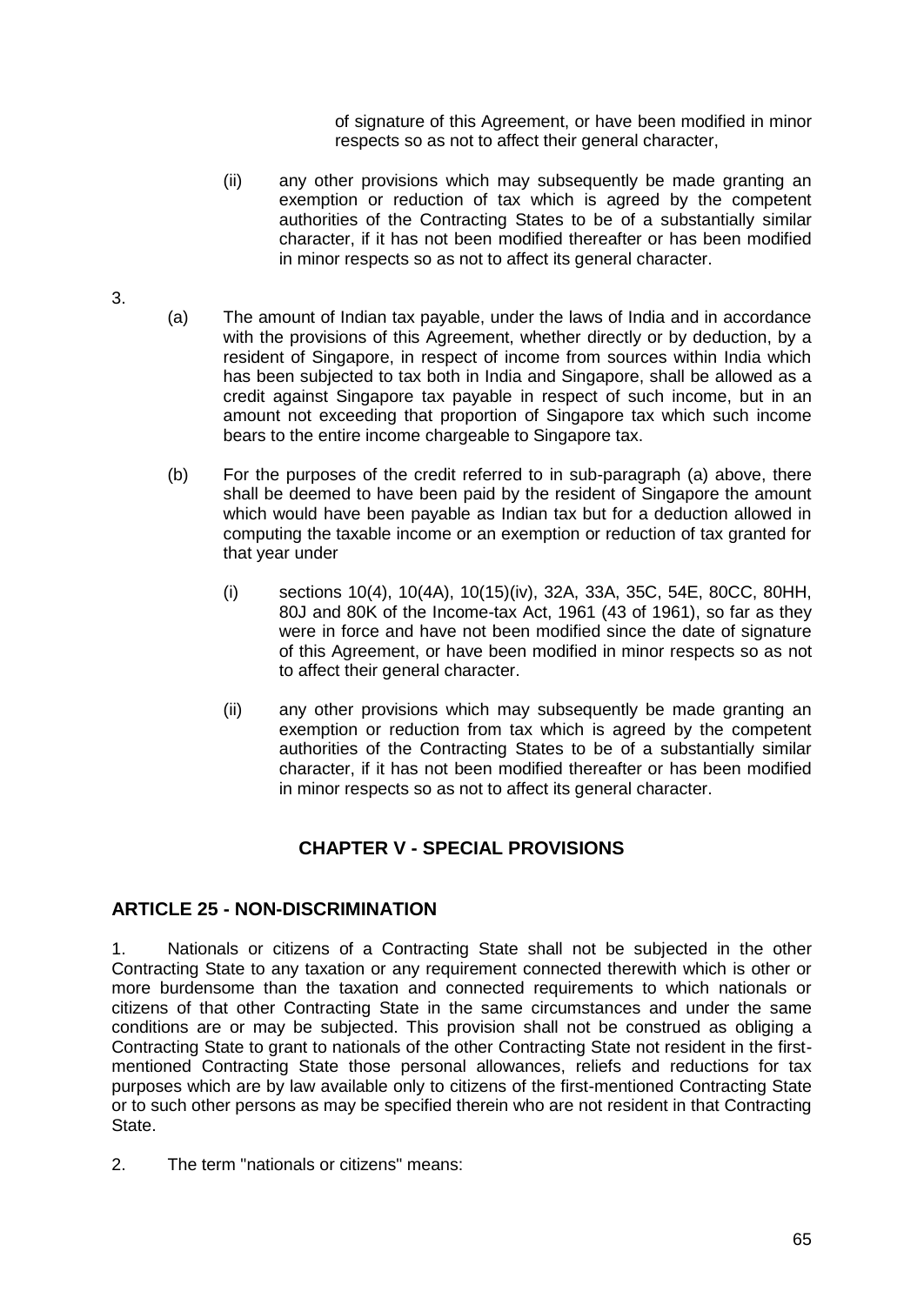of signature of this Agreement, or have been modified in minor respects so as not to affect their general character,

(ii) any other provisions which may subsequently be made granting an exemption or reduction of tax which is agreed by the competent authorities of the Contracting States to be of a substantially similar character, if it has not been modified thereafter or has been modified in minor respects so as not to affect its general character.

3.

(a) The amount of Indian tax payable, under the laws of India and in accordance with the provisions of this Agreement, whether directly or by deduction, by a resident of Singapore, in respect of income from sources within India which has been subjected to tax both in India and Singapore, shall be allowed as a credit against Singapore tax payable in respect of such income, but in an amount not exceeding that proportion of Singapore tax which such income bears to the entire income chargeable to Singapore tax.

(b) For the purposes of the credit referred to in sub-paragraph (a) above, there shall be deemed to have been paid by the resident of Singapore the amount which would have been payable as Indian tax but for a deduction allowed in computing the taxable income or an exemption or reduction of tax granted for that year under

(i) sections 10(4), 10(4A), 10(15)(iv), 32A, 33A, 35C, 54E, 80CC, 80HH, 80J and 80K of the Income-tax Act, 1961 (43 of 1961), so far as they were in force and have not been modified since the date of signature of this Agreement, or have been modified in minor respects so as not to affect their general character.

(ii) any other provisions which may subsequently be made granting an exemption or reduction from tax which is agreed by the competent authorities of the Contracting States to be of a substantially similar character, if it has not been modified thereafter or has been modified in minor respects so as not to affect its general character.

## CHAPTER V - SPECIAL PROVISIONS

### ARTICLE 25 - NON-DISCRIMINATION

1. Nationals or citizens of a Contracting State shall not be subjected in the other Contracting State to any taxation or any requirement connected therewith which is other or more burdensome than the taxation and connected requirements to which nationals or citizens of that other Contracting State in the same circumstances and under the same conditions are or may be subjected. This provision shall not be construed as obliging a Contracting State to grant to nationals of the other Contracting State not resident in the first-mentioned Contracting State those personal allowances, reliefs and reductions for tax purposes which are by law available only to citizens of the first-mentioned Contracting State or to such other persons as may be specified therein who are not resident in that Contracting State.

2. The term "nationals or citizens" means: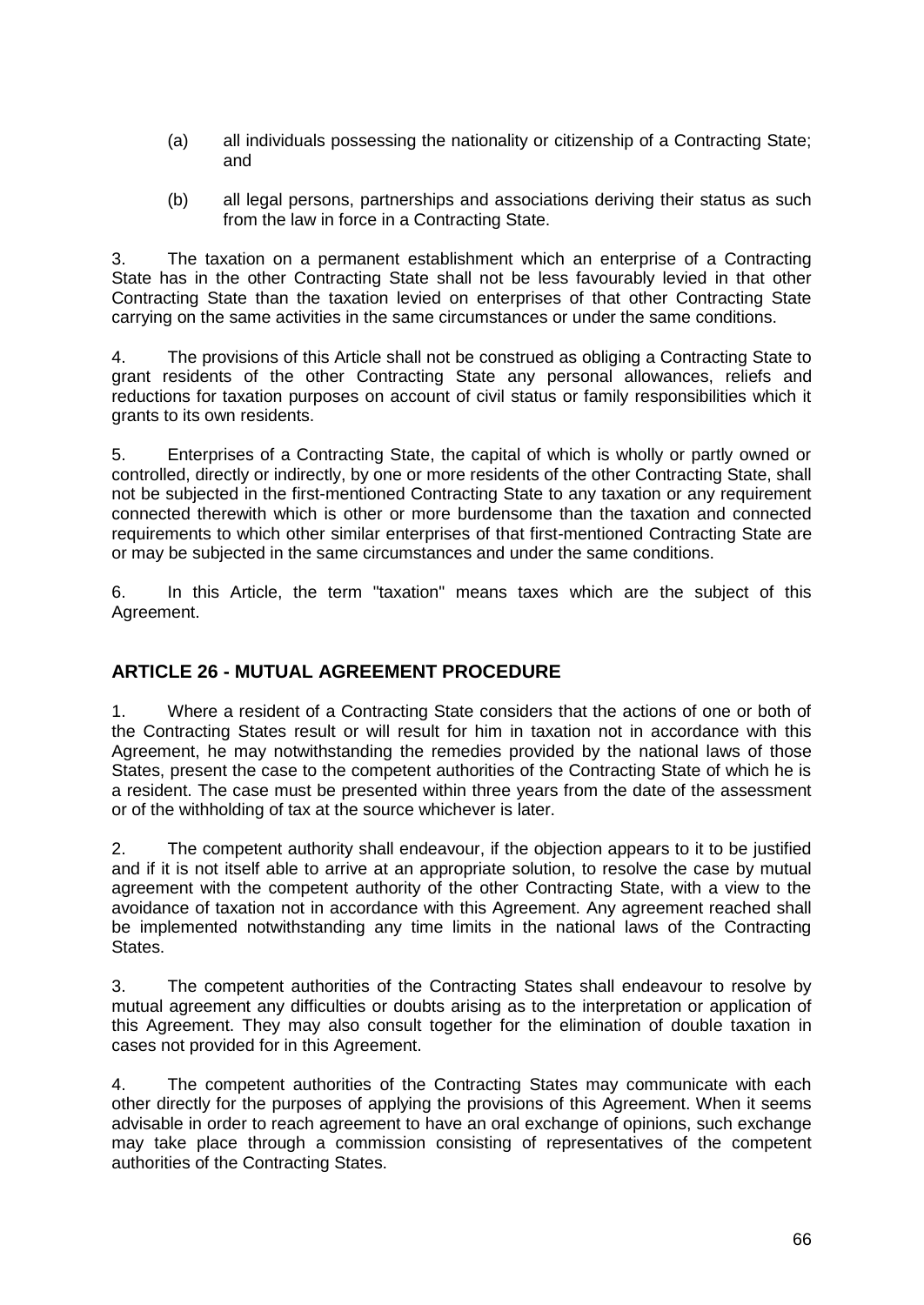(a) all individuals possessing the nationality or citizenship of a Contracting State; and

(b) all legal persons, partnerships and associations deriving their status as such from the law in force in a Contracting State.

3. The taxation on a permanent establishment which an enterprise of a Contracting State has in the other Contracting State shall not be less favourably levied in that other Contracting State than the taxation levied on enterprises of that other Contracting State carrying on the same activities in the same circumstances or under the same conditions.

4. The provisions of this Article shall not be construed as obliging a Contracting State to grant residents of the other Contracting State any personal allowances, reliefs and reductions for taxation purposes on account of civil status or family responsibilities which it grants to its own residents.

5. Enterprises of a Contracting State, the capital of which is wholly or partly owned or controlled, directly or indirectly, by one or more residents of the other Contracting State, shall not be subjected in the first-mentioned Contracting State to any taxation or any requirement connected therewith which is other or more burdensome than the taxation and connected requirements to which other similar enterprises of that first-mentioned Contracting State are or may be subjected in the same circumstances and under the same conditions.

6. In this Article, the term "taxation" means taxes which are the subject of this Agreement.

## ARTICLE 26 - MUTUAL AGREEMENT PROCEDURE

1. Where a resident of a Contracting State considers that the actions of one or both of the Contracting States result or will result for him in taxation not in accordance with this Agreement, he may notwithstanding the remedies provided by the national laws of those States, present the case to the competent authorities of the Contracting State of which he is a resident. The case must be presented within three years from the date of the assessment or of the withholding of tax at the source whichever is later.

2. The competent authority shall endeavour, if the objection appears to it to be justified and if it is not itself able to arrive at an appropriate solution, to resolve the case by mutual agreement with the competent authority of the other Contracting State, with a view to the avoidance of taxation not in accordance with this Agreement. Any agreement reached shall be implemented notwithstanding any time limits in the national laws of the Contracting States.

3. The competent authorities of the Contracting States shall endeavour to resolve by mutual agreement any difficulties or doubts arising as to the interpretation or application of this Agreement. They may also consult together for the elimination of double taxation in cases not provided for in this Agreement.

4. The competent authorities of the Contracting States may communicate with each other directly for the purposes of applying the provisions of this Agreement. When it seems advisable in order to reach agreement to have an oral exchange of opinions, such exchange may take place through a commission consisting of representatives of the competent authorities of the Contracting States.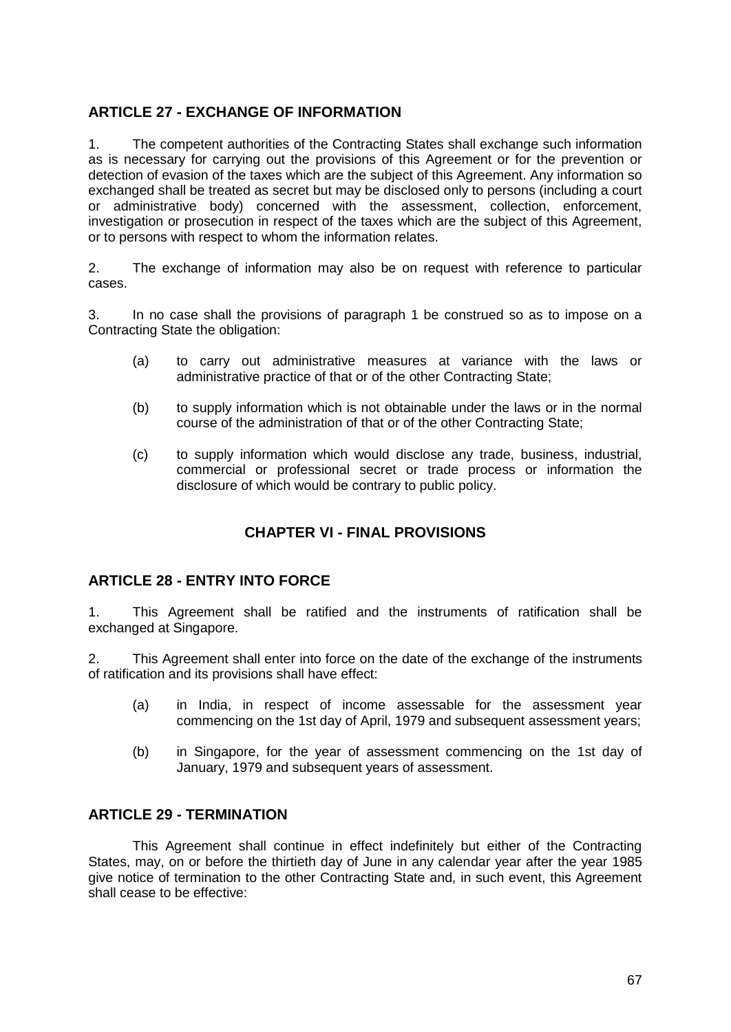## ARTICLE 27 - EXCHANGE OF INFORMATION

1. The competent authorities of the Contracting States shall exchange such information as is necessary for carrying out the provisions of this Agreement or for the prevention or detection of evasion of the taxes which are the subject of this Agreement. Any information so exchanged shall be treated as secret but may be disclosed only to persons (including a court or administrative body) concerned with the assessment, collection, enforcement, investigation or prosecution in respect of the taxes which are the subject of this Agreement, or to persons with respect to whom the information relates.

2. The exchange of information may also be on request with reference to particular cases.

3. In no case shall the provisions of paragraph 1 be construed so as to impose on a Contracting State the obligation:

(a) to carry out administrative measures at variance with the laws or administrative practice of that or of the other Contracting State;

(b) to supply information which is not obtainable under the laws or in the normal course of the administration of that or of the other Contracting State;

(c) to supply information which would disclose any trade, business, industrial, commercial or professional secret or trade process or information the disclosure of which would be contrary to public policy.

## CHAPTER VI - FINAL PROVISIONS

## ARTICLE 28 - ENTRY INTO FORCE

1. This Agreement shall be ratified and the instruments of ratification shall be exchanged at Singapore.

2. This Agreement shall enter into force on the date of the exchange of the instruments of ratification and its provisions shall have effect:

(a) in India, in respect of income assessable for the assessment year commencing on the 1st day of April, 1979 and subsequent assessment years;

(b) in Singapore, for the year of assessment commencing on the 1st day of January, 1979 and subsequent years of assessment.

## ARTICLE 29 - TERMINATION

This Agreement shall continue in effect indefinitely but either of the Contracting States, may, on or before the thirtieth day of June in any calendar year after the year 1985 give notice of termination to the other Contracting State and, in such event, this Agreement shall cease to be effective: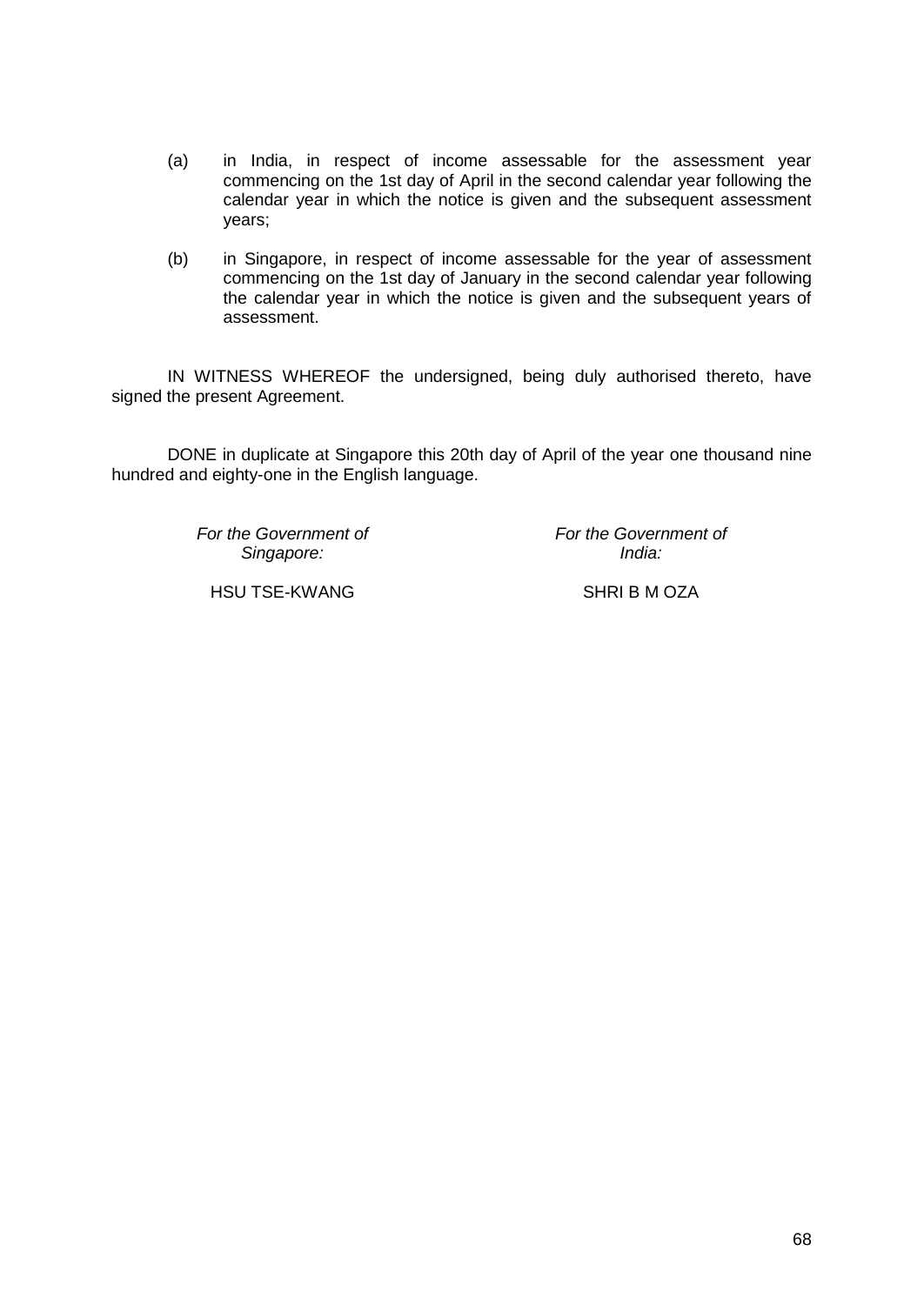(a) in India, in respect of income assessable for the assessment year commencing on the 1st day of April in the second calendar year following the calendar year in which the notice is given and the subsequent assessment years;

(b) in Singapore, in respect of income assessable for the year of assessment commencing on the 1st day of January in the second calendar year following the calendar year in which the notice is given and the subsequent years of assessment.

IN WITNESS WHEREOF the undersigned, being duly authorised thereto, have signed the present Agreement.

DONE in duplicate at Singapore this 20th day of April of the year one thousand nine hundred and eighty-one in the English language.

| | |
|---|---|
| *For the Government of Singapore:* | *For the Government of India:* |
| HSU TSE-KWANG | SHRI B M OZA |